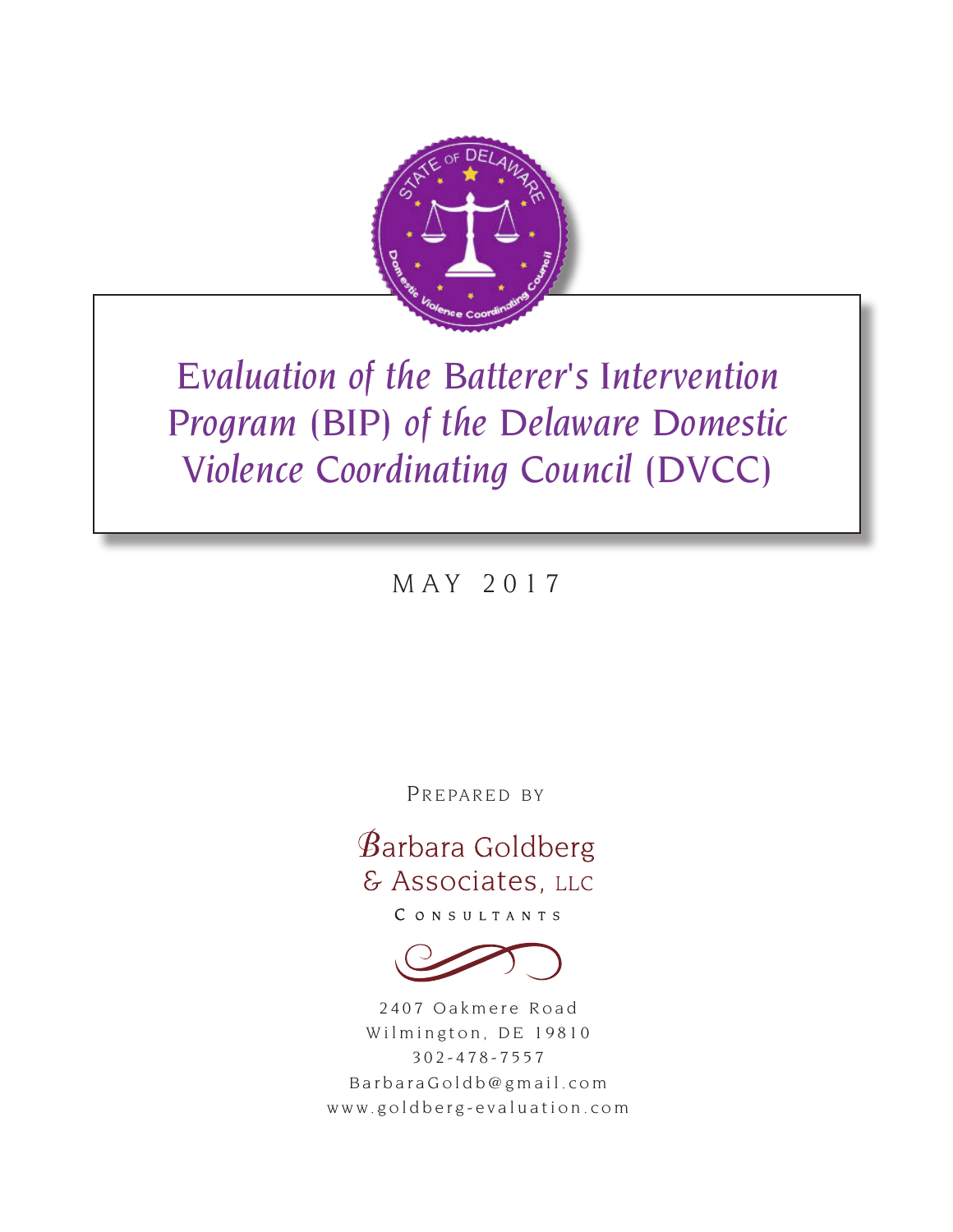# Evaluation of the Batterer's Intervention Program (BIP) of the Delaware Domestic Violence Coordinating Council (DVCC)

MAY 2017

PREPARED BY

Barbara Goldberg & Associates, LLC

CONSULTANTS

2407 Oakmere Road
Wilmington, DE 19810
302-478-7557
BarbaraGoldb@gmail.com
www.goldberg-evaluation.com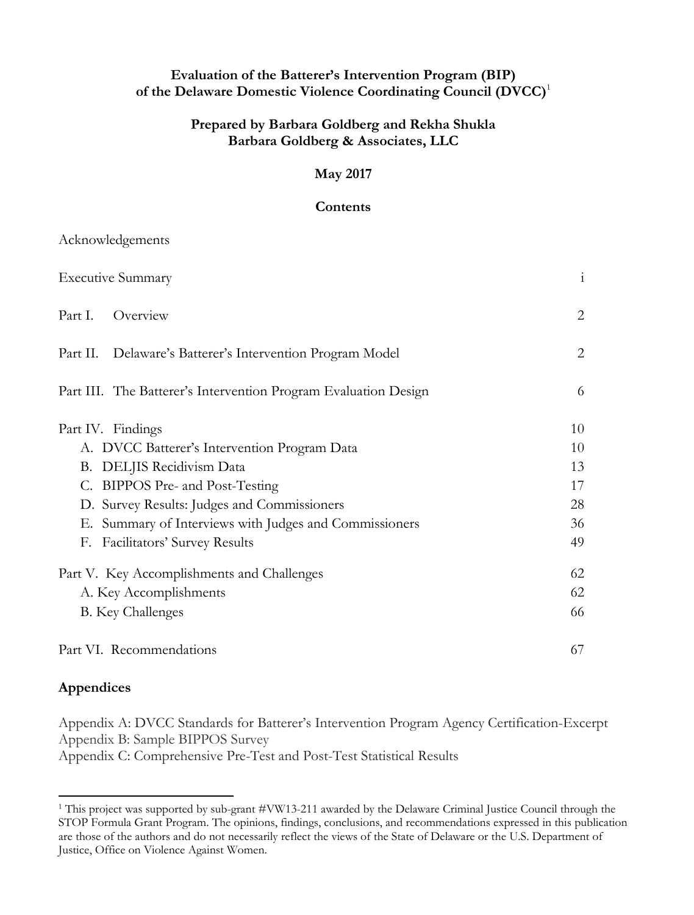# Evaluation of the Batterer's Intervention Program (BIP) of the Delaware Domestic Violence Coordinating Council (DVCC)[1]

**Prepared by Barbara Goldberg and Rekha Shukla**
**Barbara Goldberg & Associates, LLC**

**May 2017**

## Contents

| | |
|---|---|
| Acknowledgements | |
| Executive Summary | i |
| Part I. Overview | 2 |
| Part II. Delaware's Batterer's Intervention Program Model | 2 |
| Part III. The Batterer's Intervention Program Evaluation Design | 6 |
| Part IV. Findings | 10 |
| A. DVCC Batterer's Intervention Program Data | 10 |
| B. DELJIS Recidivism Data | 13 |
| C. BIPPOS Pre- and Post-Testing | 17 |
| D. Survey Results: Judges and Commissioners | 28 |
| E. Summary of Interviews with Judges and Commissioners | 36 |
| F. Facilitators' Survey Results | 49 |
| Part V. Key Accomplishments and Challenges | 62 |
| A. Key Accomplishments | 62 |
| B. Key Challenges | 66 |
| Part VI. Recommendations | 67 |

## Appendices

Appendix A: DVCC Standards for Batterer's Intervention Program Agency Certification-Excerpt
Appendix B: Sample BIPPOS Survey
Appendix C: Comprehensive Pre-Test and Post-Test Statistical Results

[1] This project was supported by sub-grant #VW13-211 awarded by the Delaware Criminal Justice Council through the STOP Formula Grant Program. The opinions, findings, conclusions, and recommendations expressed in this publication are those of the authors and do not necessarily reflect the views of the State of Delaware or the U.S. Department of Justice, Office on Violence Against Women.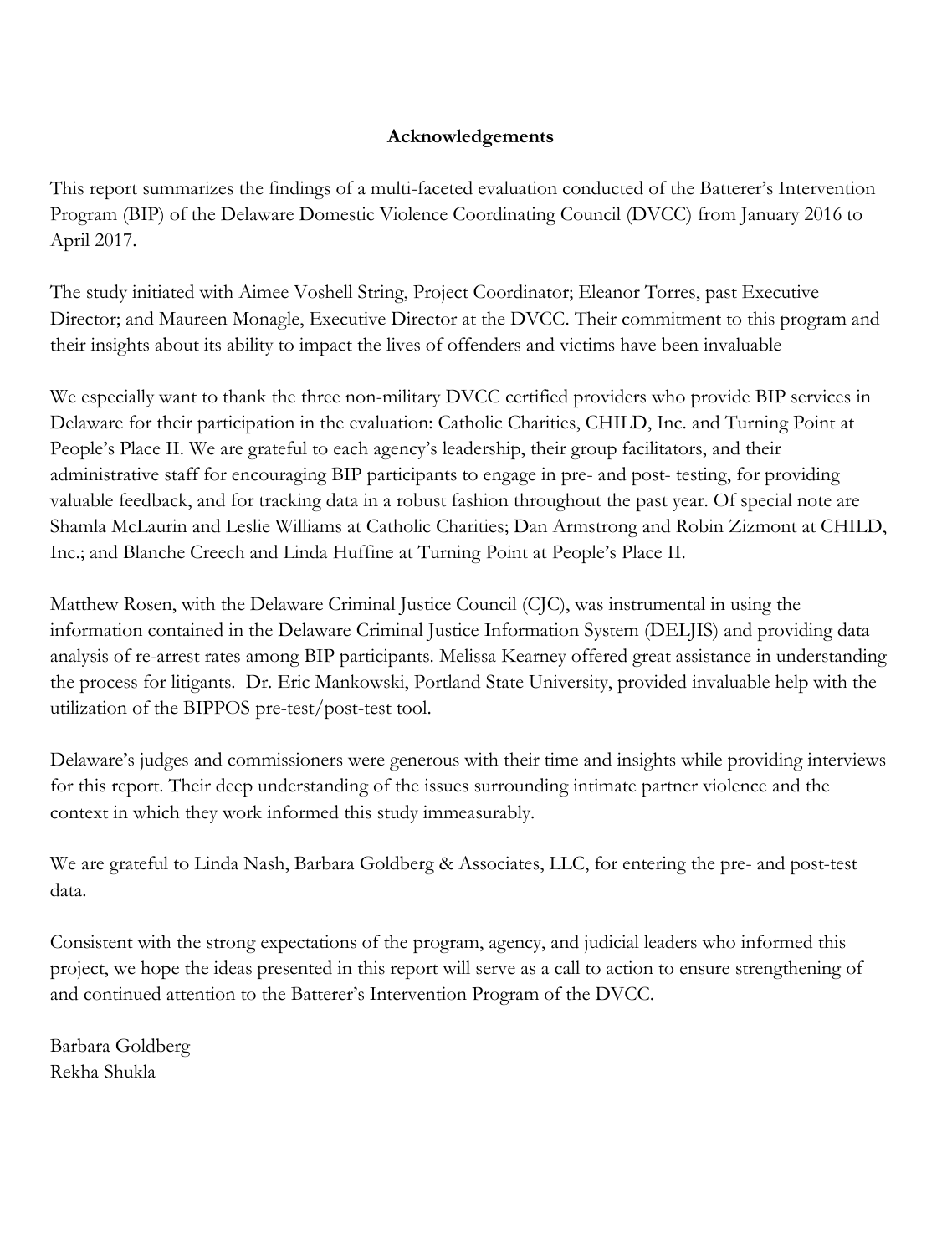## Acknowledgements

This report summarizes the findings of a multi-faceted evaluation conducted of the Batterer's Intervention Program (BIP) of the Delaware Domestic Violence Coordinating Council (DVCC) from January 2016 to April 2017.

The study initiated with Aimee Voshell String, Project Coordinator; Eleanor Torres, past Executive Director; and Maureen Monagle, Executive Director at the DVCC. Their commitment to this program and their insights about its ability to impact the lives of offenders and victims have been invaluable

We especially want to thank the three non-military DVCC certified providers who provide BIP services in Delaware for their participation in the evaluation: Catholic Charities, CHILD, Inc. and Turning Point at People's Place II. We are grateful to each agency's leadership, their group facilitators, and their administrative staff for encouraging BIP participants to engage in pre- and post- testing, for providing valuable feedback, and for tracking data in a robust fashion throughout the past year. Of special note are Shamla McLaurin and Leslie Williams at Catholic Charities; Dan Armstrong and Robin Zizmont at CHILD, Inc.; and Blanche Creech and Linda Huffine at Turning Point at People's Place II.

Matthew Rosen, with the Delaware Criminal Justice Council (CJC), was instrumental in using the information contained in the Delaware Criminal Justice Information System (DELJIS) and providing data analysis of re-arrest rates among BIP participants. Melissa Kearney offered great assistance in understanding the process for litigants. Dr. Eric Mankowski, Portland State University, provided invaluable help with the utilization of the BIPPOS pre-test/post-test tool.

Delaware's judges and commissioners were generous with their time and insights while providing interviews for this report. Their deep understanding of the issues surrounding intimate partner violence and the context in which they work informed this study immeasurably.

We are grateful to Linda Nash, Barbara Goldberg & Associates, LLC, for entering the pre- and post-test data.

Consistent with the strong expectations of the program, agency, and judicial leaders who informed this project, we hope the ideas presented in this report will serve as a call to action to ensure strengthening of and continued attention to the Batterer's Intervention Program of the DVCC.

Barbara Goldberg
Rekha Shukla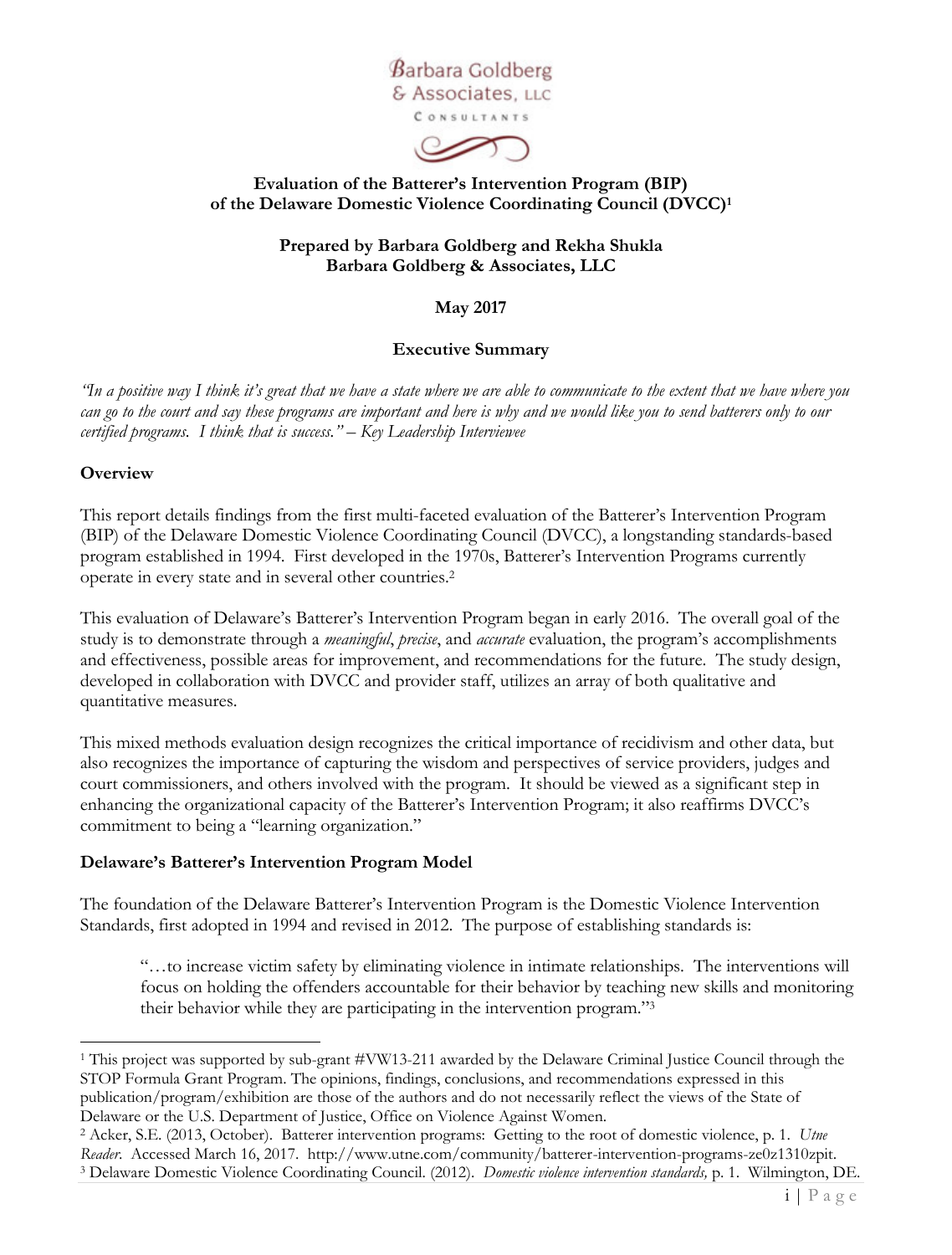Barbara Goldberg
& Associates, LLC
CONSULTANTS

**Evaluation of the Batterer's Intervention Program (BIP) of the Delaware Domestic Violence Coordinating Council (DVCC)[1]**

**Prepared by Barbara Goldberg and Rekha Shukla**
**Barbara Goldberg & Associates, LLC**

**May 2017**

## Executive Summary

*"In a positive way I think it's great that we have a state where we are able to communicate to the extent that we have where you can go to the court and say these programs are important and here is why and we would like you to send batterers only to our certified programs. I think that is success." – Key Leadership Interviewee*

### Overview

This report details findings from the first multi-faceted evaluation of the Batterer's Intervention Program (BIP) of the Delaware Domestic Violence Coordinating Council (DVCC), a longstanding standards-based program established in 1994. First developed in the 1970s, Batterer's Intervention Programs currently operate in every state and in several other countries.[2]

This evaluation of Delaware's Batterer's Intervention Program began in early 2016. The overall goal of the study is to demonstrate through a *meaningful*, *precise*, and *accurate* evaluation, the program's accomplishments and effectiveness, possible areas for improvement, and recommendations for the future. The study design, developed in collaboration with DVCC and provider staff, utilizes an array of both qualitative and quantitative measures.

This mixed methods evaluation design recognizes the critical importance of recidivism and other data, but also recognizes the importance of capturing the wisdom and perspectives of service providers, judges and court commissioners, and others involved with the program. It should be viewed as a significant step in enhancing the organizational capacity of the Batterer's Intervention Program; it also reaffirms DVCC's commitment to being a "learning organization."

### Delaware's Batterer's Intervention Program Model

The foundation of the Delaware Batterer's Intervention Program is the Domestic Violence Intervention Standards, first adopted in 1994 and revised in 2012. The purpose of establishing standards is:

> "…to increase victim safety by eliminating violence in intimate relationships. The interventions will focus on holding the offenders accountable for their behavior by teaching new skills and monitoring their behavior while they are participating in the intervention program."[3]

---

[1] This project was supported by sub-grant #VW13-211 awarded by the Delaware Criminal Justice Council through the STOP Formula Grant Program. The opinions, findings, conclusions, and recommendations expressed in this publication/program/exhibition are those of the authors and do not necessarily reflect the views of the State of Delaware or the U.S. Department of Justice, Office on Violence Against Women.

[2] Acker, S.E. (2013, October). Batterer intervention programs: Getting to the root of domestic violence, p. 1. *Utne Reader*. Accessed March 16, 2017. http://www.utne.com/community/batterer-intervention-programs-ze0z1310zpit.

[3] Delaware Domestic Violence Coordinating Council. (2012). *Domestic violence intervention standards,* p. 1. Wilmington, DE.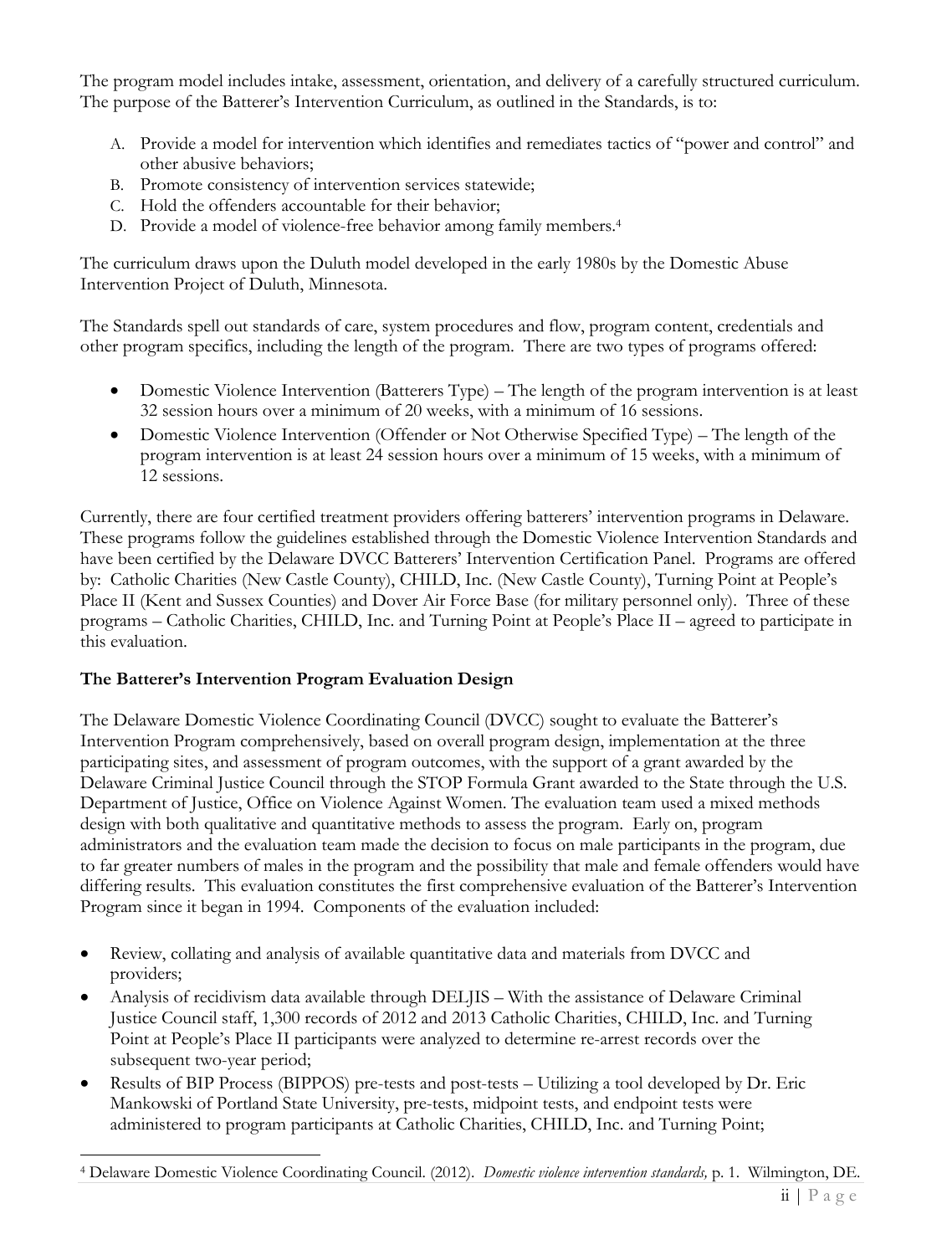The program model includes intake, assessment, orientation, and delivery of a carefully structured curriculum. The purpose of the Batterer's Intervention Curriculum, as outlined in the Standards, is to:

A. Provide a model for intervention which identifies and remediates tactics of "power and control" and other abusive behaviors;
B. Promote consistency of intervention services statewide;
C. Hold the offenders accountable for their behavior;
D. Provide a model of violence-free behavior among family members.[4]

The curriculum draws upon the Duluth model developed in the early 1980s by the Domestic Abuse Intervention Project of Duluth, Minnesota.

The Standards spell out standards of care, system procedures and flow, program content, credentials and other program specifics, including the length of the program. There are two types of programs offered:

- Domestic Violence Intervention (Batterers Type) – The length of the program intervention is at least 32 session hours over a minimum of 20 weeks, with a minimum of 16 sessions.
- Domestic Violence Intervention (Offender or Not Otherwise Specified Type) – The length of the program intervention is at least 24 session hours over a minimum of 15 weeks, with a minimum of 12 sessions.

Currently, there are four certified treatment providers offering batterers' intervention programs in Delaware. These programs follow the guidelines established through the Domestic Violence Intervention Standards and have been certified by the Delaware DVCC Batterers' Intervention Certification Panel. Programs are offered by: Catholic Charities (New Castle County), CHILD, Inc. (New Castle County), Turning Point at People's Place II (Kent and Sussex Counties) and Dover Air Force Base (for military personnel only). Three of these programs – Catholic Charities, CHILD, Inc. and Turning Point at People's Place II – agreed to participate in this evaluation.

**The Batterer's Intervention Program Evaluation Design**

The Delaware Domestic Violence Coordinating Council (DVCC) sought to evaluate the Batterer's Intervention Program comprehensively, based on overall program design, implementation at the three participating sites, and assessment of program outcomes, with the support of a grant awarded by the Delaware Criminal Justice Council through the STOP Formula Grant awarded to the State through the U.S. Department of Justice, Office on Violence Against Women. The evaluation team used a mixed methods design with both qualitative and quantitative methods to assess the program. Early on, program administrators and the evaluation team made the decision to focus on male participants in the program, due to far greater numbers of males in the program and the possibility that male and female offenders would have differing results. This evaluation constitutes the first comprehensive evaluation of the Batterer's Intervention Program since it began in 1994. Components of the evaluation included:

- Review, collating and analysis of available quantitative data and materials from DVCC and providers;
- Analysis of recidivism data available through DELJIS – With the assistance of Delaware Criminal Justice Council staff, 1,300 records of 2012 and 2013 Catholic Charities, CHILD, Inc. and Turning Point at People's Place II participants were analyzed to determine re-arrest records over the subsequent two-year period;
- Results of BIP Process (BIPPOS) pre-tests and post-tests – Utilizing a tool developed by Dr. Eric Mankowski of Portland State University, pre-tests, midpoint tests, and endpoint tests were administered to program participants at Catholic Charities, CHILD, Inc. and Turning Point;

[4] Delaware Domestic Violence Coordinating Council. (2012). *Domestic violence intervention standards,* p. 1. Wilmington, DE.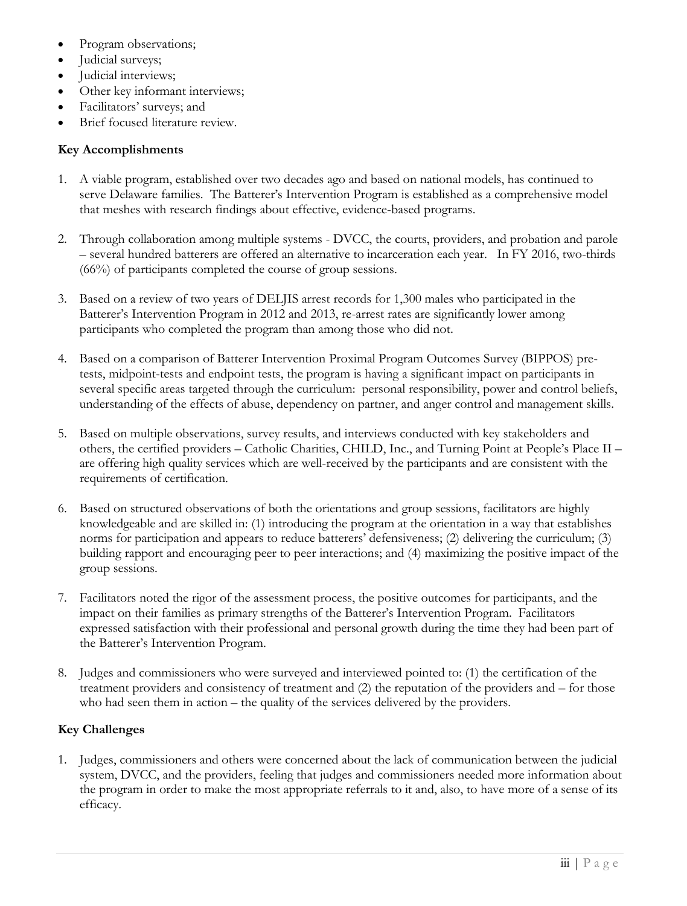- Program observations;
- Judicial surveys;
- Judicial interviews;
- Other key informant interviews;
- Facilitators' surveys; and
- Brief focused literature review.

**Key Accomplishments**

1. A viable program, established over two decades ago and based on national models, has continued to serve Delaware families. The Batterer's Intervention Program is established as a comprehensive model that meshes with research findings about effective, evidence-based programs.

2. Through collaboration among multiple systems - DVCC, the courts, providers, and probation and parole – several hundred batterers are offered an alternative to incarceration each year. In FY 2016, two-thirds (66%) of participants completed the course of group sessions.

3. Based on a review of two years of DELJIS arrest records for 1,300 males who participated in the Batterer's Intervention Program in 2012 and 2013, re-arrest rates are significantly lower among participants who completed the program than among those who did not.

4. Based on a comparison of Batterer Intervention Proximal Program Outcomes Survey (BIPPOS) pre-tests, midpoint-tests and endpoint tests, the program is having a significant impact on participants in several specific areas targeted through the curriculum: personal responsibility, power and control beliefs, understanding of the effects of abuse, dependency on partner, and anger control and management skills.

5. Based on multiple observations, survey results, and interviews conducted with key stakeholders and others, the certified providers – Catholic Charities, CHILD, Inc., and Turning Point at People's Place II – are offering high quality services which are well-received by the participants and are consistent with the requirements of certification.

6. Based on structured observations of both the orientations and group sessions, facilitators are highly knowledgeable and are skilled in: (1) introducing the program at the orientation in a way that establishes norms for participation and appears to reduce batterers' defensiveness; (2) delivering the curriculum; (3) building rapport and encouraging peer to peer interactions; and (4) maximizing the positive impact of the group sessions.

7. Facilitators noted the rigor of the assessment process, the positive outcomes for participants, and the impact on their families as primary strengths of the Batterer's Intervention Program. Facilitators expressed satisfaction with their professional and personal growth during the time they had been part of the Batterer's Intervention Program.

8. Judges and commissioners who were surveyed and interviewed pointed to: (1) the certification of the treatment providers and consistency of treatment and (2) the reputation of the providers and – for those who had seen them in action – the quality of the services delivered by the providers.

**Key Challenges**

1. Judges, commissioners and others were concerned about the lack of communication between the judicial system, DVCC, and the providers, feeling that judges and commissioners needed more information about the program in order to make the most appropriate referrals to it and, also, to have more of a sense of its efficacy.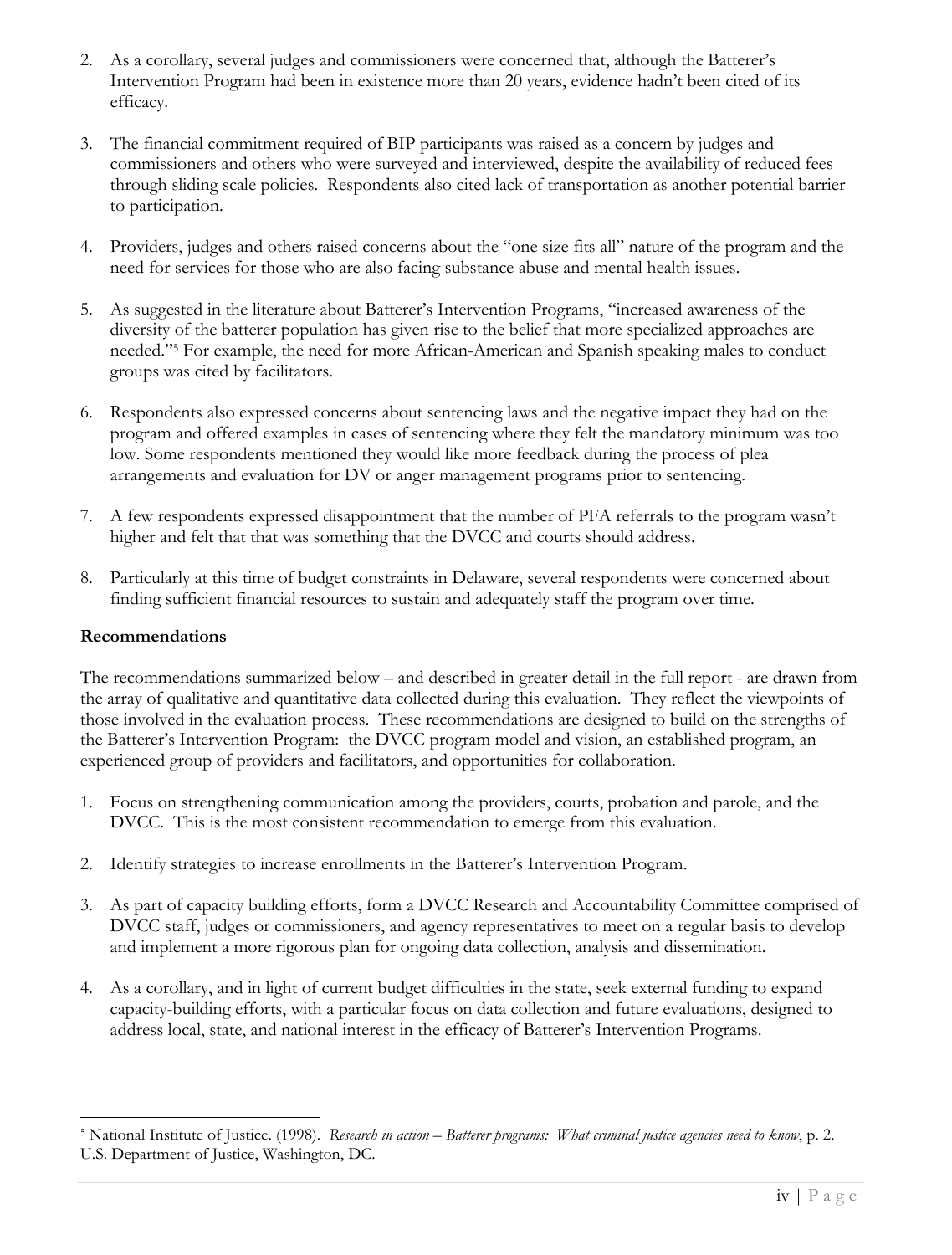2. As a corollary, several judges and commissioners were concerned that, although the Batterer's Intervention Program had been in existence more than 20 years, evidence hadn't been cited of its efficacy.

3. The financial commitment required of BIP participants was raised as a concern by judges and commissioners and others who were surveyed and interviewed, despite the availability of reduced fees through sliding scale policies. Respondents also cited lack of transportation as another potential barrier to participation.

4. Providers, judges and others raised concerns about the "one size fits all" nature of the program and the need for services for those who are also facing substance abuse and mental health issues.

5. As suggested in the literature about Batterer's Intervention Programs, "increased awareness of the diversity of the batterer population has given rise to the belief that more specialized approaches are needed."[5] For example, the need for more African-American and Spanish speaking males to conduct groups was cited by facilitators.

6. Respondents also expressed concerns about sentencing laws and the negative impact they had on the program and offered examples in cases of sentencing where they felt the mandatory minimum was too low. Some respondents mentioned they would like more feedback during the process of plea arrangements and evaluation for DV or anger management programs prior to sentencing.

7. A few respondents expressed disappointment that the number of PFA referrals to the program wasn't higher and felt that that was something that the DVCC and courts should address.

8. Particularly at this time of budget constraints in Delaware, several respondents were concerned about finding sufficient financial resources to sustain and adequately staff the program over time.

**Recommendations**

The recommendations summarized below – and described in greater detail in the full report - are drawn from the array of qualitative and quantitative data collected during this evaluation. They reflect the viewpoints of those involved in the evaluation process. These recommendations are designed to build on the strengths of the Batterer's Intervention Program: the DVCC program model and vision, an established program, an experienced group of providers and facilitators, and opportunities for collaboration.

1. Focus on strengthening communication among the providers, courts, probation and parole, and the DVCC. This is the most consistent recommendation to emerge from this evaluation.

2. Identify strategies to increase enrollments in the Batterer's Intervention Program.

3. As part of capacity building efforts, form a DVCC Research and Accountability Committee comprised of DVCC staff, judges or commissioners, and agency representatives to meet on a regular basis to develop and implement a more rigorous plan for ongoing data collection, analysis and dissemination.

4. As a corollary, and in light of current budget difficulties in the state, seek external funding to expand capacity-building efforts, with a particular focus on data collection and future evaluations, designed to address local, state, and national interest in the efficacy of Batterer's Intervention Programs.

---

[5] National Institute of Justice. (1998). *Research in action – Batterer programs: What criminal justice agencies need to know*, p. 2. U.S. Department of Justice, Washington, DC.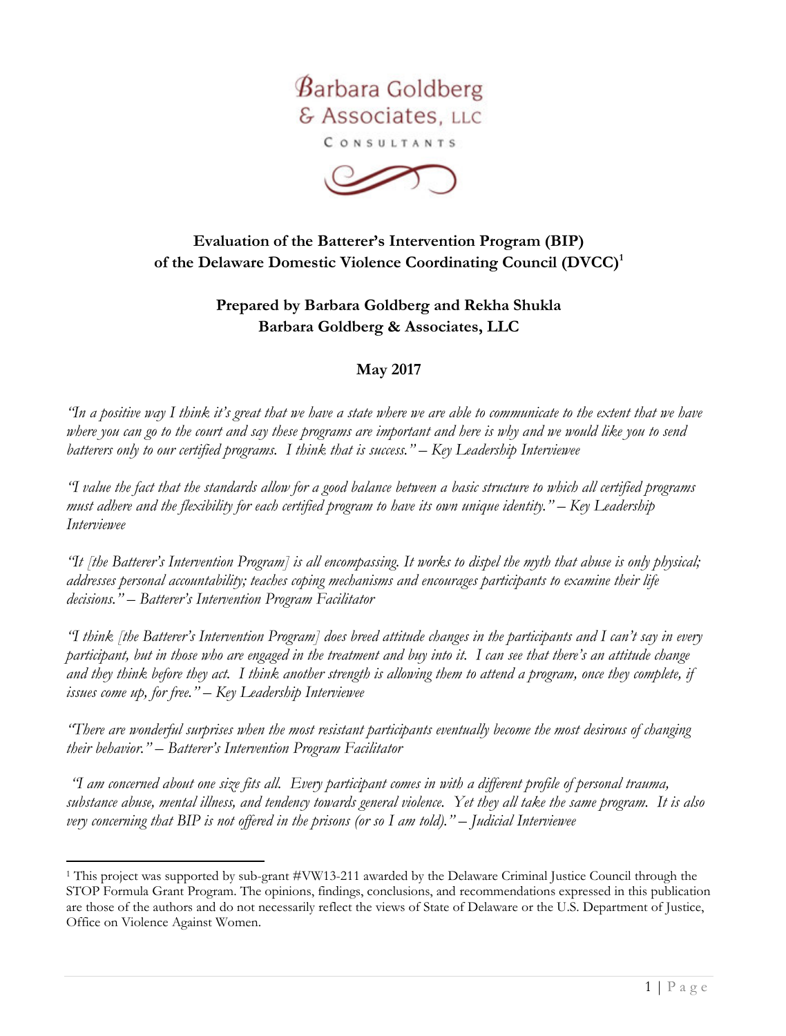Barbara Goldberg & Associates, LLC

CONSULTANTS

**Evaluation of the Batterer's Intervention Program (BIP) of the Delaware Domestic Violence Coordinating Council (DVCC)**[1]

**Prepared by Barbara Goldberg and Rekha Shukla**
**Barbara Goldberg & Associates, LLC**

**May 2017**

*"In a positive way I think it's great that we have a state where we are able to communicate to the extent that we have where you can go to the court and say these programs are important and here is why and we would like you to send batterers only to our certified programs. I think that is success." – Key Leadership Interviewee*

*"I value the fact that the standards allow for a good balance between a basic structure to which all certified programs must adhere and the flexibility for each certified program to have its own unique identity." – Key Leadership Interviewee*

*"It [the Batterer's Intervention Program] is all encompassing. It works to dispel the myth that abuse is only physical; addresses personal accountability; teaches coping mechanisms and encourages participants to examine their life decisions." – Batterer's Intervention Program Facilitator*

*"I think [the Batterer's Intervention Program] does breed attitude changes in the participants and I can't say in every participant, but in those who are engaged in the treatment and buy into it. I can see that there's an attitude change and they think before they act. I think another strength is allowing them to attend a program, once they complete, if issues come up, for free." – Key Leadership Interviewee*

*"There are wonderful surprises when the most resistant participants eventually become the most desirous of changing their behavior." – Batterer's Intervention Program Facilitator*

*"I am concerned about one size fits all. Every participant comes in with a different profile of personal trauma, substance abuse, mental illness, and tendency towards general violence. Yet they all take the same program. It is also very concerning that BIP is not offered in the prisons (or so I am told)." – Judicial Interviewee*

---

[1] This project was supported by sub-grant #VW13-211 awarded by the Delaware Criminal Justice Council through the STOP Formula Grant Program. The opinions, findings, conclusions, and recommendations expressed in this publication are those of the authors and do not necessarily reflect the views of State of Delaware or the U.S. Department of Justice, Office on Violence Against Women.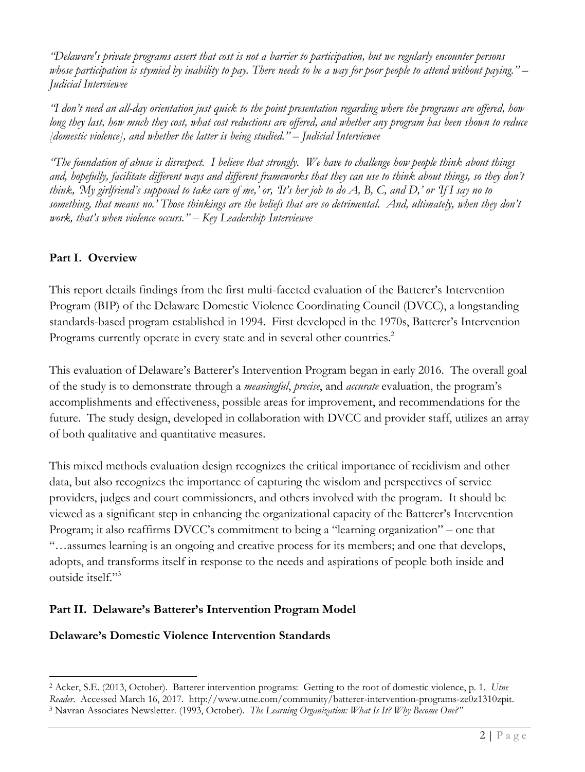*"Delaware's private programs assert that cost is not a barrier to participation, but we regularly encounter persons whose participation is stymied by inability to pay. There needs to be a way for poor people to attend without paying." – Judicial Interviewee*

*"I don't need an all-day orientation just quick to the point presentation regarding where the programs are offered, how long they last, how much they cost, what cost reductions are offered, and whether any program has been shown to reduce [domestic violence], and whether the latter is being studied." – Judicial Interviewee*

*"The foundation of abuse is disrespect. I believe that strongly. We have to challenge how people think about things and, hopefully, facilitate different ways and different frameworks that they can use to think about things, so they don't think, 'My girlfriend's supposed to take care of me,' or, 'It's her job to do A, B, C, and D,' or 'If I say no to something, that means no.' Those thinkings are the beliefs that are so detrimental. And, ultimately, when they don't work, that's when violence occurs." – Key Leadership Interviewee*

## Part I. Overview

This report details findings from the first multi-faceted evaluation of the Batterer's Intervention Program (BIP) of the Delaware Domestic Violence Coordinating Council (DVCC), a longstanding standards-based program established in 1994. First developed in the 1970s, Batterer's Intervention Programs currently operate in every state and in several other countries.[2]

This evaluation of Delaware's Batterer's Intervention Program began in early 2016. The overall goal of the study is to demonstrate through a *meaningful*, *precise*, and *accurate* evaluation, the program's accomplishments and effectiveness, possible areas for improvement, and recommendations for the future. The study design, developed in collaboration with DVCC and provider staff, utilizes an array of both qualitative and quantitative measures.

This mixed methods evaluation design recognizes the critical importance of recidivism and other data, but also recognizes the importance of capturing the wisdom and perspectives of service providers, judges and court commissioners, and others involved with the program. It should be viewed as a significant step in enhancing the organizational capacity of the Batterer's Intervention Program; it also reaffirms DVCC's commitment to being a "learning organization" – one that "…assumes learning is an ongoing and creative process for its members; and one that develops, adopts, and transforms itself in response to the needs and aspirations of people both inside and outside itself."[3]

## Part II. Delaware's Batterer's Intervention Program Model

### Delaware's Domestic Violence Intervention Standards

---

[2] Acker, S.E. (2013, October). Batterer intervention programs: Getting to the root of domestic violence, p. 1. *Utne Reader*. Accessed March 16, 2017. http://www.utne.com/community/batterer-intervention-programs-ze0z1310zpit.

[3] Navran Associates Newsletter. (1993, October). *The Learning Organization: What Is It? Why Become One?"*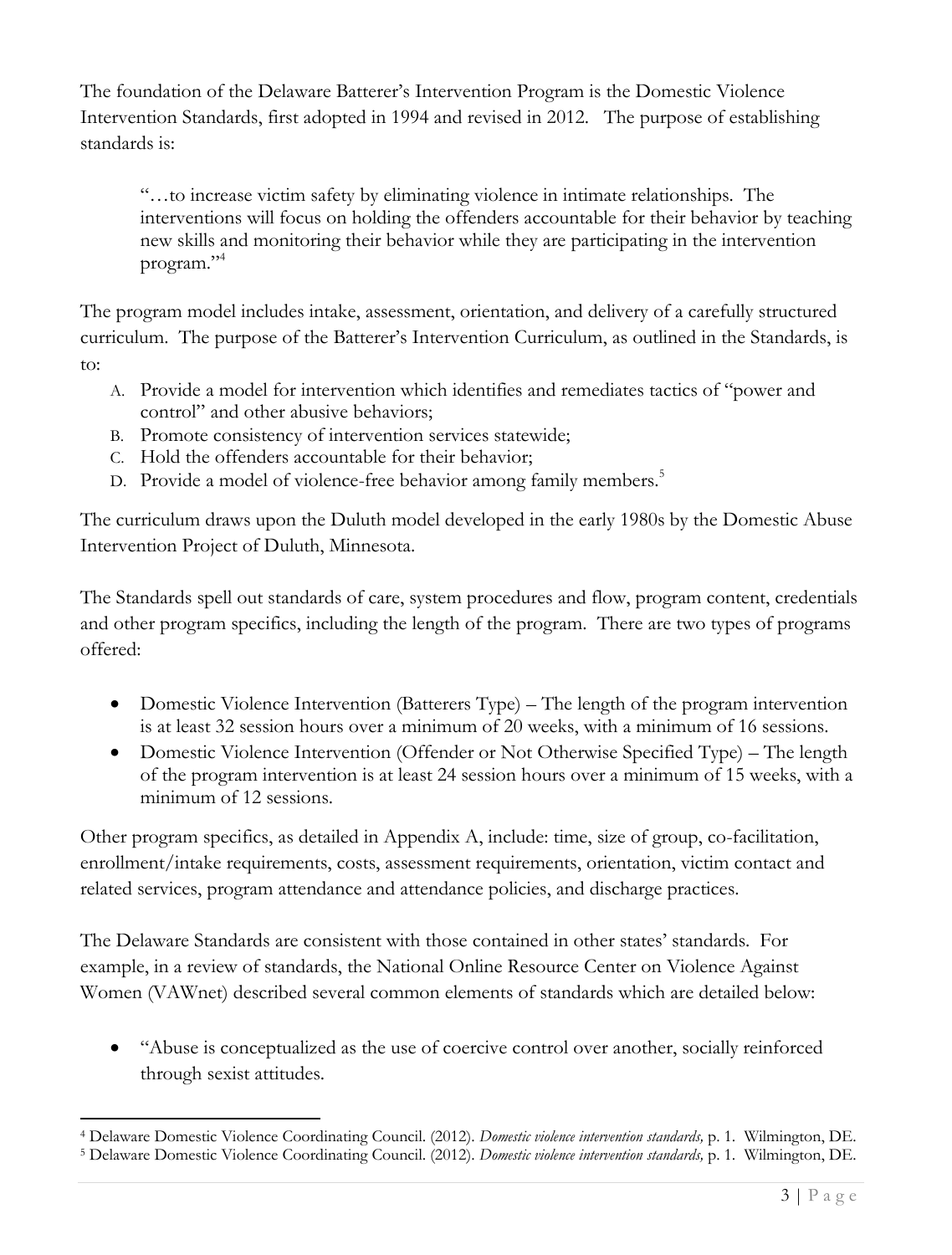The foundation of the Delaware Batterer's Intervention Program is the Domestic Violence Intervention Standards, first adopted in 1994 and revised in 2012. The purpose of establishing standards is:

> "…to increase victim safety by eliminating violence in intimate relationships. The interventions will focus on holding the offenders accountable for their behavior by teaching new skills and monitoring their behavior while they are participating in the intervention program."[4]

The program model includes intake, assessment, orientation, and delivery of a carefully structured curriculum. The purpose of the Batterer's Intervention Curriculum, as outlined in the Standards, is to:

A. Provide a model for intervention which identifies and remediates tactics of "power and control" and other abusive behaviors;
B. Promote consistency of intervention services statewide;
C. Hold the offenders accountable for their behavior;
D. Provide a model of violence-free behavior among family members.[5]

The curriculum draws upon the Duluth model developed in the early 1980s by the Domestic Abuse Intervention Project of Duluth, Minnesota.

The Standards spell out standards of care, system procedures and flow, program content, credentials and other program specifics, including the length of the program. There are two types of programs offered:

- Domestic Violence Intervention (Batterers Type) – The length of the program intervention is at least 32 session hours over a minimum of 20 weeks, with a minimum of 16 sessions.
- Domestic Violence Intervention (Offender or Not Otherwise Specified Type) – The length of the program intervention is at least 24 session hours over a minimum of 15 weeks, with a minimum of 12 sessions.

Other program specifics, as detailed in Appendix A, include: time, size of group, co-facilitation, enrollment/intake requirements, costs, assessment requirements, orientation, victim contact and related services, program attendance and attendance policies, and discharge practices.

The Delaware Standards are consistent with those contained in other states' standards. For example, in a review of standards, the National Online Resource Center on Violence Against Women (VAWnet) described several common elements of standards which are detailed below:

- "Abuse is conceptualized as the use of coercive control over another, socially reinforced through sexist attitudes.

---

[4] Delaware Domestic Violence Coordinating Council. (2012). *Domestic violence intervention standards,* p. 1. Wilmington, DE.

[5] Delaware Domestic Violence Coordinating Council. (2012). *Domestic violence intervention standards,* p. 1. Wilmington, DE.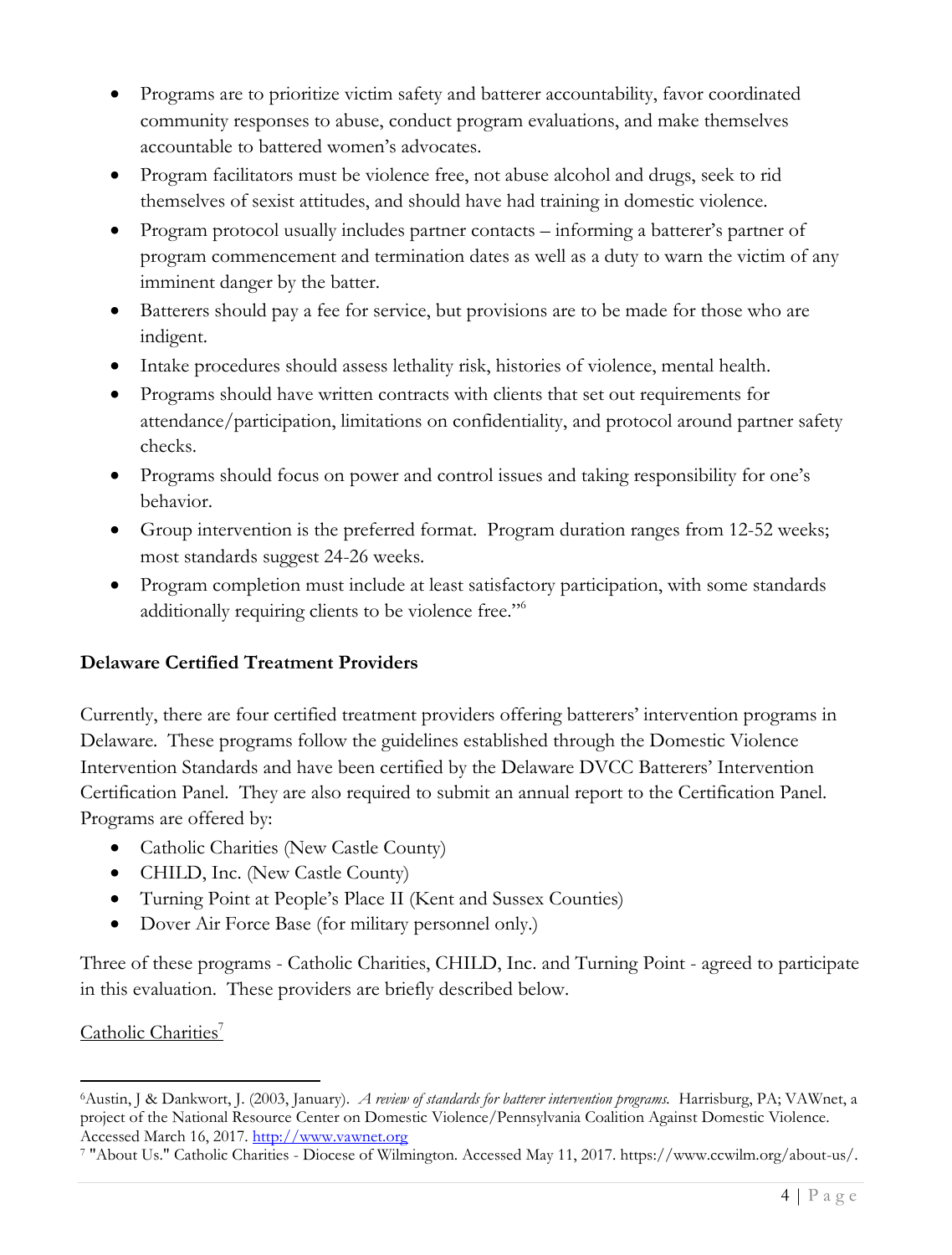- Programs are to prioritize victim safety and batterer accountability, favor coordinated community responses to abuse, conduct program evaluations, and make themselves accountable to battered women's advocates.
- Program facilitators must be violence free, not abuse alcohol and drugs, seek to rid themselves of sexist attitudes, and should have had training in domestic violence.
- Program protocol usually includes partner contacts – informing a batterer's partner of program commencement and termination dates as well as a duty to warn the victim of any imminent danger by the batter.
- Batterers should pay a fee for service, but provisions are to be made for those who are indigent.
- Intake procedures should assess lethality risk, histories of violence, mental health.
- Programs should have written contracts with clients that set out requirements for attendance/participation, limitations on confidentiality, and protocol around partner safety checks.
- Programs should focus on power and control issues and taking responsibility for one's behavior.
- Group intervention is the preferred format. Program duration ranges from 12-52 weeks; most standards suggest 24-26 weeks.
- Program completion must include at least satisfactory participation, with some standards additionally requiring clients to be violence free."[6]

**Delaware Certified Treatment Providers**

Currently, there are four certified treatment providers offering batterers' intervention programs in Delaware. These programs follow the guidelines established through the Domestic Violence Intervention Standards and have been certified by the Delaware DVCC Batterers' Intervention Certification Panel. They are also required to submit an annual report to the Certification Panel. Programs are offered by:

- Catholic Charities (New Castle County)
- CHILD, Inc. (New Castle County)
- Turning Point at People's Place II (Kent and Sussex Counties)
- Dover Air Force Base (for military personnel only.)

Three of these programs - Catholic Charities, CHILD, Inc. and Turning Point - agreed to participate in this evaluation. These providers are briefly described below.

Catholic Charities[7]

---

[6] Austin, J & Dankwort, J. (2003, January). *A review of standards for batterer intervention programs.* Harrisburg, PA; VAWnet, a project of the National Resource Center on Domestic Violence/Pennsylvania Coalition Against Domestic Violence. Accessed March 16, 2017. http://www.vawnet.org

[7] "About Us." Catholic Charities - Diocese of Wilmington. Accessed May 11, 2017. https://www.ccwilm.org/about-us/.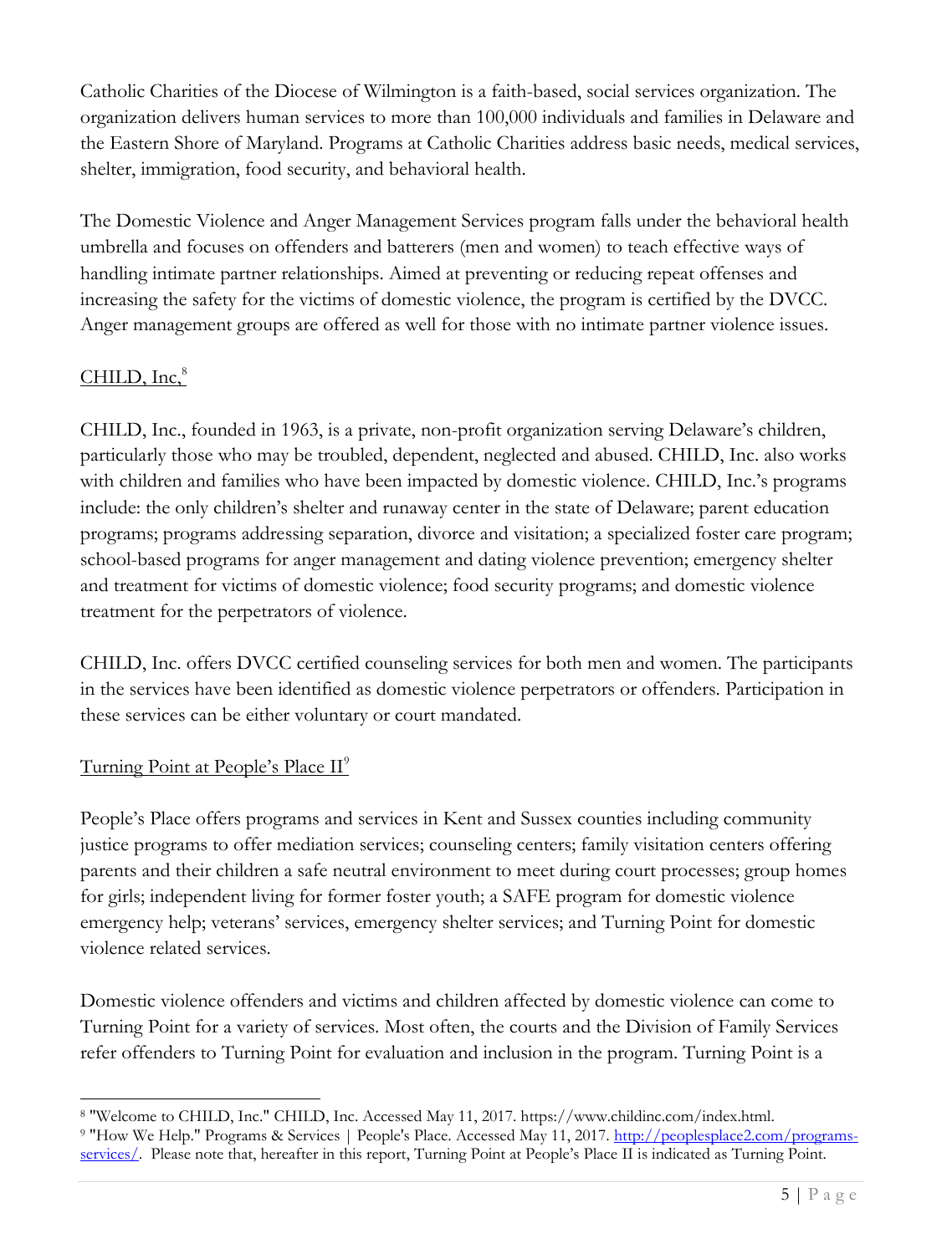Catholic Charities of the Diocese of Wilmington is a faith-based, social services organization. The organization delivers human services to more than 100,000 individuals and families in Delaware and the Eastern Shore of Maryland. Programs at Catholic Charities address basic needs, medical services, shelter, immigration, food security, and behavioral health.

The Domestic Violence and Anger Management Services program falls under the behavioral health umbrella and focuses on offenders and batterers (men and women) to teach effective ways of handling intimate partner relationships. Aimed at preventing or reducing repeat offenses and increasing the safety for the victims of domestic violence, the program is certified by the DVCC. Anger management groups are offered as well for those with no intimate partner violence issues.

### CHILD, Inc,[8]

CHILD, Inc., founded in 1963, is a private, non-profit organization serving Delaware's children, particularly those who may be troubled, dependent, neglected and abused. CHILD, Inc. also works with children and families who have been impacted by domestic violence. CHILD, Inc.'s programs include: the only children's shelter and runaway center in the state of Delaware; parent education programs; programs addressing separation, divorce and visitation; a specialized foster care program; school-based programs for anger management and dating violence prevention; emergency shelter and treatment for victims of domestic violence; food security programs; and domestic violence treatment for the perpetrators of violence.

CHILD, Inc. offers DVCC certified counseling services for both men and women. The participants in the services have been identified as domestic violence perpetrators or offenders. Participation in these services can be either voluntary or court mandated.

### Turning Point at People's Place II[9]

People's Place offers programs and services in Kent and Sussex counties including community justice programs to offer mediation services; counseling centers; family visitation centers offering parents and their children a safe neutral environment to meet during court processes; group homes for girls; independent living for former foster youth; a SAFE program for domestic violence emergency help; veterans' services, emergency shelter services; and Turning Point for domestic violence related services.

Domestic violence offenders and victims and children affected by domestic violence can come to Turning Point for a variety of services. Most often, the courts and the Division of Family Services refer offenders to Turning Point for evaluation and inclusion in the program. Turning Point is a

---

[8] "Welcome to CHILD, Inc." CHILD, Inc. Accessed May 11, 2017. https://www.childinc.com/index.html.

[9] "How We Help." Programs & Services | People's Place. Accessed May 11, 2017. http://peoplesplace2.com/programs-services/. Please note that, hereafter in this report, Turning Point at People's Place II is indicated as Turning Point.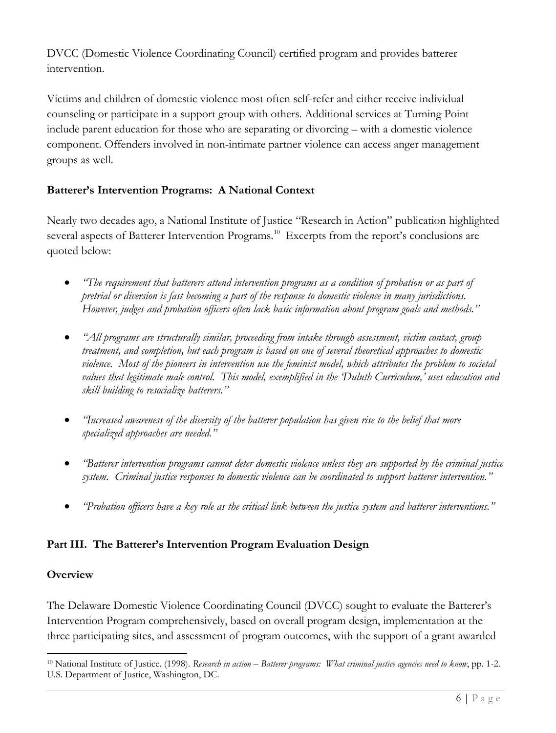DVCC (Domestic Violence Coordinating Council) certified program and provides batterer intervention.

Victims and children of domestic violence most often self-refer and either receive individual counseling or participate in a support group with others. Additional services at Turning Point include parent education for those who are separating or divorcing – with a domestic violence component. Offenders involved in non-intimate partner violence can access anger management groups as well.

**Batterer's Intervention Programs: A National Context**

Nearly two decades ago, a National Institute of Justice "Research in Action" publication highlighted several aspects of Batterer Intervention Programs.[10] Excerpts from the report's conclusions are quoted below:

- *"The requirement that batterers attend intervention programs as a condition of probation or as part of pretrial or diversion is fast becoming a part of the response to domestic violence in many jurisdictions. However, judges and probation officers often lack basic information about program goals and methods."*

- *"All programs are structurally similar, proceeding from intake through assessment, victim contact, group treatment, and completion, but each program is based on one of several theoretical approaches to domestic violence. Most of the pioneers in intervention use the feminist model, which attributes the problem to societal values that legitimate male control. This model, exemplified in the 'Duluth Curriculum,' uses education and skill building to resocialize batterers."*

- *"Increased awareness of the diversity of the batterer population has given rise to the belief that more specialized approaches are needed."*

- *"Batterer intervention programs cannot deter domestic violence unless they are supported by the criminal justice system. Criminal justice responses to domestic violence can be coordinated to support batterer intervention."*

- *"Probation officers have a key role as the critical link between the justice system and batterer interventions."*

## Part III. The Batterer's Intervention Program Evaluation Design

### Overview

The Delaware Domestic Violence Coordinating Council (DVCC) sought to evaluate the Batterer's Intervention Program comprehensively, based on overall program design, implementation at the three participating sites, and assessment of program outcomes, with the support of a grant awarded

---

[10] National Institute of Justice. (1998). *Research in action – Batterer programs: What criminal justice agencies need to know*, pp. 1-2. U.S. Department of Justice, Washington, DC.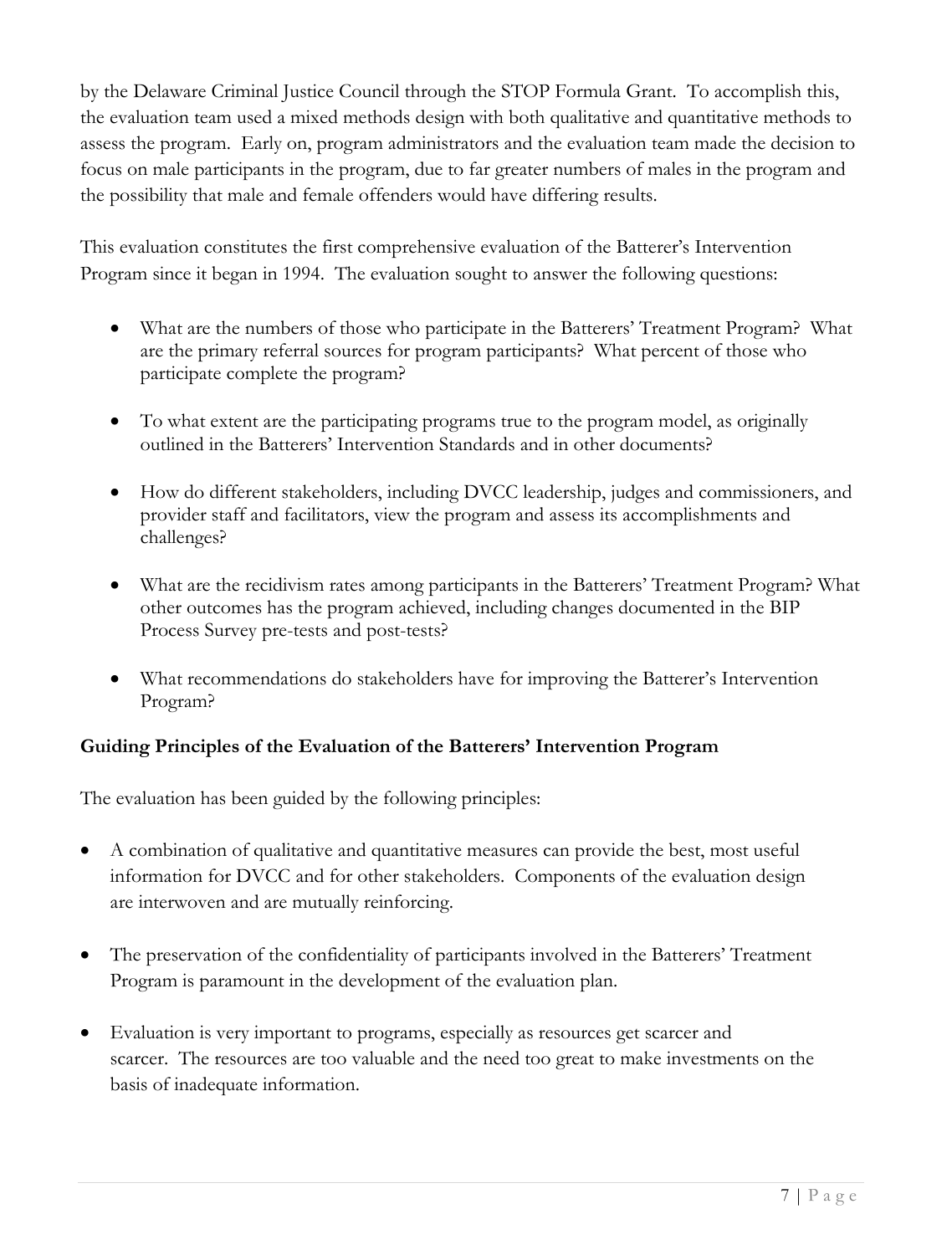by the Delaware Criminal Justice Council through the STOP Formula Grant. To accomplish this, the evaluation team used a mixed methods design with both qualitative and quantitative methods to assess the program. Early on, program administrators and the evaluation team made the decision to focus on male participants in the program, due to far greater numbers of males in the program and the possibility that male and female offenders would have differing results.

This evaluation constitutes the first comprehensive evaluation of the Batterer's Intervention Program since it began in 1994. The evaluation sought to answer the following questions:

- What are the numbers of those who participate in the Batterers' Treatment Program? What are the primary referral sources for program participants? What percent of those who participate complete the program?
- To what extent are the participating programs true to the program model, as originally outlined in the Batterers' Intervention Standards and in other documents?
- How do different stakeholders, including DVCC leadership, judges and commissioners, and provider staff and facilitators, view the program and assess its accomplishments and challenges?
- What are the recidivism rates among participants in the Batterers' Treatment Program? What other outcomes has the program achieved, including changes documented in the BIP Process Survey pre-tests and post-tests?
- What recommendations do stakeholders have for improving the Batterer's Intervention Program?

**Guiding Principles of the Evaluation of the Batterers' Intervention Program**

The evaluation has been guided by the following principles:

- A combination of qualitative and quantitative measures can provide the best, most useful information for DVCC and for other stakeholders. Components of the evaluation design are interwoven and are mutually reinforcing.
- The preservation of the confidentiality of participants involved in the Batterers' Treatment Program is paramount in the development of the evaluation plan.
- Evaluation is very important to programs, especially as resources get scarcer and scarcer. The resources are too valuable and the need too great to make investments on the basis of inadequate information.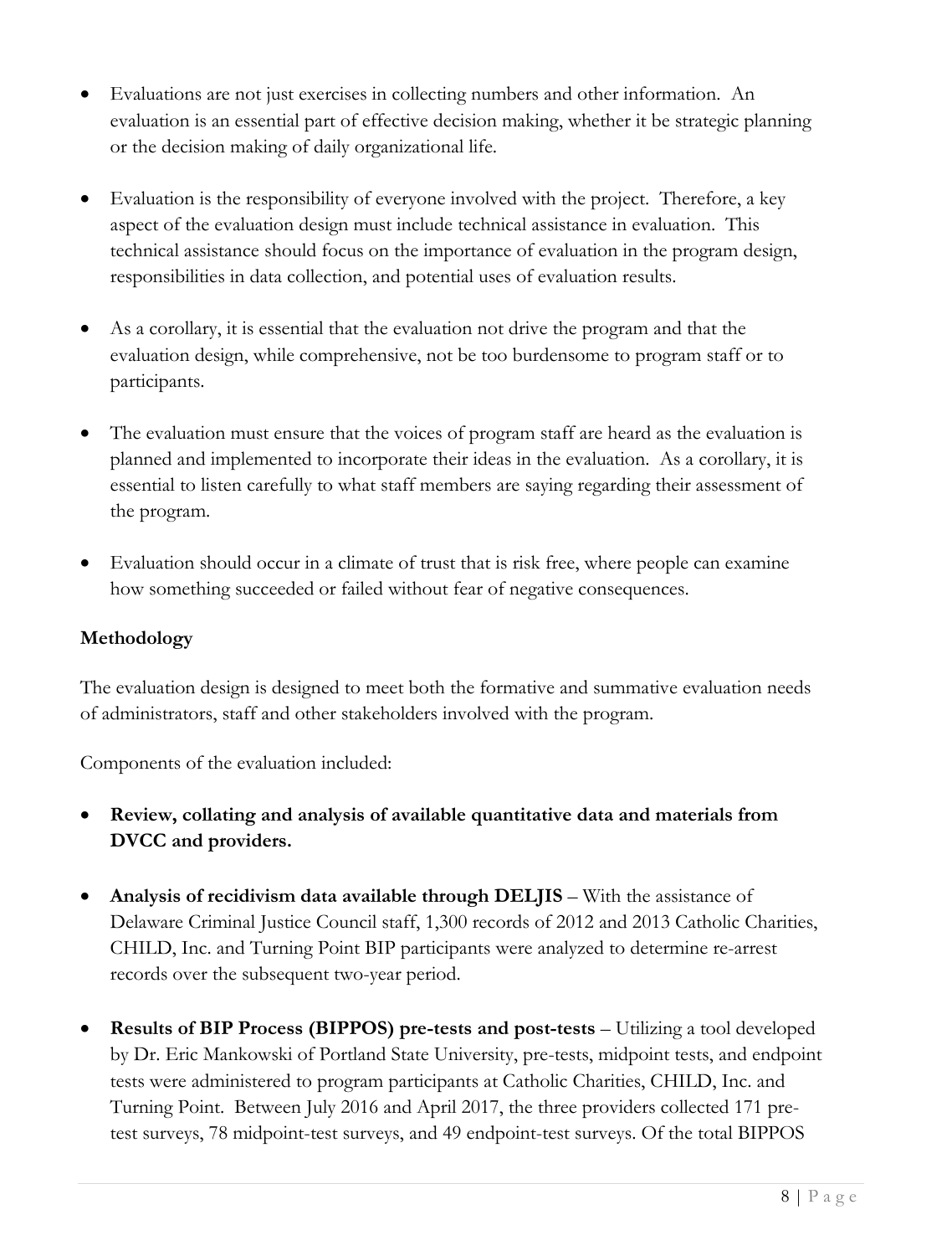- Evaluations are not just exercises in collecting numbers and other information. An evaluation is an essential part of effective decision making, whether it be strategic planning or the decision making of daily organizational life.

- Evaluation is the responsibility of everyone involved with the project. Therefore, a key aspect of the evaluation design must include technical assistance in evaluation. This technical assistance should focus on the importance of evaluation in the program design, responsibilities in data collection, and potential uses of evaluation results.

- As a corollary, it is essential that the evaluation not drive the program and that the evaluation design, while comprehensive, not be too burdensome to program staff or to participants.

- The evaluation must ensure that the voices of program staff are heard as the evaluation is planned and implemented to incorporate their ideas in the evaluation. As a corollary, it is essential to listen carefully to what staff members are saying regarding their assessment of the program.

- Evaluation should occur in a climate of trust that is risk free, where people can examine how something succeeded or failed without fear of negative consequences.

**Methodology**

The evaluation design is designed to meet both the formative and summative evaluation needs of administrators, staff and other stakeholders involved with the program.

Components of the evaluation included:

- **Review, collating and analysis of available quantitative data and materials from DVCC and providers.**

- **Analysis of recidivism data available through DELJIS** – With the assistance of Delaware Criminal Justice Council staff, 1,300 records of 2012 and 2013 Catholic Charities, CHILD, Inc. and Turning Point BIP participants were analyzed to determine re-arrest records over the subsequent two-year period.

- **Results of BIP Process (BIPPOS) pre-tests and post-tests** – Utilizing a tool developed by Dr. Eric Mankowski of Portland State University, pre-tests, midpoint tests, and endpoint tests were administered to program participants at Catholic Charities, CHILD, Inc. and Turning Point. Between July 2016 and April 2017, the three providers collected 171 pre-test surveys, 78 midpoint-test surveys, and 49 endpoint-test surveys. Of the total BIPPOS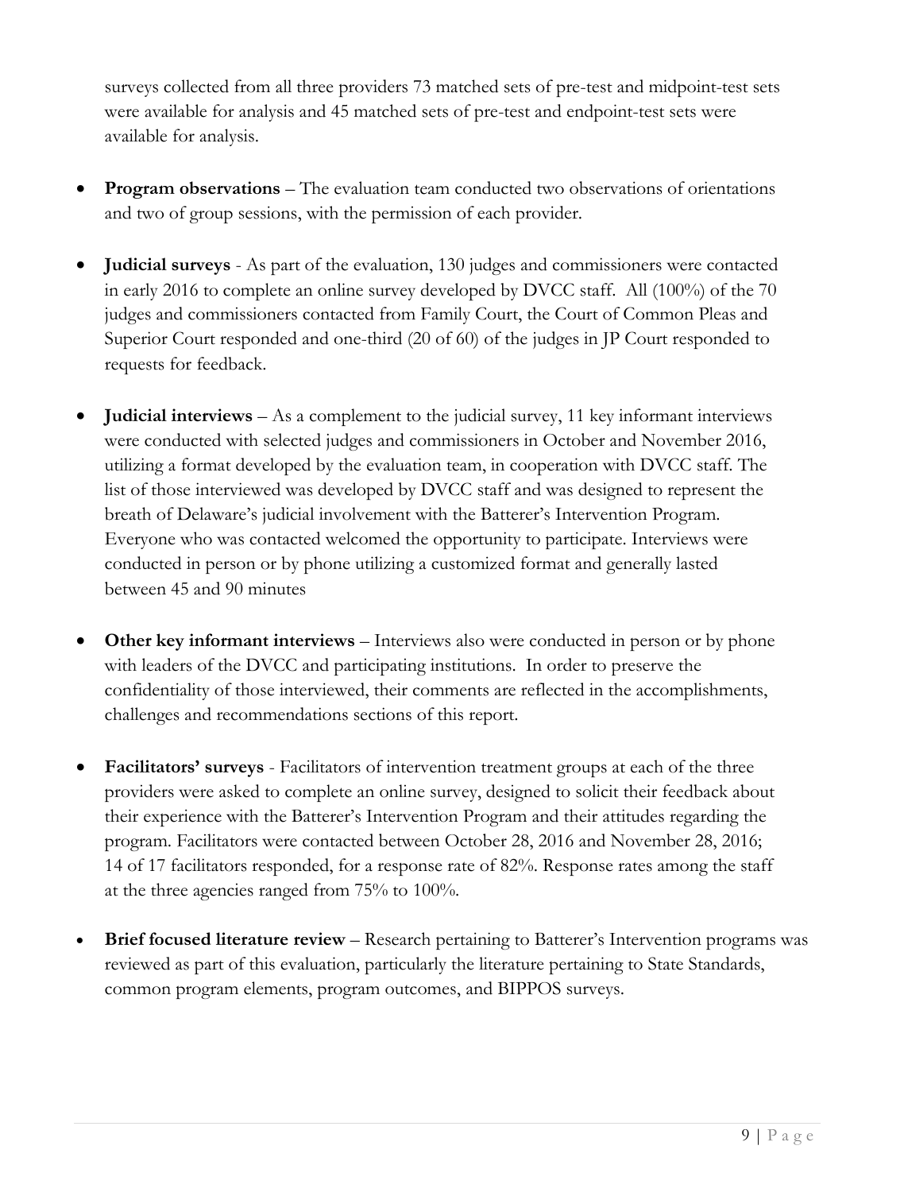surveys collected from all three providers 73 matched sets of pre-test and midpoint-test sets were available for analysis and 45 matched sets of pre-test and endpoint-test sets were available for analysis.

- **Program observations** – The evaluation team conducted two observations of orientations and two of group sessions, with the permission of each provider.

- **Judicial surveys** - As part of the evaluation, 130 judges and commissioners were contacted in early 2016 to complete an online survey developed by DVCC staff. All (100%) of the 70 judges and commissioners contacted from Family Court, the Court of Common Pleas and Superior Court responded and one-third (20 of 60) of the judges in JP Court responded to requests for feedback.

- **Judicial interviews** – As a complement to the judicial survey, 11 key informant interviews were conducted with selected judges and commissioners in October and November 2016, utilizing a format developed by the evaluation team, in cooperation with DVCC staff. The list of those interviewed was developed by DVCC staff and was designed to represent the breath of Delaware's judicial involvement with the Batterer's Intervention Program. Everyone who was contacted welcomed the opportunity to participate. Interviews were conducted in person or by phone utilizing a customized format and generally lasted between 45 and 90 minutes

- **Other key informant interviews** – Interviews also were conducted in person or by phone with leaders of the DVCC and participating institutions. In order to preserve the confidentiality of those interviewed, their comments are reflected in the accomplishments, challenges and recommendations sections of this report.

- **Facilitators' surveys** - Facilitators of intervention treatment groups at each of the three providers were asked to complete an online survey, designed to solicit their feedback about their experience with the Batterer's Intervention Program and their attitudes regarding the program. Facilitators were contacted between October 28, 2016 and November 28, 2016; 14 of 17 facilitators responded, for a response rate of 82%. Response rates among the staff at the three agencies ranged from 75% to 100%.

- **Brief focused literature review** – Research pertaining to Batterer's Intervention programs was reviewed as part of this evaluation, particularly the literature pertaining to State Standards, common program elements, program outcomes, and BIPPOS surveys.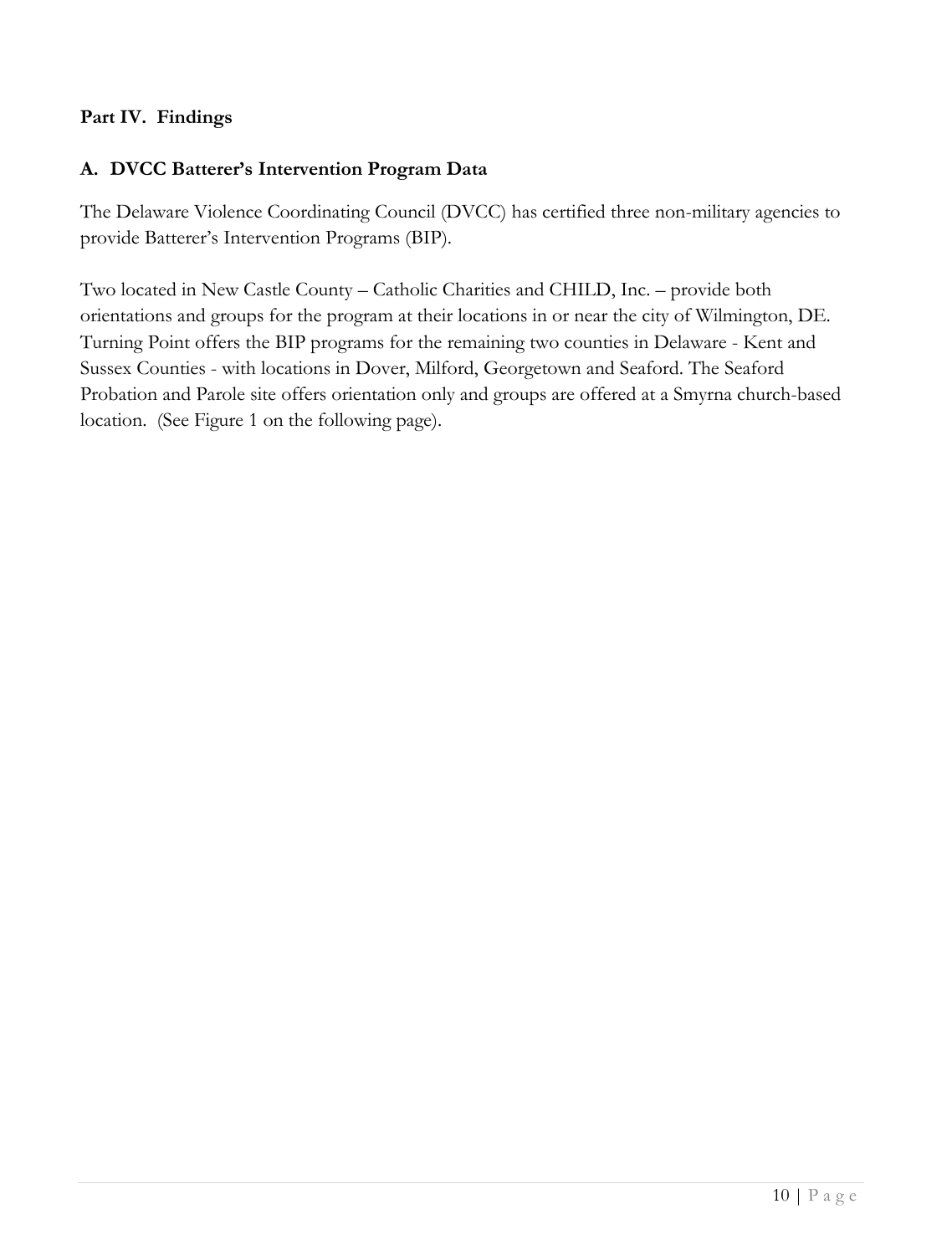## Part IV. Findings

### A. DVCC Batterer's Intervention Program Data

The Delaware Violence Coordinating Council (DVCC) has certified three non-military agencies to provide Batterer's Intervention Programs (BIP).

Two located in New Castle County – Catholic Charities and CHILD, Inc. – provide both orientations and groups for the program at their locations in or near the city of Wilmington, DE. Turning Point offers the BIP programs for the remaining two counties in Delaware - Kent and Sussex Counties - with locations in Dover, Milford, Georgetown and Seaford. The Seaford Probation and Parole site offers orientation only and groups are offered at a Smyrna church-based location. (See Figure 1 on the following page).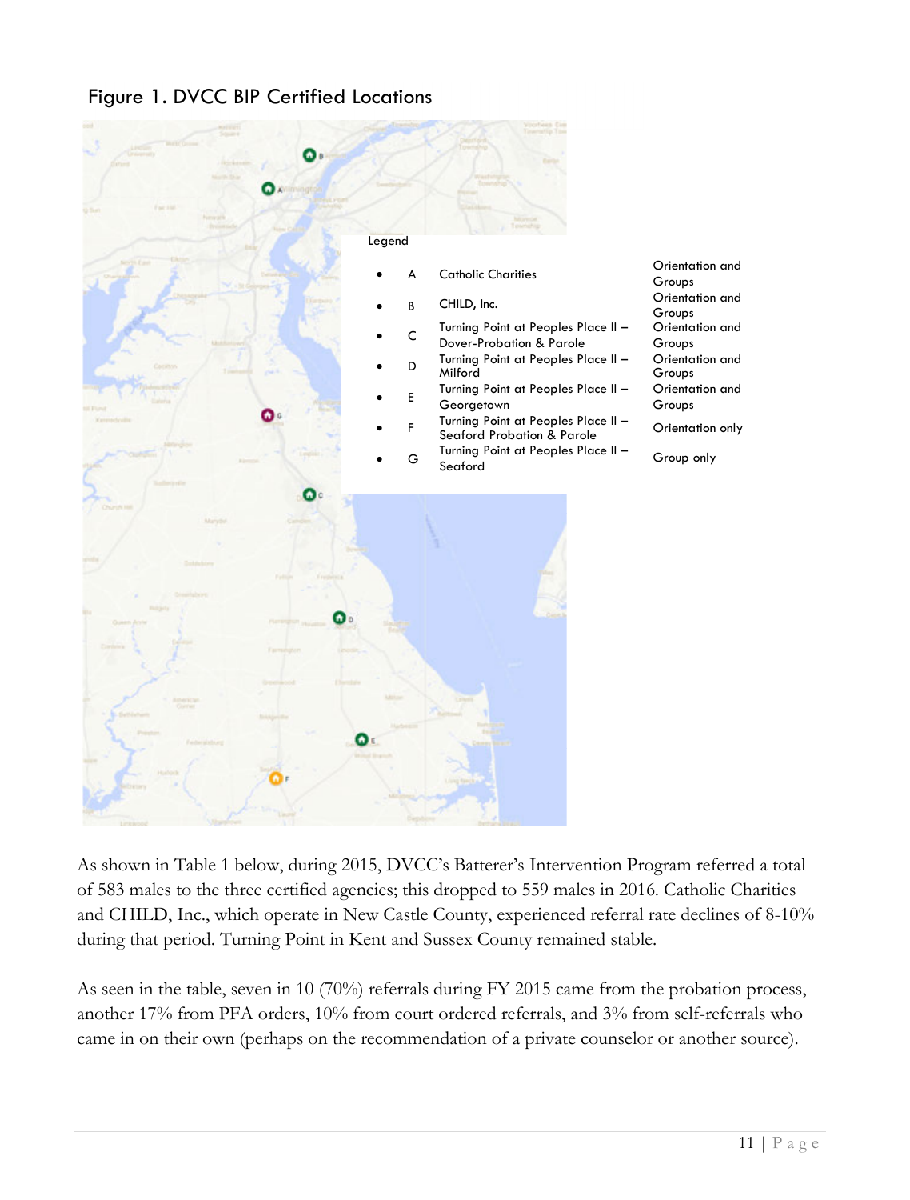Figure 1. DVCC BIP Certified Locations

Legend

| | | | |
|---|---|---|---|
| • | A | Catholic Charities | Orientation and Groups |
| • | B | CHILD, Inc. | Orientation and Groups |
| • | C | Turning Point at Peoples Place II – Dover-Probation & Parole | Orientation and Groups |
| • | D | Turning Point at Peoples Place II – Milford | Orientation and Groups |
| • | E | Turning Point at Peoples Place II – Georgetown | Orientation and Groups |
| • | F | Turning Point at Peoples Place II – Seaford Probation & Parole | Orientation only |
| • | G | Turning Point at Peoples Place II – Seaford | Group only |

As shown in Table 1 below, during 2015, DVCC's Batterer's Intervention Program referred a total of 583 males to the three certified agencies; this dropped to 559 males in 2016. Catholic Charities and CHILD, Inc., which operate in New Castle County, experienced referral rate declines of 8-10% during that period. Turning Point in Kent and Sussex County remained stable.

As seen in the table, seven in 10 (70%) referrals during FY 2015 came from the probation process, another 17% from PFA orders, 10% from court ordered referrals, and 3% from self-referrals who came in on their own (perhaps on the recommendation of a private counselor or another source).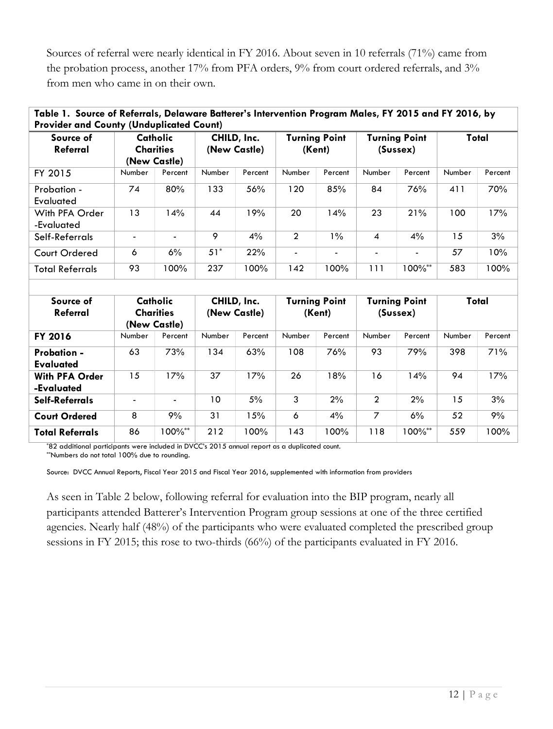Sources of referral were nearly identical in FY 2016. About seven in 10 referrals (71%) came from the probation process, another 17% from PFA orders, 9% from court ordered referrals, and 3% from men who came in on their own.

**Table 1. Source of Referrals, Delaware Batterer's Intervention Program Males, FY 2015 and FY 2016, by Provider and County (Unduplicated Count)**

| Source of Referral | Catholic Charities (New Castle) | | CHILD, Inc. (New Castle) | | Turning Point (Kent) | | Turning Point (Sussex) | | Total | |
|---|---|---|---|---|---|---|---|---|---|---|
| FY 2015 | Number | Percent | Number | Percent | Number | Percent | Number | Percent | Number | Percent |
| Probation - Evaluated | 74 | 80% | 133 | 56% | 120 | 85% | 84 | 76% | 411 | 70% |
| With PFA Order -Evaluated | 13 | 14% | 44 | 19% | 20 | 14% | 23 | 21% | 100 | 17% |
| Self-Referrals | - | - | 9 | 4% | 2 | 1% | 4 | 4% | 15 | 3% |
| Court Ordered | 6 | 6% | 51* | 22% | - | - | - | - | 57 | 10% |
| Total Referrals | 93 | 100% | 237 | 100% | 142 | 100% | 111 | 100%** | 583 | 100% |
| | | | | | | | | | | |
| **Source of Referral** | **Catholic Charities (New Castle)** | | **CHILD, Inc. (New Castle)** | | **Turning Point (Kent)** | | **Turning Point (Sussex)** | | **Total** | |
| **FY 2016** | Number | Percent | Number | Percent | Number | Percent | Number | Percent | Number | Percent |
| **Probation - Evaluated** | 63 | 73% | 134 | 63% | 108 | 76% | 93 | 79% | 398 | 71% |
| **With PFA Order -Evaluated** | 15 | 17% | 37 | 17% | 26 | 18% | 16 | 14% | 94 | 17% |
| **Self-Referrals** | - | - | 10 | 5% | 3 | 2% | 2 | 2% | 15 | 3% |
| **Court Ordered** | 8 | 9% | 31 | 15% | 6 | 4% | 7 | 6% | 52 | 9% |
| **Total Referrals** | 86 | 100%** | 212 | 100% | 143 | 100% | 118 | 100%** | 559 | 100% |

*82 additional participants were included in DVCC's 2015 annual report as a duplicated count.
**Numbers do not total 100% due to rounding.

Source: DVCC Annual Reports, Fiscal Year 2015 and Fiscal Year 2016, supplemented with information from providers

As seen in Table 2 below, following referral for evaluation into the BIP program, nearly all participants attended Batterer's Intervention Program group sessions at one of the three certified agencies. Nearly half (48%) of the participants who were evaluated completed the prescribed group sessions in FY 2015; this rose to two-thirds (66%) of the participants evaluated in FY 2016.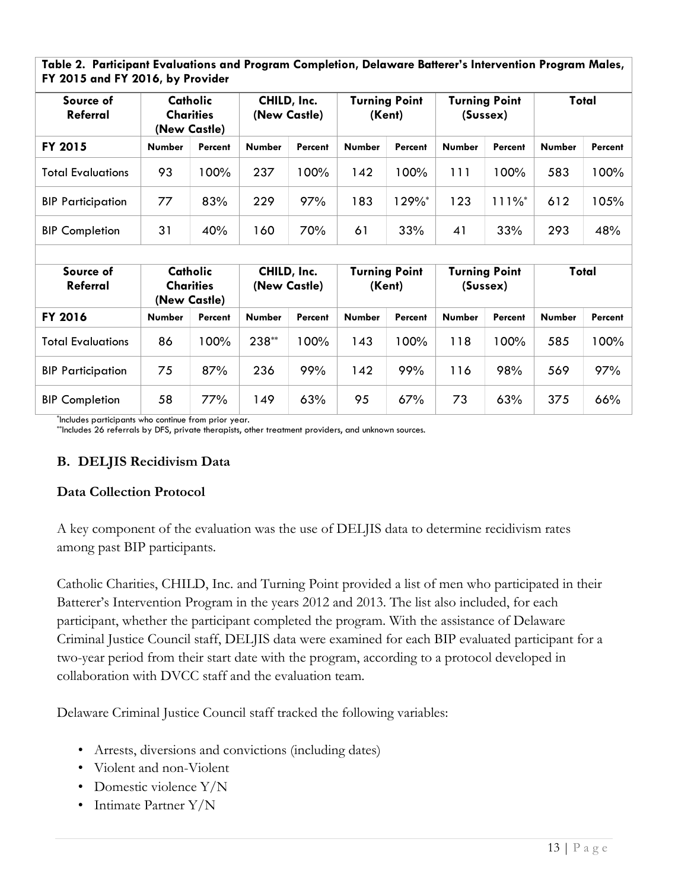**Table 2. Participant Evaluations and Program Completion, Delaware Batterer's Intervention Program Males, FY 2015 and FY 2016, by Provider**

| Source of Referral | Catholic Charities (New Castle) | | CHILD, Inc. (New Castle) | | Turning Point (Kent) | | Turning Point (Sussex) | | Total | |
|---|---|---|---|---|---|---|---|---|---|---|
| **FY 2015** | **Number** | **Percent** | **Number** | **Percent** | **Number** | **Percent** | **Number** | **Percent** | **Number** | **Percent** |
| Total Evaluations | 93 | 100% | 237 | 100% | 142 | 100% | 111 | 100% | 583 | 100% |
| BIP Participation | 77 | 83% | 229 | 97% | 183 | 129%* | 123 | 111%* | 612 | 105% |
| BIP Completion | 31 | 40% | 160 | 70% | 61 | 33% | 41 | 33% | 293 | 48% |
| | | | | | | | | | | |
| **Source of Referral** | **Catholic Charities (New Castle)** | | **CHILD, Inc. (New Castle)** | | **Turning Point (Kent)** | | **Turning Point (Sussex)** | | **Total** | |
| **FY 2016** | **Number** | **Percent** | **Number** | **Percent** | **Number** | **Percent** | **Number** | **Percent** | **Number** | **Percent** |
| Total Evaluations | 86 | 100% | 238** | 100% | 143 | 100% | 118 | 100% | 585 | 100% |
| BIP Participation | 75 | 87% | 236 | 99% | 142 | 99% | 116 | 98% | 569 | 97% |
| BIP Completion | 58 | 77% | 149 | 63% | 95 | 67% | 73 | 63% | 375 | 66% |

*Includes participants who continue from prior year.
**Includes 26 referrals by DFS, private therapists, other treatment providers, and unknown sources.

## B. DELJIS Recidivism Data

### Data Collection Protocol

A key component of the evaluation was the use of DELJIS data to determine recidivism rates among past BIP participants.

Catholic Charities, CHILD, Inc. and Turning Point provided a list of men who participated in their Batterer's Intervention Program in the years 2012 and 2013. The list also included, for each participant, whether the participant completed the program. With the assistance of Delaware Criminal Justice Council staff, DELJIS data were examined for each BIP evaluated participant for a two-year period from their start date with the program, according to a protocol developed in collaboration with DVCC staff and the evaluation team.

Delaware Criminal Justice Council staff tracked the following variables:

- Arrests, diversions and convictions (including dates)
- Violent and non-Violent
- Domestic violence Y/N
- Intimate Partner Y/N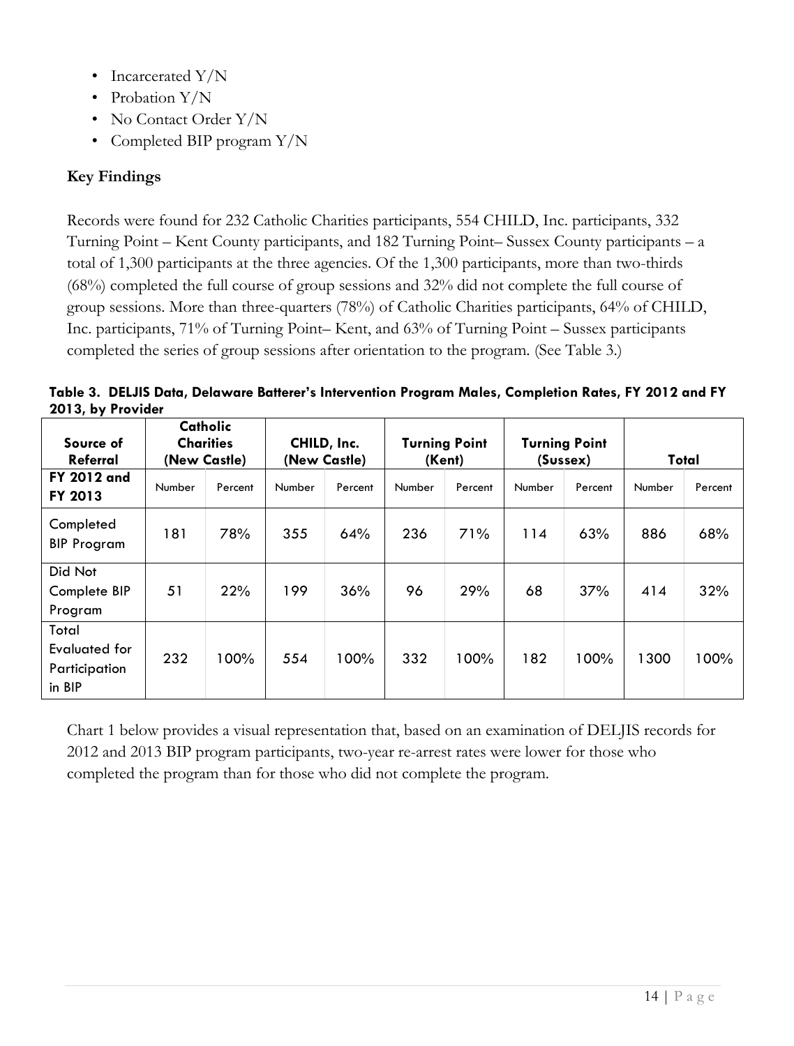- Incarcerated Y/N
- Probation Y/N
- No Contact Order Y/N
- Completed BIP program Y/N

**Key Findings**

Records were found for 232 Catholic Charities participants, 554 CHILD, Inc. participants, 332 Turning Point – Kent County participants, and 182 Turning Point– Sussex County participants – a total of 1,300 participants at the three agencies. Of the 1,300 participants, more than two-thirds (68%) completed the full course of group sessions and 32% did not complete the full course of group sessions. More than three-quarters (78%) of Catholic Charities participants, 64% of CHILD, Inc. participants, 71% of Turning Point– Kent, and 63% of Turning Point – Sussex participants completed the series of group sessions after orientation to the program. (See Table 3.)

**Table 3. DELJIS Data, Delaware Batterer's Intervention Program Males, Completion Rates, FY 2012 and FY 2013, by Provider**

| Source of Referral | Catholic Charities (New Castle) | | CHILD, Inc. (New Castle) | | Turning Point (Kent) | | Turning Point (Sussex) | | Total | |
|---|---|---|---|---|---|---|---|---|---|---|
| **FY 2012 and FY 2013** | Number | Percent | Number | Percent | Number | Percent | Number | Percent | Number | Percent |
| Completed BIP Program | 181 | 78% | 355 | 64% | 236 | 71% | 114 | 63% | 886 | 68% |
| Did Not Complete BIP Program | 51 | 22% | 199 | 36% | 96 | 29% | 68 | 37% | 414 | 32% |
| Total Evaluated for Participation in BIP | 232 | 100% | 554 | 100% | 332 | 100% | 182 | 100% | 1300 | 100% |

Chart 1 below provides a visual representation that, based on an examination of DELJIS records for 2012 and 2013 BIP program participants, two-year re-arrest rates were lower for those who completed the program than for those who did not complete the program.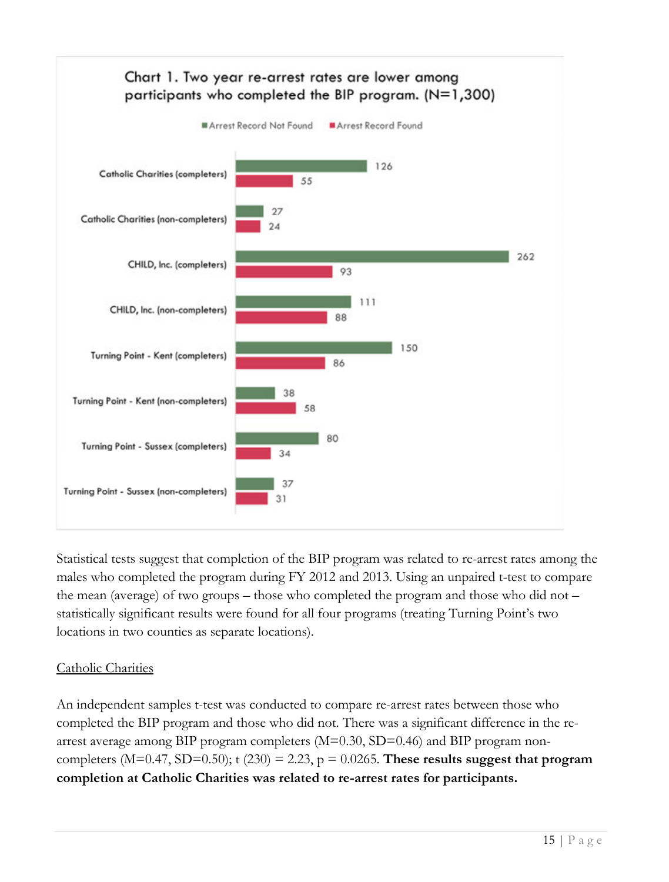**Chart 1. Two year re-arrest rates are lower among participants who completed the BIP program. (N=1,300)**

| | Arrest Record Not Found | Arrest Record Found |
|---|---|---|
| Catholic Charities (completers) | 126 | 55 |
| Catholic Charities (non-completers) | 27 | 24 |
| CHILD, Inc. (completers) | 262 | 93 |
| CHILD, Inc. (non-completers) | 111 | 88 |
| Turning Point - Kent (completers) | 150 | 86 |
| Turning Point - Kent (non-completers) | 38 | 58 |
| Turning Point - Sussex (completers) | 80 | 34 |
| Turning Point - Sussex (non-completers) | 37 | 31 |

Statistical tests suggest that completion of the BIP program was related to re-arrest rates among the males who completed the program during FY 2012 and 2013. Using an unpaired t-test to compare the mean (average) of two groups – those who completed the program and those who did not – statistically significant results were found for all four programs (treating Turning Point's two locations in two counties as separate locations).

Catholic Charities

An independent samples t-test was conducted to compare re-arrest rates between those who completed the BIP program and those who did not. There was a significant difference in the re-arrest average among BIP program completers ($M=0.30$, $SD=0.46$) and BIP program non-completers ($M=0.47$, $SD=0.50$); $t(230) = 2.23$, $p = 0.0265$. **These results suggest that program completion at Catholic Charities was related to re-arrest rates for participants.**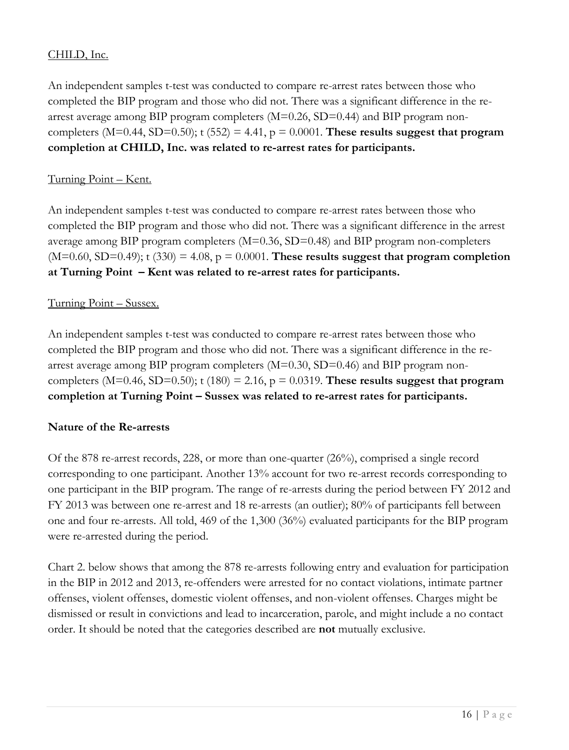CHILD, Inc.

An independent samples t-test was conducted to compare re-arrest rates between those who completed the BIP program and those who did not. There was a significant difference in the re-arrest average among BIP program completers ($M=0.26$, $SD=0.44$) and BIP program non-completers ($M=0.44$, $SD=0.50$); $t(552) = 4.41$, $p = 0.0001$. **These results suggest that program completion at CHILD, Inc. was related to re-arrest rates for participants.**

Turning Point – Kent.

An independent samples t-test was conducted to compare re-arrest rates between those who completed the BIP program and those who did not. There was a significant difference in the arrest average among BIP program completers ($M=0.36$, $SD=0.48$) and BIP program non-completers ($M=0.60$, $SD=0.49$); $t(330) = 4.08$, $p = 0.0001$. **These results suggest that program completion at Turning Point – Kent was related to re-arrest rates for participants.**

Turning Point – Sussex.

An independent samples t-test was conducted to compare re-arrest rates between those who completed the BIP program and those who did not. There was a significant difference in the re-arrest average among BIP program completers ($M=0.30$, $SD=0.46$) and BIP program non-completers ($M=0.46$, $SD=0.50$); $t(180) = 2.16$, $p = 0.0319$. **These results suggest that program completion at Turning Point – Sussex was related to re-arrest rates for participants.**

**Nature of the Re-arrests**

Of the 878 re-arrest records, 228, or more than one-quarter (26%), comprised a single record corresponding to one participant. Another 13% account for two re-arrest records corresponding to one participant in the BIP program. The range of re-arrests during the period between FY 2012 and FY 2013 was between one re-arrest and 18 re-arrests (an outlier); 80% of participants fell between one and four re-arrests. All told, 469 of the 1,300 (36%) evaluated participants for the BIP program were re-arrested during the period.

Chart 2. below shows that among the 878 re-arrests following entry and evaluation for participation in the BIP in 2012 and 2013, re-offenders were arrested for no contact violations, intimate partner offenses, violent offenses, domestic violent offenses, and non-violent offenses. Charges might be dismissed or result in convictions and lead to incarceration, parole, and might include a no contact order. It should be noted that the categories described are **not** mutually exclusive.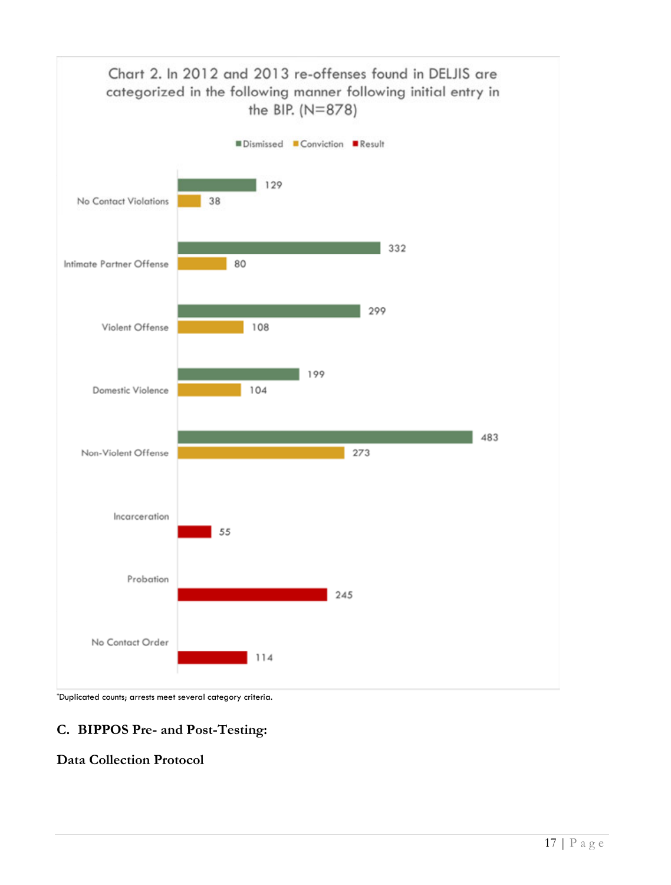Chart 2. In 2012 and 2013 re-offenses found in DELJIS are categorized in the following manner following initial entry in the BIP. (N=878)

| Category | Dismissed | Conviction | Result |
|---|---|---|---|
| No Contact Violations | 129 | 38 | |
| Intimate Partner Offense | 332 | 80 | |
| Violent Offense | 299 | 108 | |
| Domestic Violence | 199 | 104 | |
| Non-Violent Offense | 483 | 273 | |
| Incarceration | | | 55 |
| Probation | | | 245 |
| No Contact Order | | | 114 |

*Duplicated counts; arrests meet several category criteria.

## C. BIPPOS Pre- and Post-Testing:

### Data Collection Protocol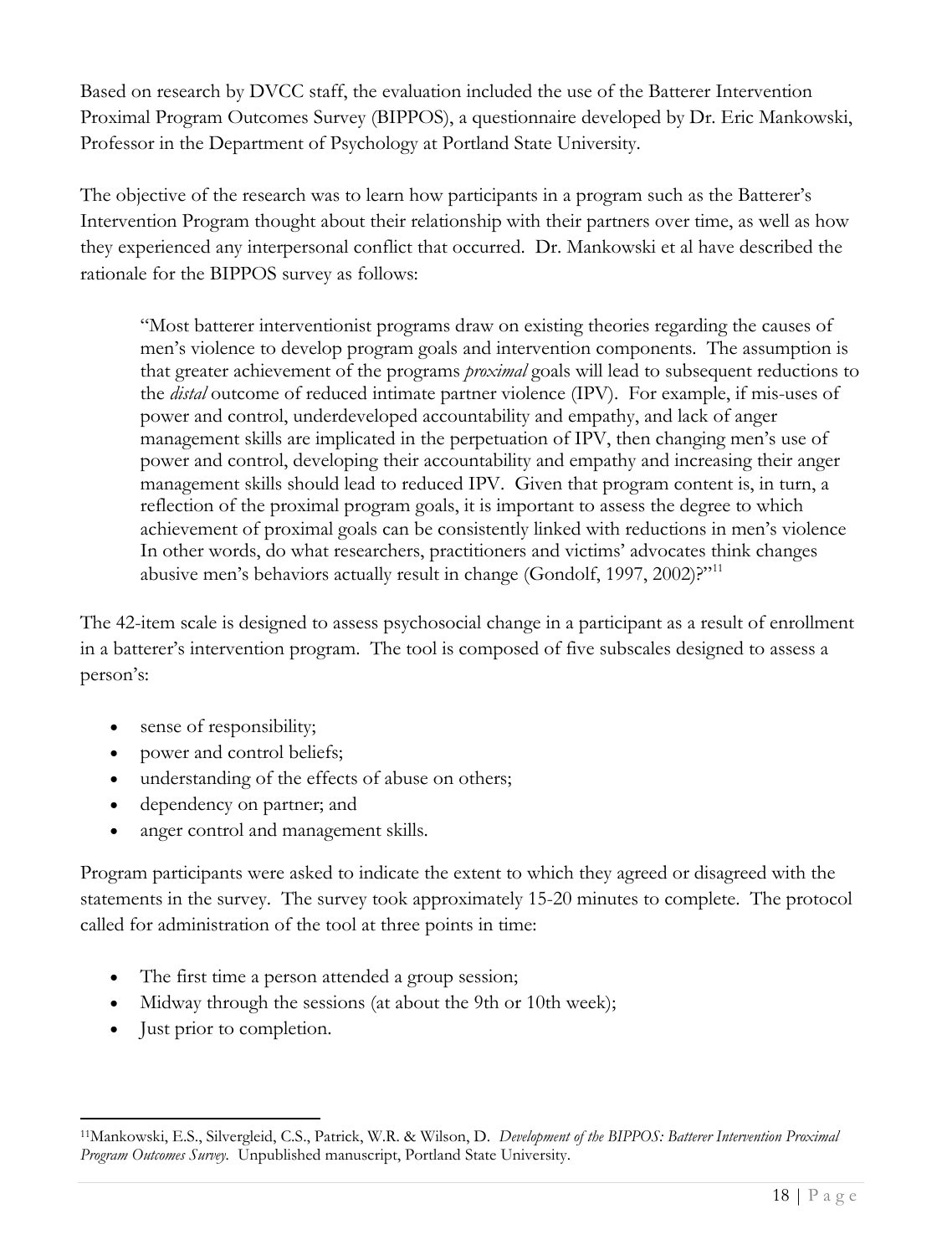Based on research by DVCC staff, the evaluation included the use of the Batterer Intervention Proximal Program Outcomes Survey (BIPPOS), a questionnaire developed by Dr. Eric Mankowski, Professor in the Department of Psychology at Portland State University.

The objective of the research was to learn how participants in a program such as the Batterer's Intervention Program thought about their relationship with their partners over time, as well as how they experienced any interpersonal conflict that occurred. Dr. Mankowski et al have described the rationale for the BIPPOS survey as follows:

> "Most batterer interventionist programs draw on existing theories regarding the causes of men's violence to develop program goals and intervention components. The assumption is that greater achievement of the programs *proximal* goals will lead to subsequent reductions to the *distal* outcome of reduced intimate partner violence (IPV). For example, if mis-uses of power and control, underdeveloped accountability and empathy, and lack of anger management skills are implicated in the perpetuation of IPV, then changing men's use of power and control, developing their accountability and empathy and increasing their anger management skills should lead to reduced IPV. Given that program content is, in turn, a reflection of the proximal program goals, it is important to assess the degree to which achievement of proximal goals can be consistently linked with reductions in men's violence In other words, do what researchers, practitioners and victims' advocates think changes abusive men's behaviors actually result in change (Gondolf, 1997, 2002)?"[11]

The 42-item scale is designed to assess psychosocial change in a participant as a result of enrollment in a batterer's intervention program. The tool is composed of five subscales designed to assess a person's:

- sense of responsibility;
- power and control beliefs;
- understanding of the effects of abuse on others;
- dependency on partner; and
- anger control and management skills.

Program participants were asked to indicate the extent to which they agreed or disagreed with the statements in the survey. The survey took approximately 15-20 minutes to complete. The protocol called for administration of the tool at three points in time:

- The first time a person attended a group session;
- Midway through the sessions (at about the 9th or 10th week);
- Just prior to completion.

[11] Mankowski, E.S., Silvergleid, C.S., Patrick, W.R. & Wilson, D. *Development of the BIPPOS: Batterer Intervention Proximal Program Outcomes Survey.* Unpublished manuscript, Portland State University.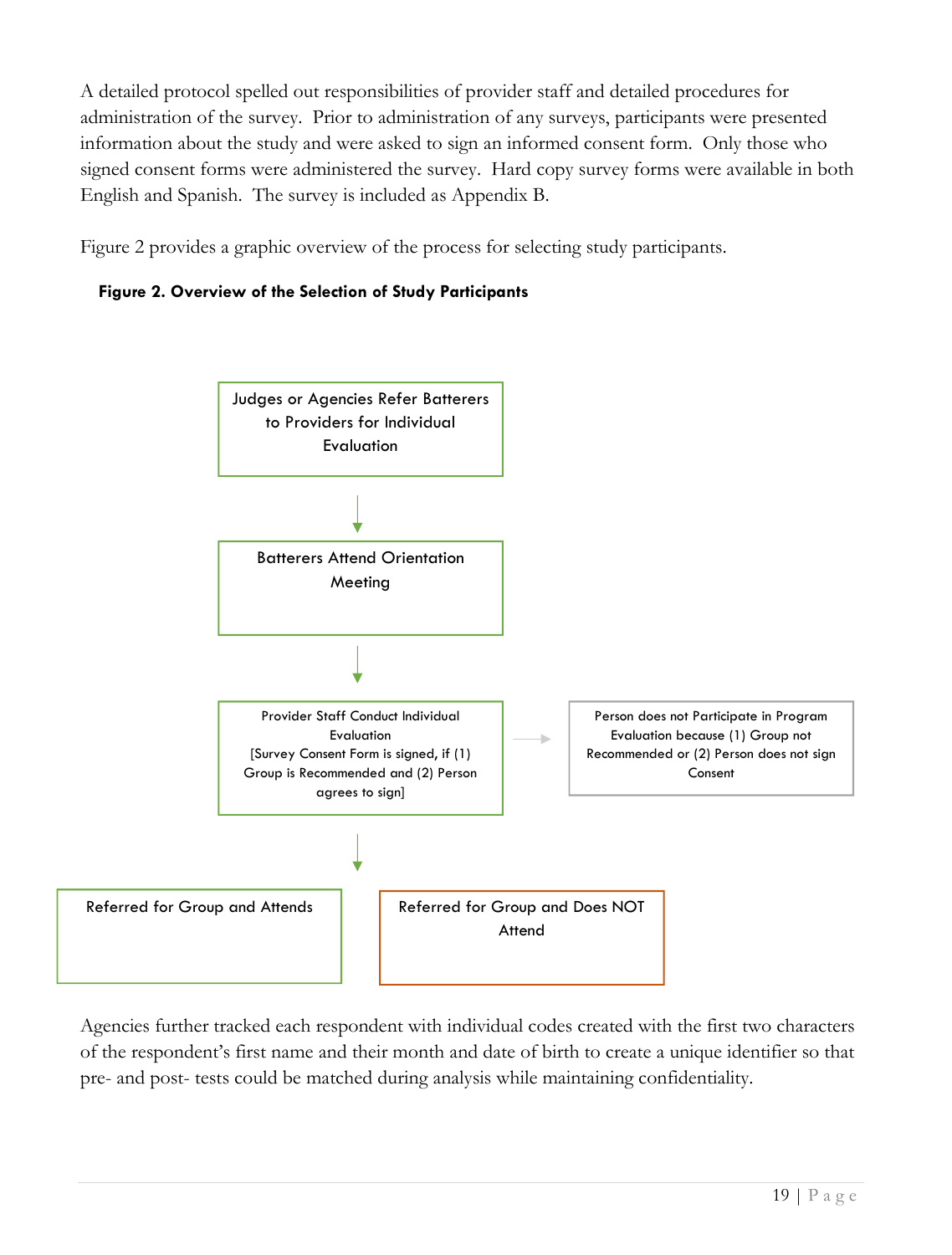A detailed protocol spelled out responsibilities of provider staff and detailed procedures for administration of the survey. Prior to administration of any surveys, participants were presented information about the study and were asked to sign an informed consent form. Only those who signed consent forms were administered the survey. Hard copy survey forms were available in both English and Spanish. The survey is included as Appendix B.

Figure 2 provides a graphic overview of the process for selecting study participants.

**Figure 2. Overview of the Selection of Study Participants**

Judges or Agencies Refer Batterers to Providers for Individual Evaluation

↓

Batterers Attend Orientation Meeting

↓

Provider Staff Conduct Individual Evaluation [Survey Consent Form is signed, if (1) Group is Recommended and (2) Person agrees to sign]

→ Person does not Participate in Program Evaluation because (1) Group not Recommended or (2) Person does not sign Consent

↓

Referred for Group and Attends

Referred for Group and Does NOT Attend

Agencies further tracked each respondent with individual codes created with the first two characters of the respondent's first name and their month and date of birth to create a unique identifier so that pre- and post- tests could be matched during analysis while maintaining confidentiality.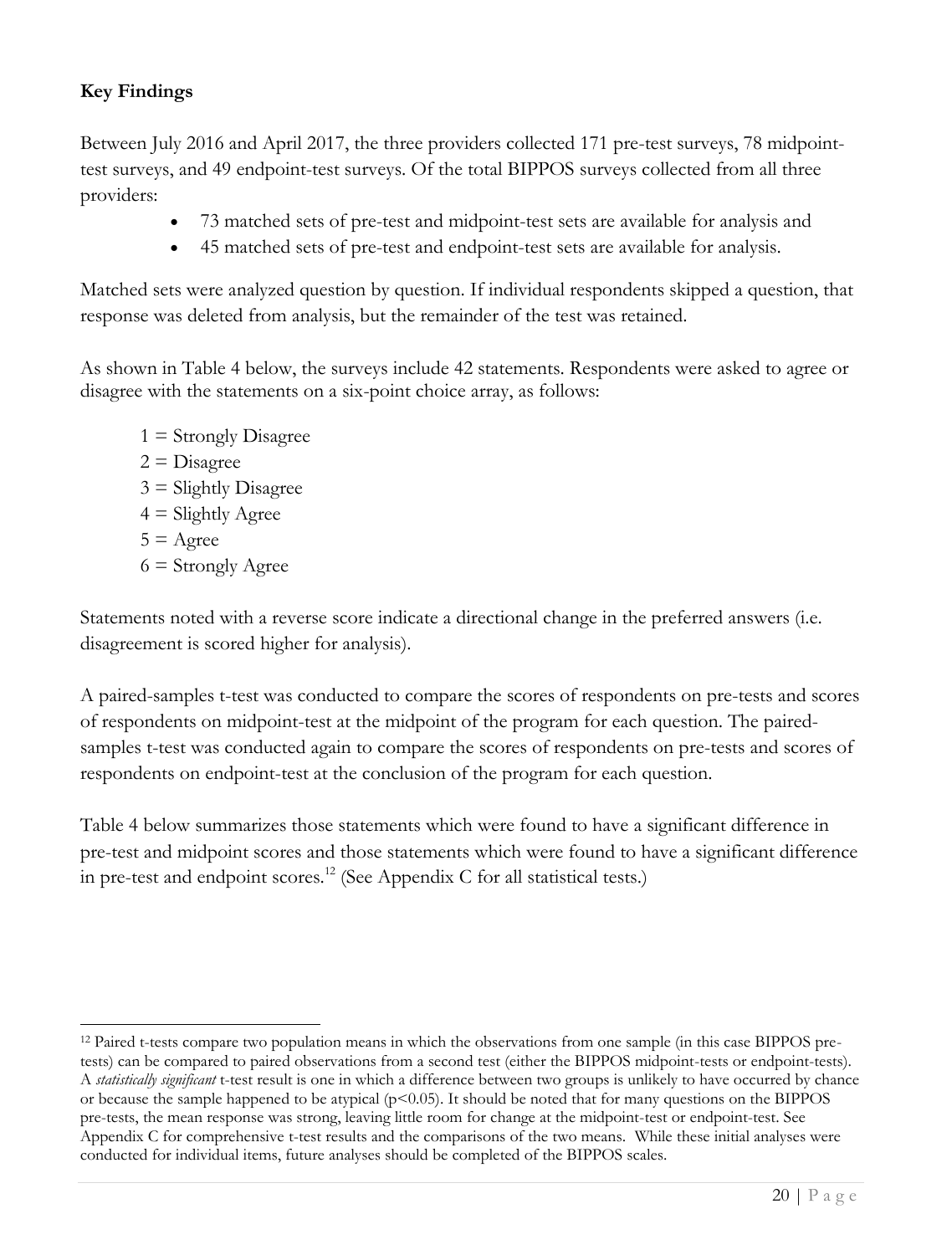**Key Findings**

Between July 2016 and April 2017, the three providers collected 171 pre-test surveys, 78 midpoint-test surveys, and 49 endpoint-test surveys. Of the total BIPPOS surveys collected from all three providers:

- 73 matched sets of pre-test and midpoint-test sets are available for analysis and
- 45 matched sets of pre-test and endpoint-test sets are available for analysis.

Matched sets were analyzed question by question. If individual respondents skipped a question, that response was deleted from analysis, but the remainder of the test was retained.

As shown in Table 4 below, the surveys include 42 statements. Respondents were asked to agree or disagree with the statements on a six-point choice array, as follows:

1 = Strongly Disagree
2 = Disagree
3 = Slightly Disagree
4 = Slightly Agree
5 = Agree
6 = Strongly Agree

Statements noted with a reverse score indicate a directional change in the preferred answers (i.e. disagreement is scored higher for analysis).

A paired-samples t-test was conducted to compare the scores of respondents on pre-tests and scores of respondents on midpoint-test at the midpoint of the program for each question. The paired-samples t-test was conducted again to compare the scores of respondents on pre-tests and scores of respondents on endpoint-test at the conclusion of the program for each question.

Table 4 below summarizes those statements which were found to have a significant difference in pre-test and midpoint scores and those statements which were found to have a significant difference in pre-test and endpoint scores.[12] (See Appendix C for all statistical tests.)

[12] Paired t-tests compare two population means in which the observations from one sample (in this case BIPPOS pre-tests) can be compared to paired observations from a second test (either the BIPPOS midpoint-tests or endpoint-tests). A *statistically significant* t-test result is one in which a difference between two groups is unlikely to have occurred by chance or because the sample happened to be atypical ($p<0.05$). It should be noted that for many questions on the BIPPOS pre-tests, the mean response was strong, leaving little room for change at the midpoint-test or endpoint-test. See Appendix C for comprehensive t-test results and the comparisons of the two means. While these initial analyses were conducted for individual items, future analyses should be completed of the BIPPOS scales.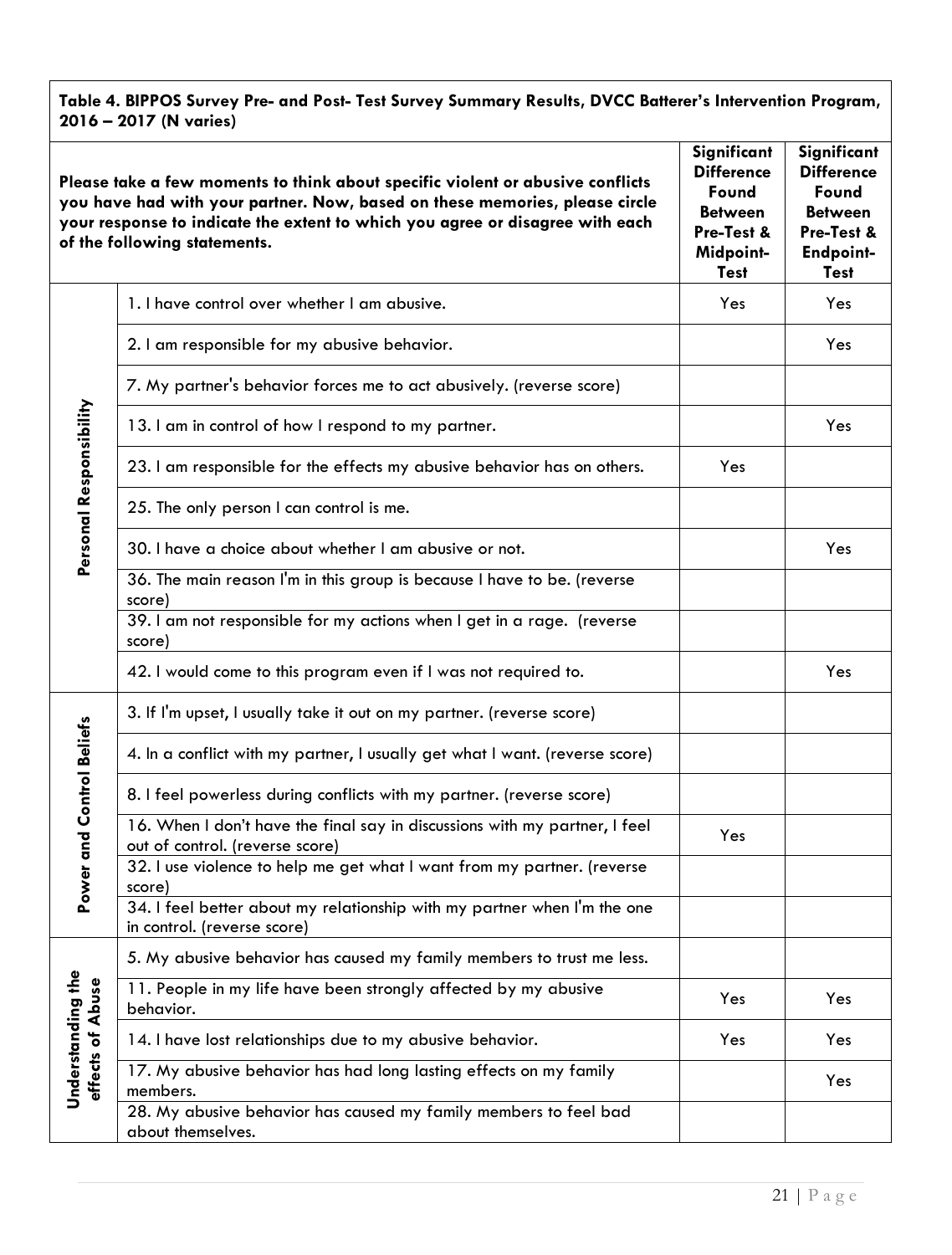**Table 4. BIPPOS Survey Pre- and Post- Test Survey Summary Results, DVCC Batterer's Intervention Program, 2016 – 2017 (N varies)**

| | Please take a few moments to think about specific violent or abusive conflicts you have had with your partner. Now, based on these memories, please circle your response to indicate the extent to which you agree or disagree with each of the following statements. | Significant Difference Found Between Pre-Test & Midpoint-Test | Significant Difference Found Between Pre-Test & Endpoint-Test |
|---|---|---|---|
| Personal Responsibility | 1. I have control over whether I am abusive. | Yes | Yes |
| | 2. I am responsible for my abusive behavior. | | Yes |
| | 7. My partner's behavior forces me to act abusively. (reverse score) | | |
| | 13. I am in control of how I respond to my partner. | | Yes |
| | 23. I am responsible for the effects my abusive behavior has on others. | Yes | |
| | 25. The only person I can control is me. | | |
| | 30. I have a choice about whether I am abusive or not. | | Yes |
| | 36. The main reason I'm in this group is because I have to be. (reverse score) | | |
| | 39. I am not responsible for my actions when I get in a rage. (reverse score) | | |
| | 42. I would come to this program even if I was not required to. | | Yes |
| Power and Control Beliefs | 3. If I'm upset, I usually take it out on my partner. (reverse score) | | |
| | 4. In a conflict with my partner, I usually get what I want. (reverse score) | | |
| | 8. I feel powerless during conflicts with my partner. (reverse score) | | |
| | 16. When I don't have the final say in discussions with my partner, I feel out of control. (reverse score) | Yes | |
| | 32. I use violence to help me get what I want from my partner. (reverse score) | | |
| | 34. I feel better about my relationship with my partner when I'm the one in control. (reverse score) | | |
| Understanding the effects of Abuse | 5. My abusive behavior has caused my family members to trust me less. | | |
| | 11. People in my life have been strongly affected by my abusive behavior. | Yes | Yes |
| | 14. I have lost relationships due to my abusive behavior. | Yes | Yes |
| | 17. My abusive behavior has had long lasting effects on my family members. | | Yes |
| | 28. My abusive behavior has caused my family members to feel bad about themselves. | | |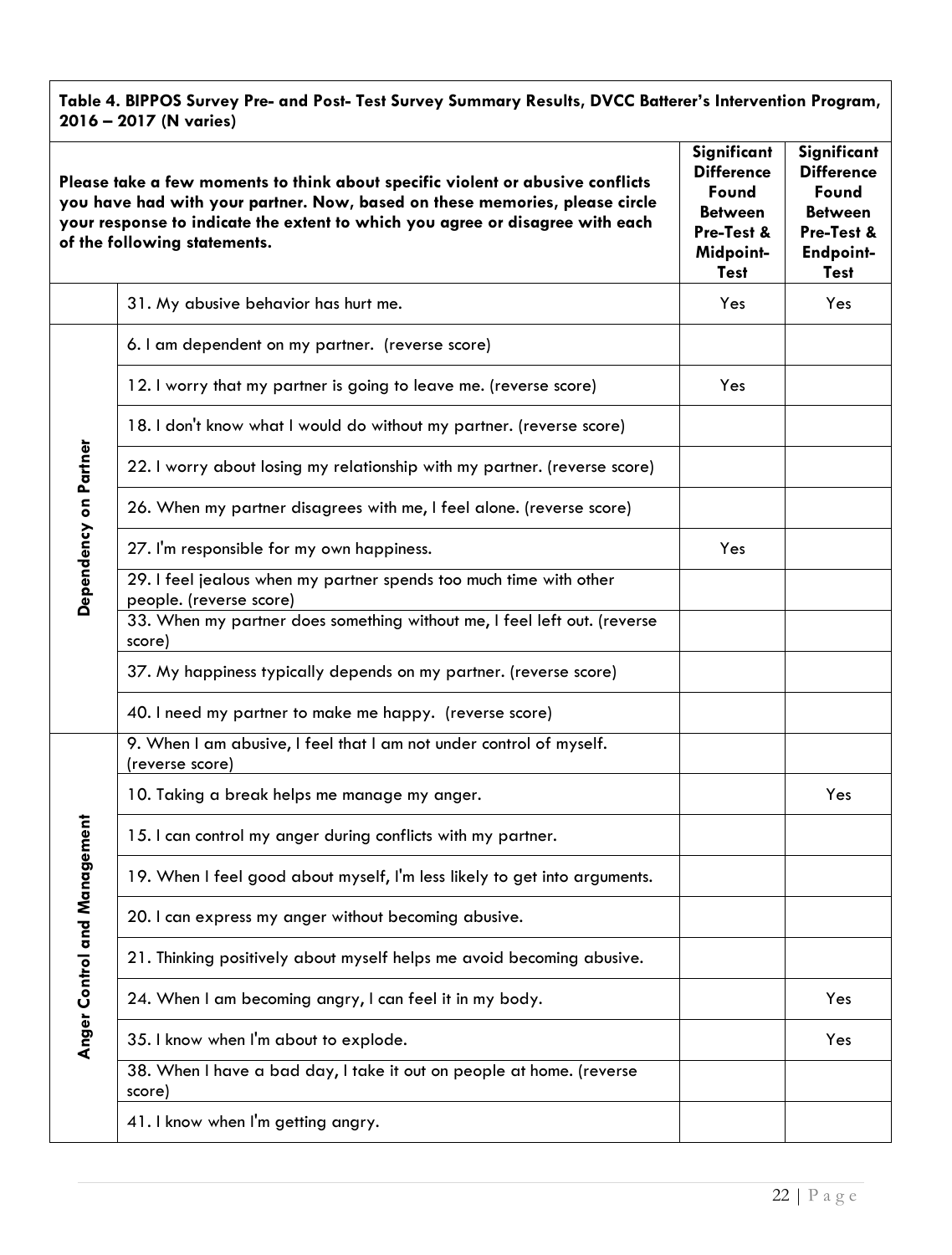**Table 4. BIPPOS Survey Pre- and Post- Test Survey Summary Results, DVCC Batterer's Intervention Program, 2016 – 2017 (N varies)**

| | Please take a few moments to think about specific violent or abusive conflicts you have had with your partner. Now, based on these memories, please circle your response to indicate the extent to which you agree or disagree with each of the following statements. | Significant Difference Found Between Pre-Test & Midpoint-Test | Significant Difference Found Between Pre-Test & Endpoint-Test |
|---|---|---|---|
| | 31. My abusive behavior has hurt me. | Yes | Yes |
| Dependency on Partner | 6. I am dependent on my partner. (reverse score) | | |
| | 12. I worry that my partner is going to leave me. (reverse score) | Yes | |
| | 18. I don't know what I would do without my partner. (reverse score) | | |
| | 22. I worry about losing my relationship with my partner. (reverse score) | | |
| | 26. When my partner disagrees with me, I feel alone. (reverse score) | | |
| | 27. I'm responsible for my own happiness. | Yes | |
| | 29. I feel jealous when my partner spends too much time with other people. (reverse score) | | |
| | 33. When my partner does something without me, I feel left out. (reverse score) | | |
| | 37. My happiness typically depends on my partner. (reverse score) | | |
| | 40. I need my partner to make me happy. (reverse score) | | |
| Anger Control and Management | 9. When I am abusive, I feel that I am not under control of myself. (reverse score) | | |
| | 10. Taking a break helps me manage my anger. | | Yes |
| | 15. I can control my anger during conflicts with my partner. | | |
| | 19. When I feel good about myself, I'm less likely to get into arguments. | | |
| | 20. I can express my anger without becoming abusive. | | |
| | 21. Thinking positively about myself helps me avoid becoming abusive. | | |
| | 24. When I am becoming angry, I can feel it in my body. | | Yes |
| | 35. I know when I'm about to explode. | | Yes |
| | 38. When I have a bad day, I take it out on people at home. (reverse score) | | |
| | 41. I know when I'm getting angry. | | |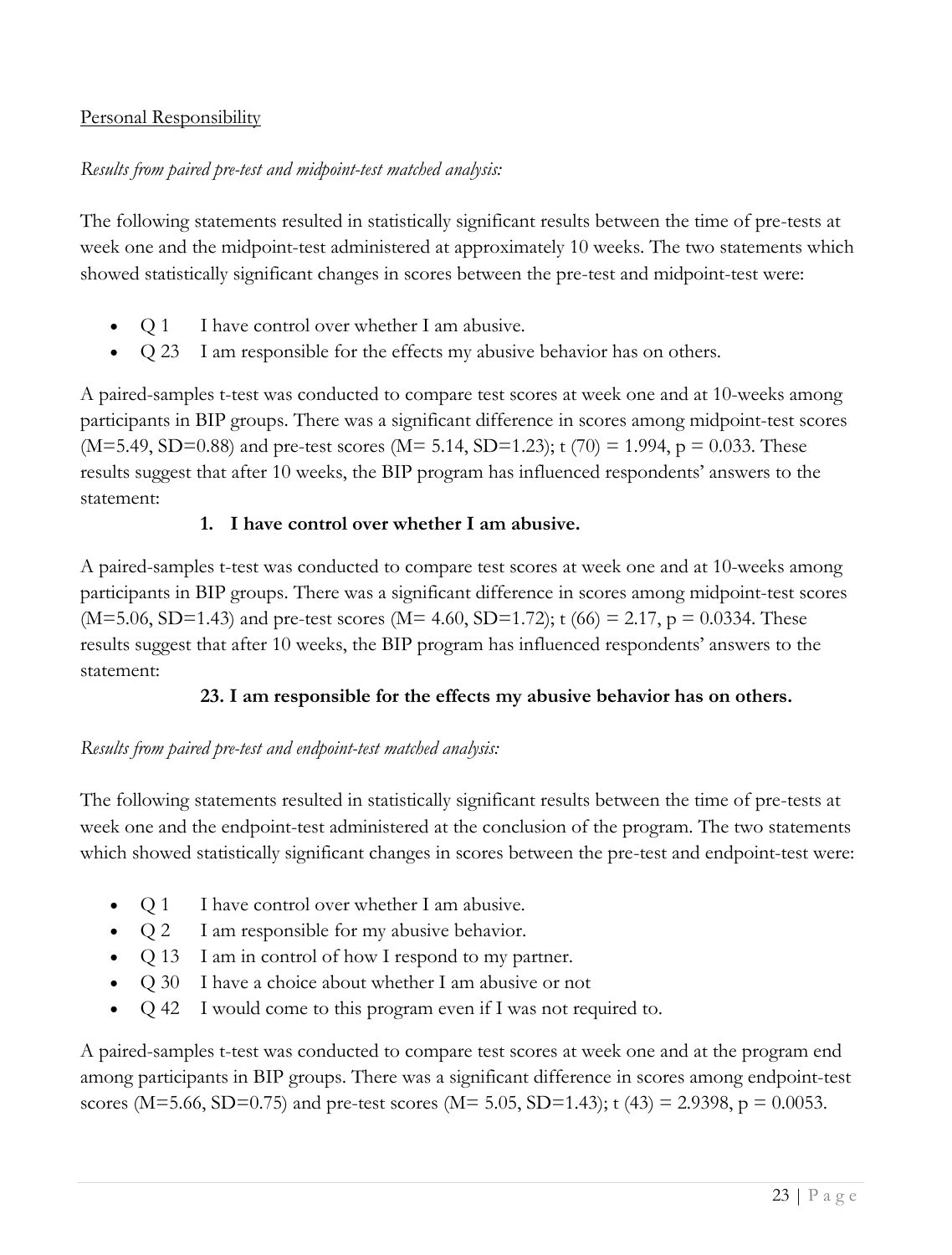Personal Responsibility

*Results from paired pre-test and midpoint-test matched analysis:*

The following statements resulted in statistically significant results between the time of pre-tests at week one and the midpoint-test administered at approximately 10 weeks. The two statements which showed statistically significant changes in scores between the pre-test and midpoint-test were:

- Q 1 I have control over whether I am abusive.
- Q 23 I am responsible for the effects my abusive behavior has on others.

A paired-samples t-test was conducted to compare test scores at week one and at 10-weeks among participants in BIP groups. There was a significant difference in scores among midpoint-test scores ($M=5.49$, $SD=0.88$) and pre-test scores ($M= 5.14$, $SD=1.23$); $t(70) = 1.994$, $p = 0.033$. These results suggest that after 10 weeks, the BIP program has influenced respondents' answers to the statement:

**1. I have control over whether I am abusive.**

A paired-samples t-test was conducted to compare test scores at week one and at 10-weeks among participants in BIP groups. There was a significant difference in scores among midpoint-test scores ($M=5.06$, $SD=1.43$) and pre-test scores ($M= 4.60$, $SD=1.72$); $t(66) = 2.17$, $p = 0.0334$. These results suggest that after 10 weeks, the BIP program has influenced respondents' answers to the statement:

**23. I am responsible for the effects my abusive behavior has on others.**

*Results from paired pre-test and endpoint-test matched analysis:*

The following statements resulted in statistically significant results between the time of pre-tests at week one and the endpoint-test administered at the conclusion of the program. The two statements which showed statistically significant changes in scores between the pre-test and endpoint-test were:

- Q 1 I have control over whether I am abusive.
- Q 2 I am responsible for my abusive behavior.
- Q 13 I am in control of how I respond to my partner.
- Q 30 I have a choice about whether I am abusive or not
- Q 42 I would come to this program even if I was not required to.

A paired-samples t-test was conducted to compare test scores at week one and at the program end among participants in BIP groups. There was a significant difference in scores among endpoint-test scores ($M=5.66$, $SD=0.75$) and pre-test scores ($M= 5.05$, $SD=1.43$); $t(43) = 2.9398$, $p = 0.0053$.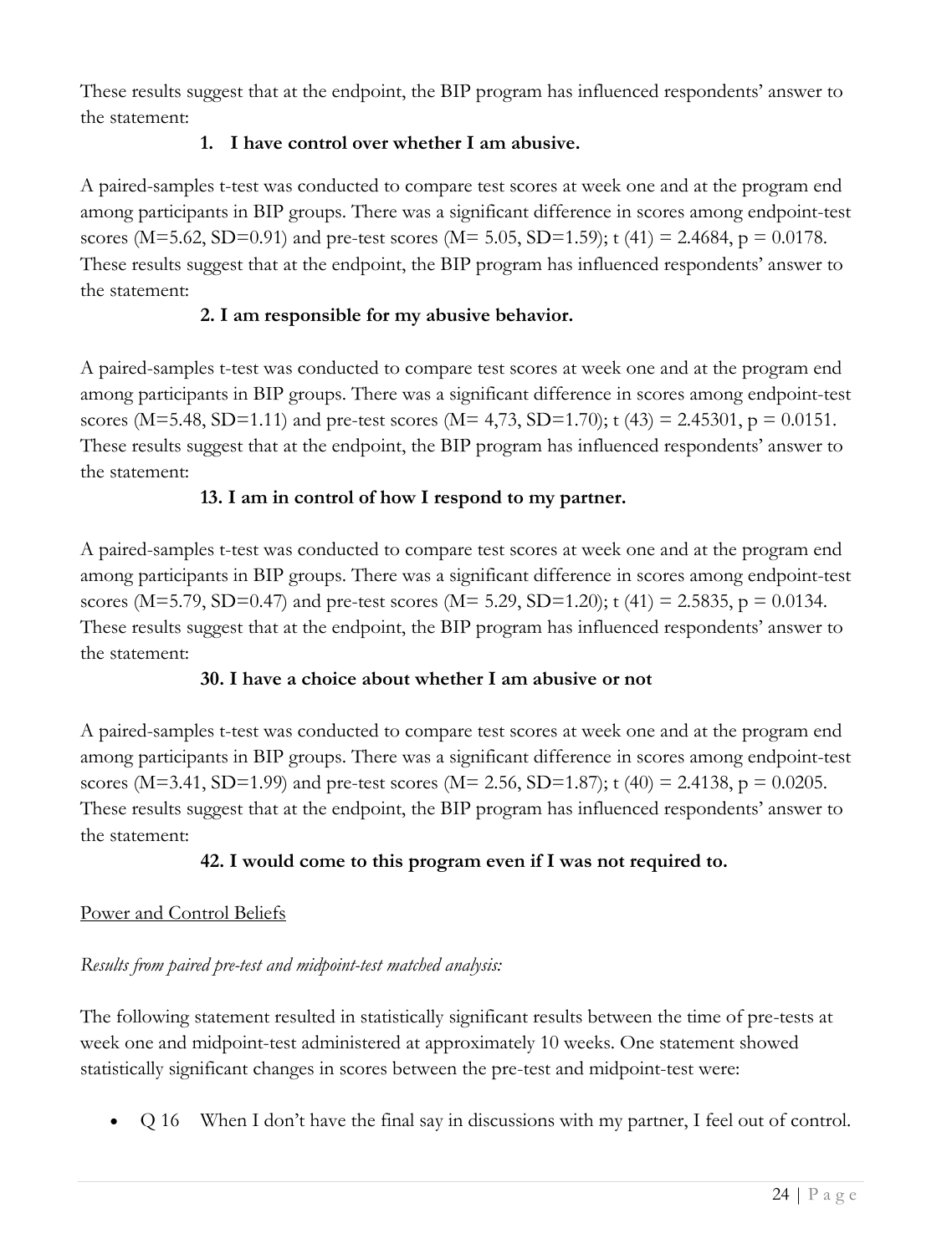These results suggest that at the endpoint, the BIP program has influenced respondents' answer to the statement:

**1. I have control over whether I am abusive.**

A paired-samples t-test was conducted to compare test scores at week one and at the program end among participants in BIP groups. There was a significant difference in scores among endpoint-test scores ($M=5.62$, $SD=0.91$) and pre-test scores ($M= 5.05$, $SD=1.59$); $t(41) = 2.4684$, $p = 0.0178$. These results suggest that at the endpoint, the BIP program has influenced respondents' answer to the statement:

**2. I am responsible for my abusive behavior.**

A paired-samples t-test was conducted to compare test scores at week one and at the program end among participants in BIP groups. There was a significant difference in scores among endpoint-test scores ($M=5.48$, $SD=1.11$) and pre-test scores ($M= 4{,}73$, $SD=1.70$); $t(43) = 2.45301$, $p = 0.0151$. These results suggest that at the endpoint, the BIP program has influenced respondents' answer to the statement:

**13. I am in control of how I respond to my partner.**

A paired-samples t-test was conducted to compare test scores at week one and at the program end among participants in BIP groups. There was a significant difference in scores among endpoint-test scores ($M=5.79$, $SD=0.47$) and pre-test scores ($M= 5.29$, $SD=1.20$); $t(41) = 2.5835$, $p = 0.0134$. These results suggest that at the endpoint, the BIP program has influenced respondents' answer to the statement:

**30. I have a choice about whether I am abusive or not**

A paired-samples t-test was conducted to compare test scores at week one and at the program end among participants in BIP groups. There was a significant difference in scores among endpoint-test scores ($M=3.41$, $SD=1.99$) and pre-test scores ($M= 2.56$, $SD=1.87$); $t(40) = 2.4138$, $p = 0.0205$. These results suggest that at the endpoint, the BIP program has influenced respondents' answer to the statement:

**42. I would come to this program even if I was not required to.**

<u>Power and Control Beliefs</u>

*Results from paired pre-test and midpoint-test matched analysis:*

The following statement resulted in statistically significant results between the time of pre-tests at week one and midpoint-test administered at approximately 10 weeks. One statement showed statistically significant changes in scores between the pre-test and midpoint-test were:

- Q 16 When I don't have the final say in discussions with my partner, I feel out of control.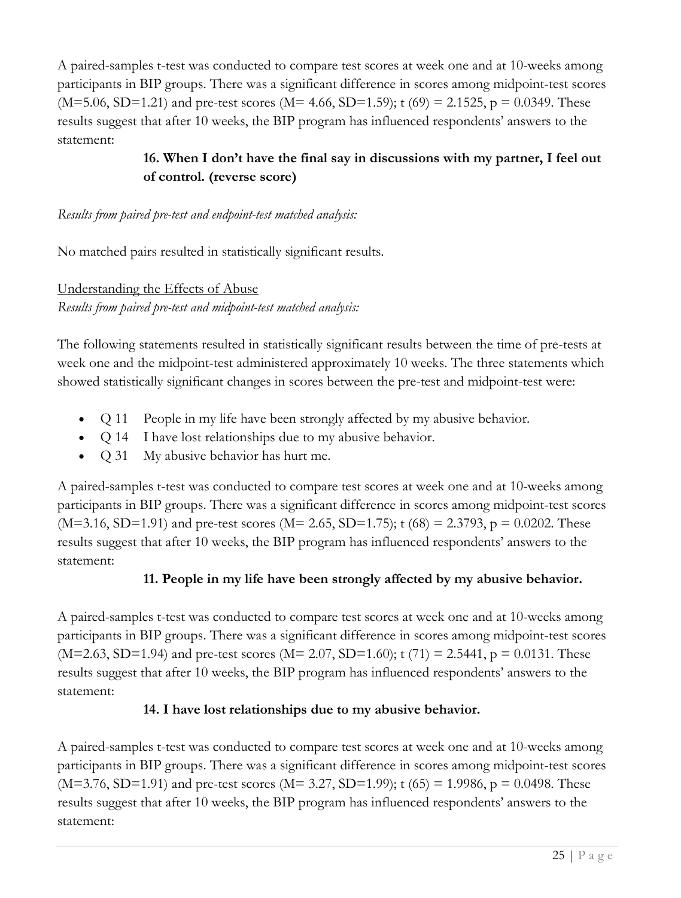A paired-samples t-test was conducted to compare test scores at week one and at 10-weeks among participants in BIP groups. There was a significant difference in scores among midpoint-test scores ($M=5.06$, $SD=1.21$) and pre-test scores ($M= 4.66$, $SD=1.59$); $t\ (69) = 2.1525$, $p = 0.0349$. These results suggest that after 10 weeks, the BIP program has influenced respondents' answers to the statement:

> **16. When I don't have the final say in discussions with my partner, I feel out of control. (reverse score)**

*Results from paired pre-test and endpoint-test matched analysis:*

No matched pairs resulted in statistically significant results.

<u>Understanding the Effects of Abuse</u>

*Results from paired pre-test and midpoint-test matched analysis:*

The following statements resulted in statistically significant results between the time of pre-tests at week one and the midpoint-test administered approximately 10 weeks. The three statements which showed statistically significant changes in scores between the pre-test and midpoint-test were:

- Q 11 People in my life have been strongly affected by my abusive behavior.
- Q 14 I have lost relationships due to my abusive behavior.
- Q 31 My abusive behavior has hurt me.

A paired-samples t-test was conducted to compare test scores at week one and at 10-weeks among participants in BIP groups. There was a significant difference in scores among midpoint-test scores ($M=3.16$, $SD=1.91$) and pre-test scores ($M= 2.65$, $SD=1.75$); $t\ (68) = 2.3793$, $p = 0.0202$. These results suggest that after 10 weeks, the BIP program has influenced respondents' answers to the statement:

> **11. People in my life have been strongly affected by my abusive behavior.**

A paired-samples t-test was conducted to compare test scores at week one and at 10-weeks among participants in BIP groups. There was a significant difference in scores among midpoint-test scores ($M=2.63$, $SD=1.94$) and pre-test scores ($M= 2.07$, $SD=1.60$); $t\ (71) = 2.5441$, $p = 0.0131$. These results suggest that after 10 weeks, the BIP program has influenced respondents' answers to the statement:

> **14. I have lost relationships due to my abusive behavior.**

A paired-samples t-test was conducted to compare test scores at week one and at 10-weeks among participants in BIP groups. There was a significant difference in scores among midpoint-test scores ($M=3.76$, $SD=1.91$) and pre-test scores ($M= 3.27$, $SD=1.99$); $t\ (65) = 1.9986$, $p = 0.0498$. These results suggest that after 10 weeks, the BIP program has influenced respondents' answers to the statement: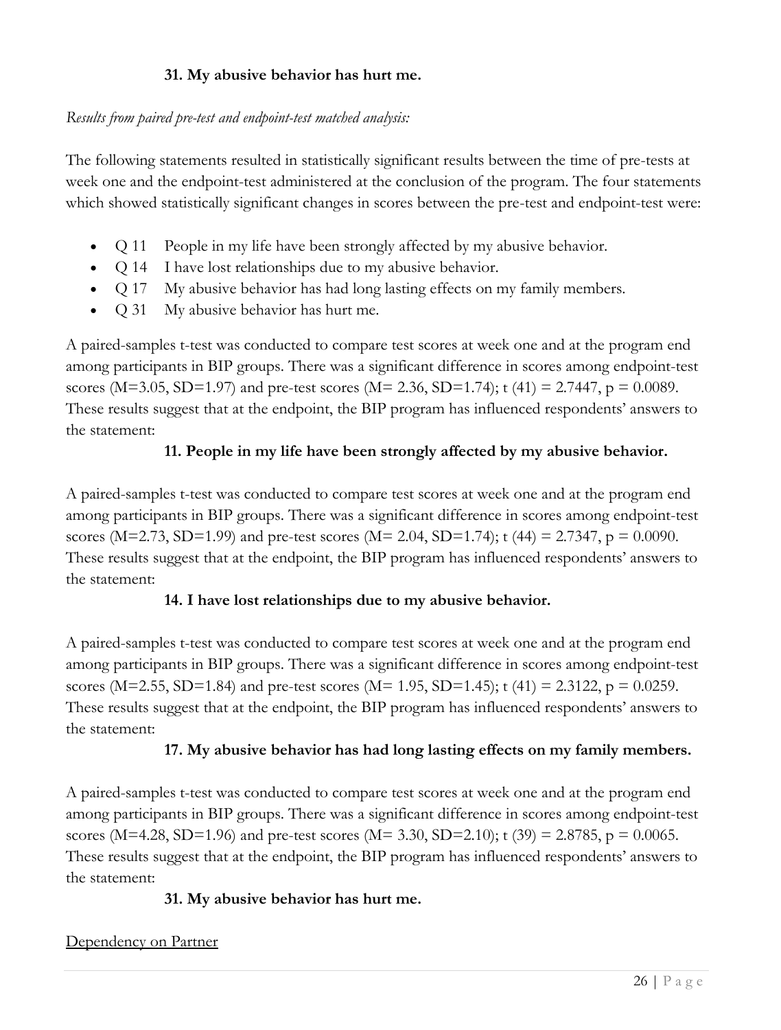**31. My abusive behavior has hurt me.**

*Results from paired pre-test and endpoint-test matched analysis:*

The following statements resulted in statistically significant results between the time of pre-tests at week one and the endpoint-test administered at the conclusion of the program. The four statements which showed statistically significant changes in scores between the pre-test and endpoint-test were:

- Q 11 People in my life have been strongly affected by my abusive behavior.
- Q 14 I have lost relationships due to my abusive behavior.
- Q 17 My abusive behavior has had long lasting effects on my family members.
- Q 31 My abusive behavior has hurt me.

A paired-samples t-test was conducted to compare test scores at week one and at the program end among participants in BIP groups. There was a significant difference in scores among endpoint-test scores ($M=3.05$, $SD=1.97$) and pre-test scores ($M= 2.36$, $SD=1.74$); $t(41) = 2.7447$, $p = 0.0089$. These results suggest that at the endpoint, the BIP program has influenced respondents' answers to the statement:

**11. People in my life have been strongly affected by my abusive behavior.**

A paired-samples t-test was conducted to compare test scores at week one and at the program end among participants in BIP groups. There was a significant difference in scores among endpoint-test scores ($M=2.73$, $SD=1.99$) and pre-test scores ($M= 2.04$, $SD=1.74$); $t(44) = 2.7347$, $p = 0.0090$. These results suggest that at the endpoint, the BIP program has influenced respondents' answers to the statement:

**14. I have lost relationships due to my abusive behavior.**

A paired-samples t-test was conducted to compare test scores at week one and at the program end among participants in BIP groups. There was a significant difference in scores among endpoint-test scores ($M=2.55$, $SD=1.84$) and pre-test scores ($M= 1.95$, $SD=1.45$); $t(41) = 2.3122$, $p = 0.0259$. These results suggest that at the endpoint, the BIP program has influenced respondents' answers to the statement:

**17. My abusive behavior has had long lasting effects on my family members.**

A paired-samples t-test was conducted to compare test scores at week one and at the program end among participants in BIP groups. There was a significant difference in scores among endpoint-test scores ($M=4.28$, $SD=1.96$) and pre-test scores ($M= 3.30$, $SD=2.10$); $t(39) = 2.8785$, $p = 0.0065$. These results suggest that at the endpoint, the BIP program has influenced respondents' answers to the statement:

**31. My abusive behavior has hurt me.**

Dependency on Partner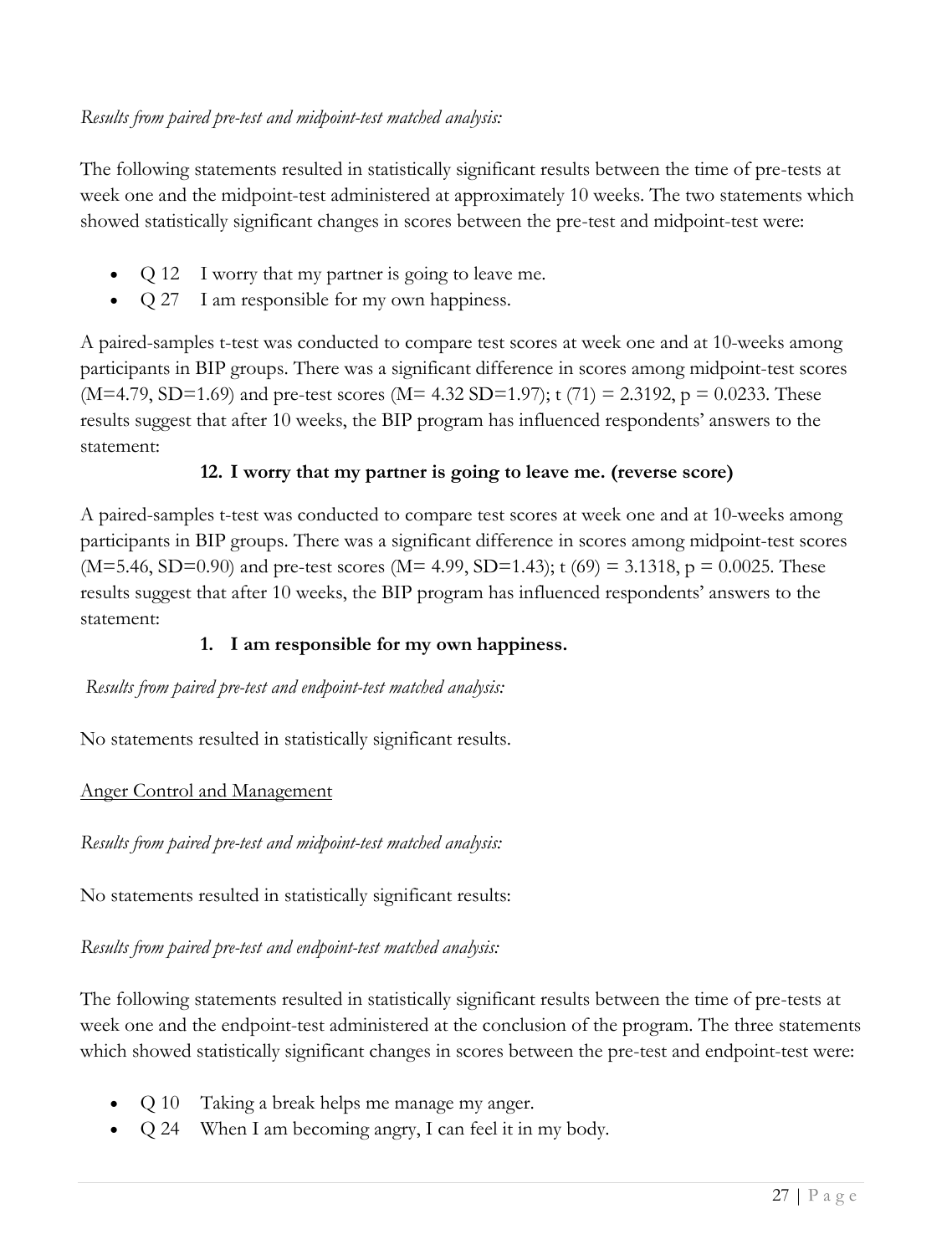*Results from paired pre-test and midpoint-test matched analysis:*

The following statements resulted in statistically significant results between the time of pre-tests at week one and the midpoint-test administered at approximately 10 weeks. The two statements which showed statistically significant changes in scores between the pre-test and midpoint-test were:

- Q 12 I worry that my partner is going to leave me.
- Q 27 I am responsible for my own happiness.

A paired-samples t-test was conducted to compare test scores at week one and at 10-weeks among participants in BIP groups. There was a significant difference in scores among midpoint-test scores ($M=4.79$, $SD=1.69$) and pre-test scores ($M= 4.32$ $SD=1.97$); $t\ (71) = 2.3192$, $p = 0.0233$. These results suggest that after 10 weeks, the BIP program has influenced respondents' answers to the statement:

**12. I worry that my partner is going to leave me. (reverse score)**

A paired-samples t-test was conducted to compare test scores at week one and at 10-weeks among participants in BIP groups. There was a significant difference in scores among midpoint-test scores ($M=5.46$, $SD=0.90$) and pre-test scores ($M= 4.99$, $SD=1.43$); $t\ (69) = 3.1318$, $p = 0.0025$. These results suggest that after 10 weeks, the BIP program has influenced respondents' answers to the statement:

**1. I am responsible for my own happiness.**

*Results from paired pre-test and endpoint-test matched analysis:*

No statements resulted in statistically significant results.

Anger Control and Management

*Results from paired pre-test and midpoint-test matched analysis:*

No statements resulted in statistically significant results:

*Results from paired pre-test and endpoint-test matched analysis:*

The following statements resulted in statistically significant results between the time of pre-tests at week one and the endpoint-test administered at the conclusion of the program. The three statements which showed statistically significant changes in scores between the pre-test and endpoint-test were:

- Q 10 Taking a break helps me manage my anger.
- Q 24 When I am becoming angry, I can feel it in my body.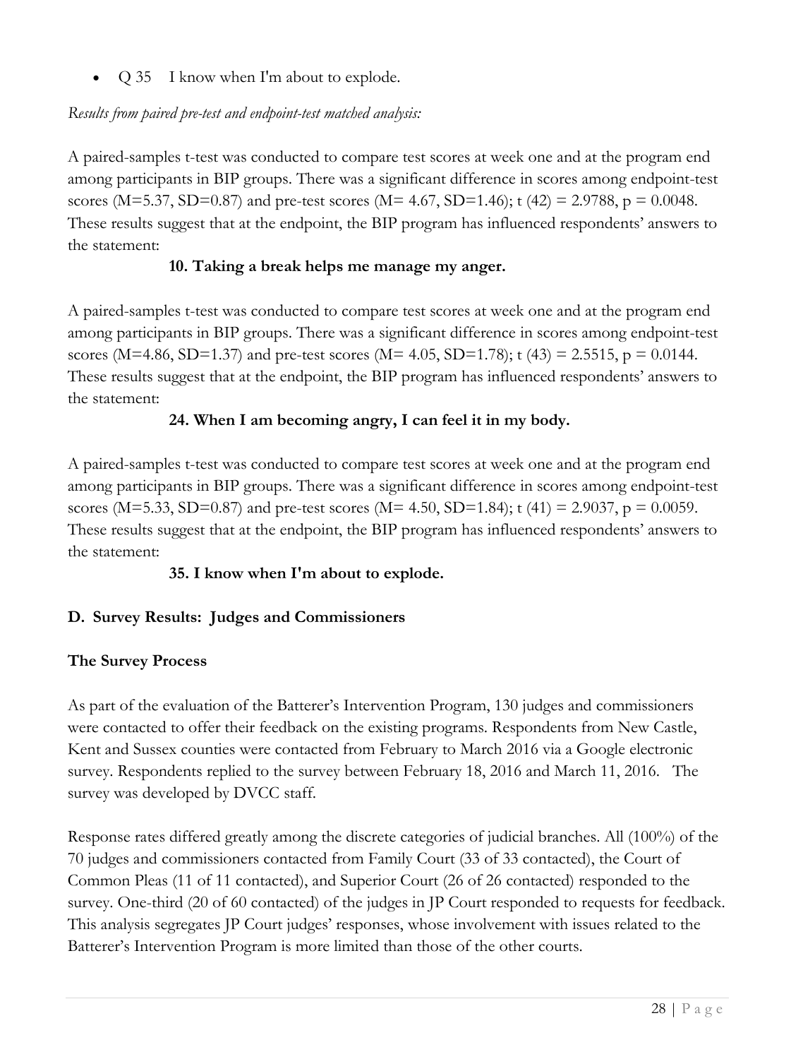- Q 35 I know when I'm about to explode.

*Results from paired pre-test and endpoint-test matched analysis:*

A paired-samples t-test was conducted to compare test scores at week one and at the program end among participants in BIP groups. There was a significant difference in scores among endpoint-test scores ($M=5.37$, $SD=0.87$) and pre-test scores ($M= 4.67$, $SD=1.46$); $t(42) = 2.9788$, $p = 0.0048$. These results suggest that at the endpoint, the BIP program has influenced respondents' answers to the statement:

**10. Taking a break helps me manage my anger.**

A paired-samples t-test was conducted to compare test scores at week one and at the program end among participants in BIP groups. There was a significant difference in scores among endpoint-test scores ($M=4.86$, $SD=1.37$) and pre-test scores ($M= 4.05$, $SD=1.78$); $t(43) = 2.5515$, $p = 0.0144$. These results suggest that at the endpoint, the BIP program has influenced respondents' answers to the statement:

**24. When I am becoming angry, I can feel it in my body.**

A paired-samples t-test was conducted to compare test scores at week one and at the program end among participants in BIP groups. There was a significant difference in scores among endpoint-test scores ($M=5.33$, $SD=0.87$) and pre-test scores ($M= 4.50$, $SD=1.84$); $t(41) = 2.9037$, $p = 0.0059$. These results suggest that at the endpoint, the BIP program has influenced respondents' answers to the statement:

**35. I know when I'm about to explode.**

## D. Survey Results: Judges and Commissioners

### The Survey Process

As part of the evaluation of the Batterer's Intervention Program, 130 judges and commissioners were contacted to offer their feedback on the existing programs. Respondents from New Castle, Kent and Sussex counties were contacted from February to March 2016 via a Google electronic survey. Respondents replied to the survey between February 18, 2016 and March 11, 2016. The survey was developed by DVCC staff.

Response rates differed greatly among the discrete categories of judicial branches. All (100%) of the 70 judges and commissioners contacted from Family Court (33 of 33 contacted), the Court of Common Pleas (11 of 11 contacted), and Superior Court (26 of 26 contacted) responded to the survey. One-third (20 of 60 contacted) of the judges in JP Court responded to requests for feedback. This analysis segregates JP Court judges' responses, whose involvement with issues related to the Batterer's Intervention Program is more limited than those of the other courts.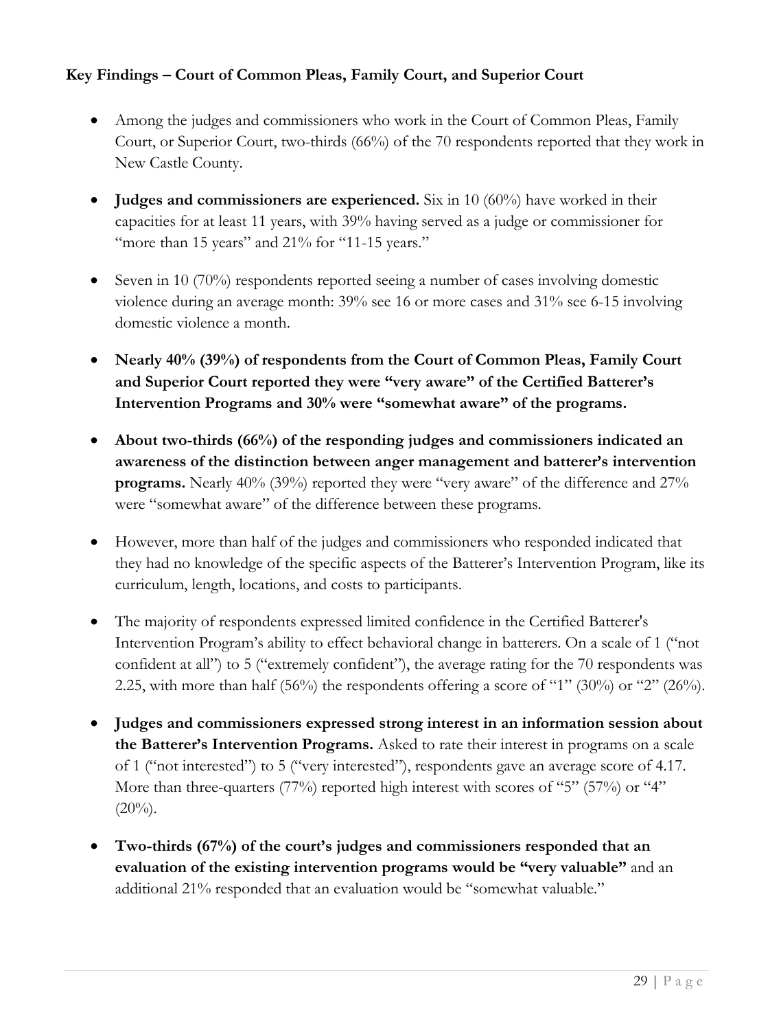**Key Findings – Court of Common Pleas, Family Court, and Superior Court**

- Among the judges and commissioners who work in the Court of Common Pleas, Family Court, or Superior Court, two-thirds (66%) of the 70 respondents reported that they work in New Castle County.
- **Judges and commissioners are experienced.** Six in 10 (60%) have worked in their capacities for at least 11 years, with 39% having served as a judge or commissioner for "more than 15 years" and 21% for "11-15 years."
- Seven in 10 (70%) respondents reported seeing a number of cases involving domestic violence during an average month: 39% see 16 or more cases and 31% see 6-15 involving domestic violence a month.
- **Nearly 40% (39%) of respondents from the Court of Common Pleas, Family Court and Superior Court reported they were "very aware" of the Certified Batterer's Intervention Programs and 30% were "somewhat aware" of the programs.**
- **About two-thirds (66%) of the responding judges and commissioners indicated an awareness of the distinction between anger management and batterer's intervention programs.** Nearly 40% (39%) reported they were "very aware" of the difference and 27% were "somewhat aware" of the difference between these programs.
- However, more than half of the judges and commissioners who responded indicated that they had no knowledge of the specific aspects of the Batterer's Intervention Program, like its curriculum, length, locations, and costs to participants.
- The majority of respondents expressed limited confidence in the Certified Batterer's Intervention Program's ability to effect behavioral change in batterers. On a scale of 1 ("not confident at all") to 5 ("extremely confident"), the average rating for the 70 respondents was 2.25, with more than half (56%) the respondents offering a score of "1" (30%) or "2" (26%).
- **Judges and commissioners expressed strong interest in an information session about the Batterer's Intervention Programs.** Asked to rate their interest in programs on a scale of 1 ("not interested") to 5 ("very interested"), respondents gave an average score of 4.17. More than three-quarters (77%) reported high interest with scores of "5" (57%) or "4" (20%).
- **Two-thirds (67%) of the court's judges and commissioners responded that an evaluation of the existing intervention programs would be "very valuable"** and an additional 21% responded that an evaluation would be "somewhat valuable."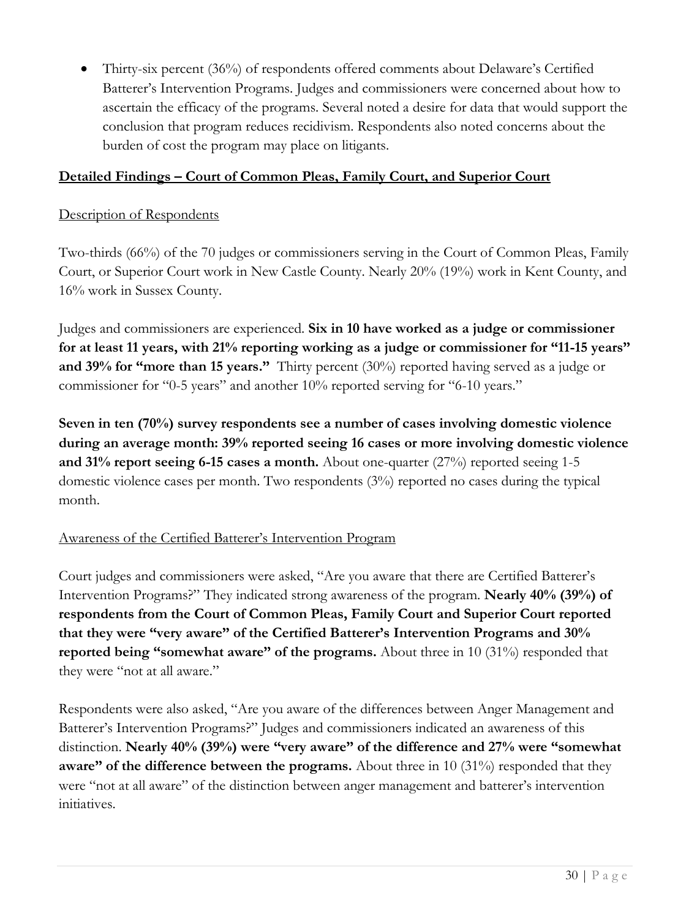- Thirty-six percent (36%) of respondents offered comments about Delaware's Certified Batterer's Intervention Programs. Judges and commissioners were concerned about how to ascertain the efficacy of the programs. Several noted a desire for data that would support the conclusion that program reduces recidivism. Respondents also noted concerns about the burden of cost the program may place on litigants.

## Detailed Findings – Court of Common Pleas, Family Court, and Superior Court

### Description of Respondents

Two-thirds (66%) of the 70 judges or commissioners serving in the Court of Common Pleas, Family Court, or Superior Court work in New Castle County. Nearly 20% (19%) work in Kent County, and 16% work in Sussex County.

Judges and commissioners are experienced. **Six in 10 have worked as a judge or commissioner for at least 11 years, with 21% reporting working as a judge or commissioner for "11-15 years" and 39% for "more than 15 years."** Thirty percent (30%) reported having served as a judge or commissioner for "0-5 years" and another 10% reported serving for "6-10 years."

**Seven in ten (70%) survey respondents see a number of cases involving domestic violence during an average month: 39% reported seeing 16 cases or more involving domestic violence and 31% report seeing 6-15 cases a month.** About one-quarter (27%) reported seeing 1-5 domestic violence cases per month. Two respondents (3%) reported no cases during the typical month.

### Awareness of the Certified Batterer's Intervention Program

Court judges and commissioners were asked, "Are you aware that there are Certified Batterer's Intervention Programs?" They indicated strong awareness of the program. **Nearly 40% (39%) of respondents from the Court of Common Pleas, Family Court and Superior Court reported that they were "very aware" of the Certified Batterer's Intervention Programs and 30% reported being "somewhat aware" of the programs.** About three in 10 (31%) responded that they were "not at all aware."

Respondents were also asked, "Are you aware of the differences between Anger Management and Batterer's Intervention Programs?" Judges and commissioners indicated an awareness of this distinction. **Nearly 40% (39%) were "very aware" of the difference and 27% were "somewhat aware" of the difference between the programs.** About three in 10 (31%) responded that they were "not at all aware" of the distinction between anger management and batterer's intervention initiatives.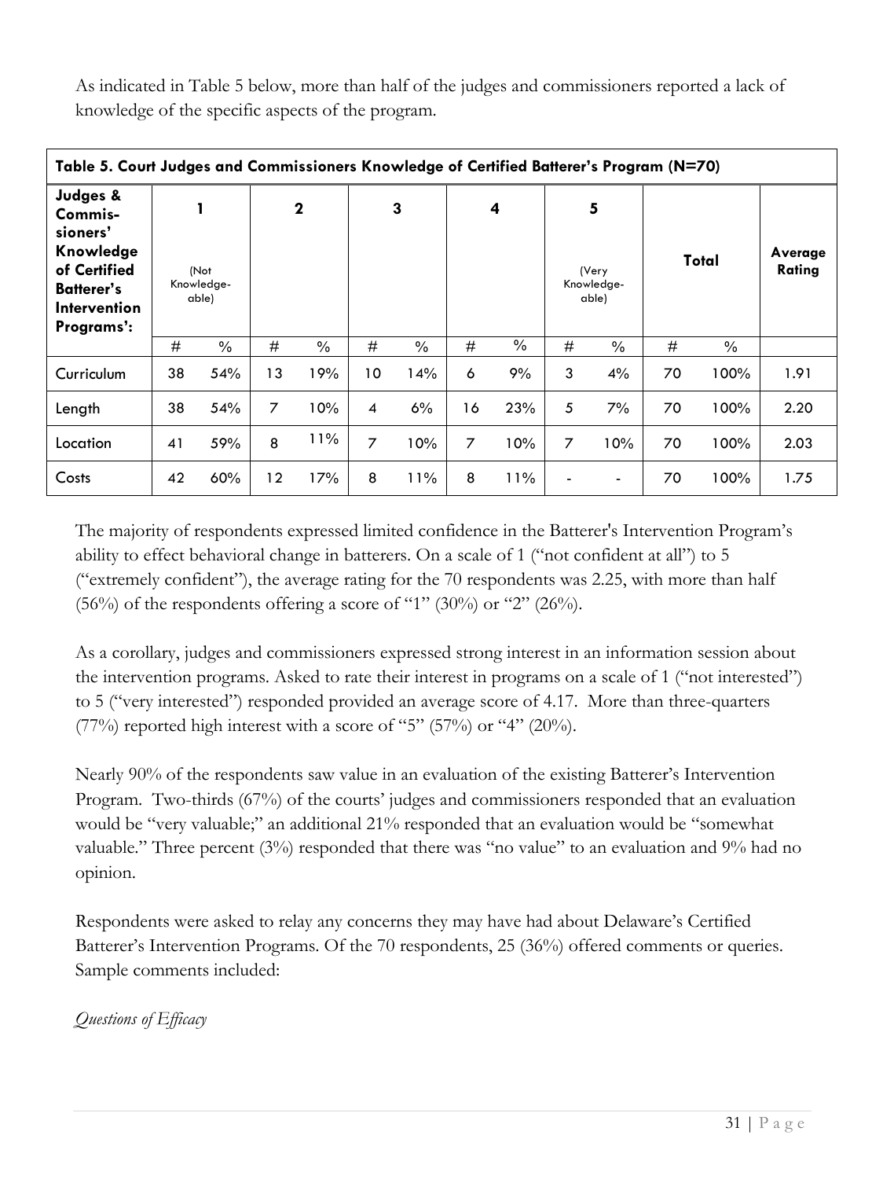As indicated in Table 5 below, more than half of the judges and commissioners reported a lack of knowledge of the specific aspects of the program.

**Table 5. Court Judges and Commissioners Knowledge of Certified Batterer's Program (N=70)**

| Judges & Commis-sioners' Knowledge of Certified Batterer's Intervention Programs': | 1 (Not Knowledge-able) | | 2 | | 3 | | 4 | | 5 (Very Knowledge-able) | | Total | | Average Rating |
|---|---|---|---|---|---|---|---|---|---|---|---|---|---|
| | # | % | # | % | # | % | # | % | # | % | # | % | |
| Curriculum | 38 | 54% | 13 | 19% | 10 | 14% | 6 | 9% | 3 | 4% | 70 | 100% | 1.91 |
| Length | 38 | 54% | 7 | 10% | 4 | 6% | 16 | 23% | 5 | 7% | 70 | 100% | 2.20 |
| Location | 41 | 59% | 8 | 11% | 7 | 10% | 7 | 10% | 7 | 10% | 70 | 100% | 2.03 |
| Costs | 42 | 60% | 12 | 17% | 8 | 11% | 8 | 11% | - | - | 70 | 100% | 1.75 |

The majority of respondents expressed limited confidence in the Batterer's Intervention Program's ability to effect behavioral change in batterers. On a scale of 1 ("not confident at all") to 5 ("extremely confident"), the average rating for the 70 respondents was 2.25, with more than half (56%) of the respondents offering a score of "1" (30%) or "2" (26%).

As a corollary, judges and commissioners expressed strong interest in an information session about the intervention programs. Asked to rate their interest in programs on a scale of 1 ("not interested") to 5 ("very interested") responded provided an average score of 4.17. More than three-quarters (77%) reported high interest with a score of "5" (57%) or "4" (20%).

Nearly 90% of the respondents saw value in an evaluation of the existing Batterer's Intervention Program. Two-thirds (67%) of the courts' judges and commissioners responded that an evaluation would be "very valuable;" an additional 21% responded that an evaluation would be "somewhat valuable." Three percent (3%) responded that there was "no value" to an evaluation and 9% had no opinion.

Respondents were asked to relay any concerns they may have had about Delaware's Certified Batterer's Intervention Programs. Of the 70 respondents, 25 (36%) offered comments or queries. Sample comments included:

*Questions of Efficacy*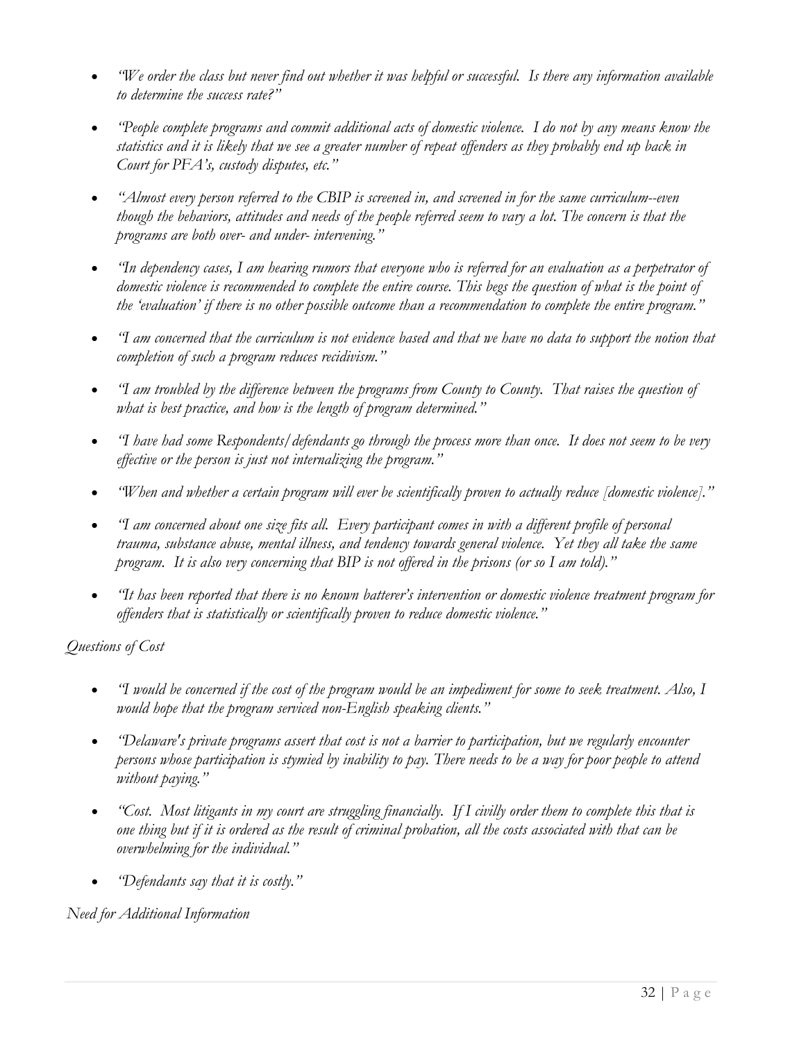- *"We order the class but never find out whether it was helpful or successful. Is there any information available to determine the success rate?"*
- *"People complete programs and commit additional acts of domestic violence. I do not by any means know the statistics and it is likely that we see a greater number of repeat offenders as they probably end up back in Court for PFA's, custody disputes, etc."*
- *"Almost every person referred to the CBIP is screened in, and screened in for the same curriculum--even though the behaviors, attitudes and needs of the people referred seem to vary a lot. The concern is that the programs are both over- and under- intervening."*
- *"In dependency cases, I am hearing rumors that everyone who is referred for an evaluation as a perpetrator of domestic violence is recommended to complete the entire course. This begs the question of what is the point of the 'evaluation' if there is no other possible outcome than a recommendation to complete the entire program."*
- *"I am concerned that the curriculum is not evidence based and that we have no data to support the notion that completion of such a program reduces recidivism."*
- *"I am troubled by the difference between the programs from County to County. That raises the question of what is best practice, and how is the length of program determined."*
- *"I have had some Respondents/defendants go through the process more than once. It does not seem to be very effective or the person is just not internalizing the program."*
- *"When and whether a certain program will ever be scientifically proven to actually reduce [domestic violence]."*
- *"I am concerned about one size fits all. Every participant comes in with a different profile of personal trauma, substance abuse, mental illness, and tendency towards general violence. Yet they all take the same program. It is also very concerning that BIP is not offered in the prisons (or so I am told)."*
- *"It has been reported that there is no known batterer's intervention or domestic violence treatment program for offenders that is statistically or scientifically proven to reduce domestic violence."*

*Questions of Cost*

- *"I would be concerned if the cost of the program would be an impediment for some to seek treatment. Also, I would hope that the program serviced non-English speaking clients."*
- *"Delaware's private programs assert that cost is not a barrier to participation, but we regularly encounter persons whose participation is stymied by inability to pay. There needs to be a way for poor people to attend without paying."*
- *"Cost. Most litigants in my court are struggling financially. If I civilly order them to complete this that is one thing but if it is ordered as the result of criminal probation, all the costs associated with that can be overwhelming for the individual."*
- *"Defendants say that it is costly."*

*Need for Additional Information*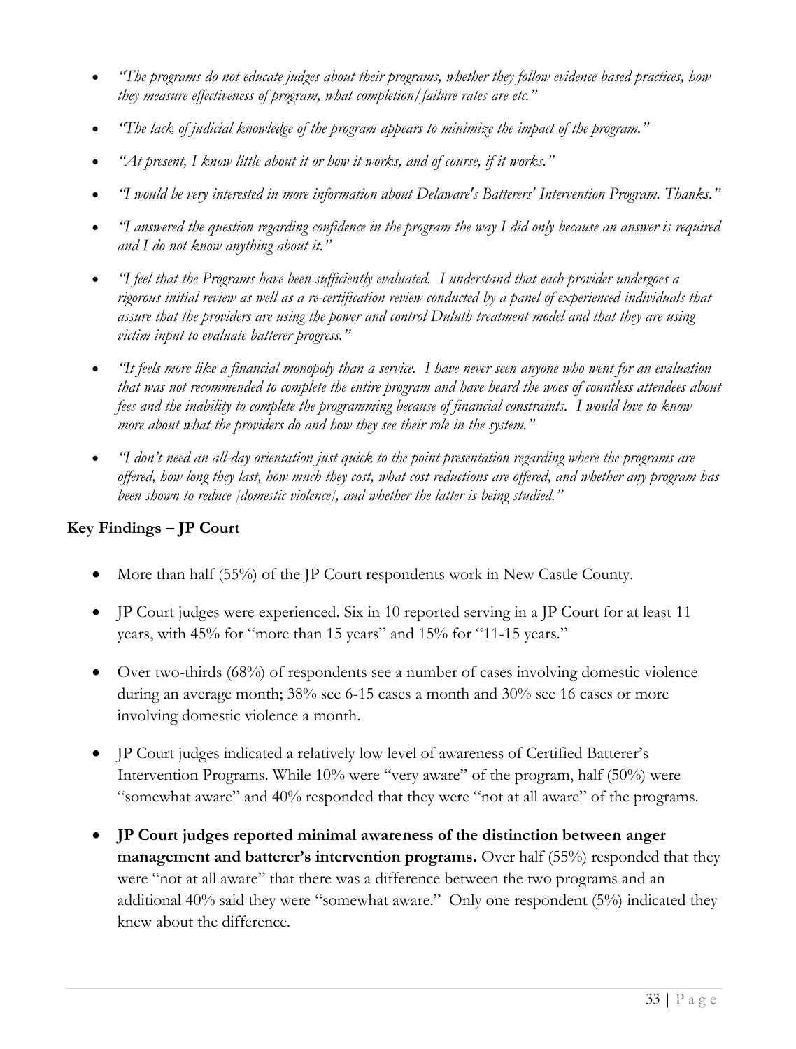- *"The programs do not educate judges about their programs, whether they follow evidence based practices, how they measure effectiveness of program, what completion/failure rates are etc."*

- *"The lack of judicial knowledge of the program appears to minimize the impact of the program."*

- *"At present, I know little about it or how it works, and of course, if it works."*

- *"I would be very interested in more information about Delaware's Batterers' Intervention Program. Thanks."*

- *"I answered the question regarding confidence in the program the way I did only because an answer is required and I do not know anything about it."*

- *"I feel that the Programs have been sufficiently evaluated. I understand that each provider undergoes a rigorous initial review as well as a re-certification review conducted by a panel of experienced individuals that assure that the providers are using the power and control Duluth treatment model and that they are using victim input to evaluate batterer progress."*

- *"It feels more like a financial monopoly than a service. I have never seen anyone who went for an evaluation that was not recommended to complete the entire program and have heard the woes of countless attendees about fees and the inability to complete the programming because of financial constraints. I would love to know more about what the providers do and how they see their role in the system."*

- *"I don't need an all-day orientation just quick to the point presentation regarding where the programs are offered, how long they last, how much they cost, what cost reductions are offered, and whether any program has been shown to reduce [domestic violence], and whether the latter is being studied."*

**Key Findings – JP Court**

- More than half (55%) of the JP Court respondents work in New Castle County.

- JP Court judges were experienced. Six in 10 reported serving in a JP Court for at least 11 years, with 45% for "more than 15 years" and 15% for "11-15 years."

- Over two-thirds (68%) of respondents see a number of cases involving domestic violence during an average month; 38% see 6-15 cases a month and 30% see 16 cases or more involving domestic violence a month.

- JP Court judges indicated a relatively low level of awareness of Certified Batterer's Intervention Programs. While 10% were "very aware" of the program, half (50%) were "somewhat aware" and 40% responded that they were "not at all aware" of the programs.

- **JP Court judges reported minimal awareness of the distinction between anger management and batterer's intervention programs.** Over half (55%) responded that they were "not at all aware" that there was a difference between the two programs and an additional 40% said they were "somewhat aware." Only one respondent (5%) indicated they knew about the difference.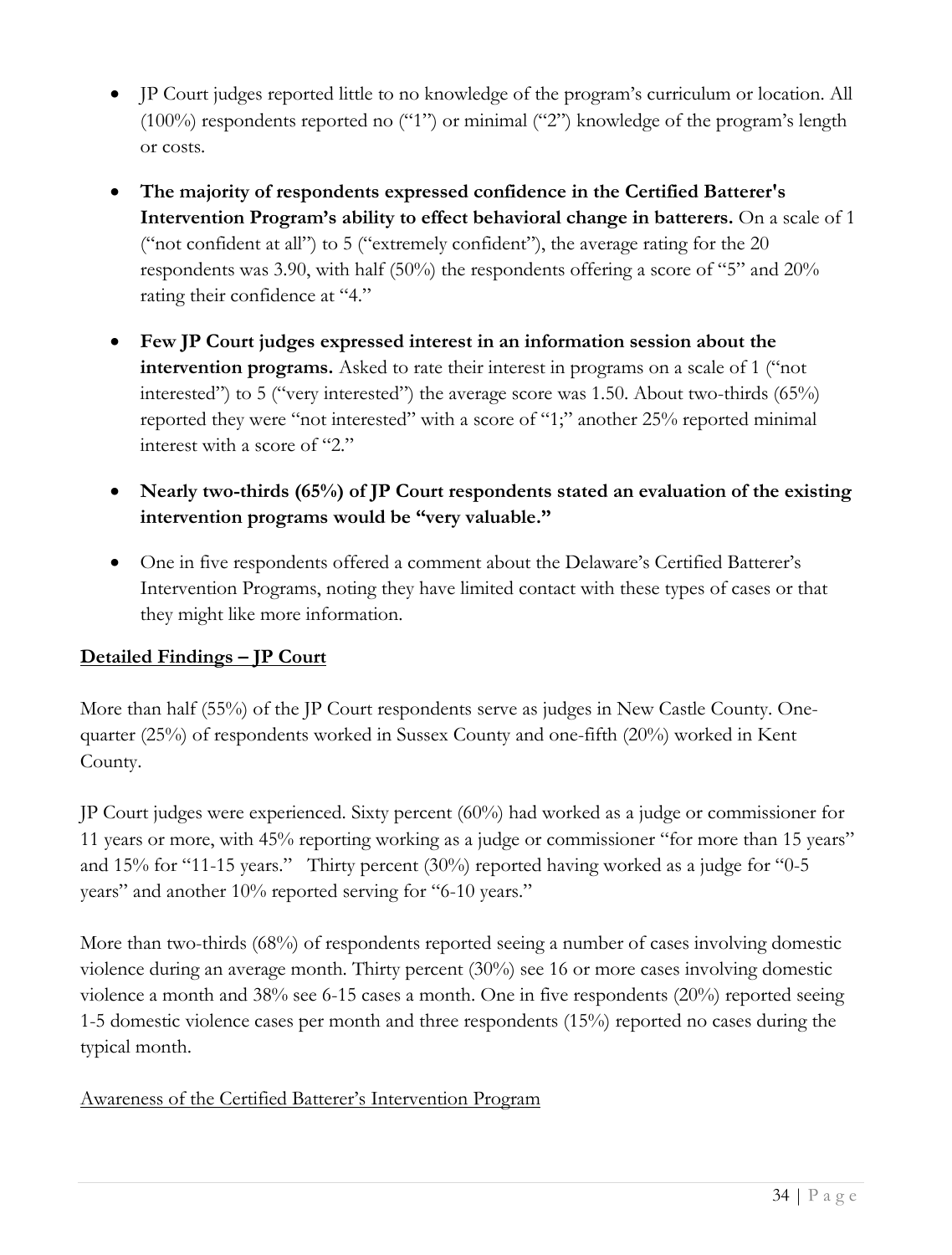- JP Court judges reported little to no knowledge of the program's curriculum or location. All (100%) respondents reported no ("1") or minimal ("2") knowledge of the program's length or costs.

- **The majority of respondents expressed confidence in the Certified Batterer's Intervention Program's ability to effect behavioral change in batterers.** On a scale of 1 ("not confident at all") to 5 ("extremely confident"), the average rating for the 20 respondents was 3.90, with half (50%) the respondents offering a score of "5" and 20% rating their confidence at "4."

- **Few JP Court judges expressed interest in an information session about the intervention programs.** Asked to rate their interest in programs on a scale of 1 ("not interested") to 5 ("very interested") the average score was 1.50. About two-thirds (65%) reported they were "not interested" with a score of "1;" another 25% reported minimal interest with a score of "2."

- **Nearly two-thirds (65%) of JP Court respondents stated an evaluation of the existing intervention programs would be "very valuable."**

- One in five respondents offered a comment about the Delaware's Certified Batterer's Intervention Programs, noting they have limited contact with these types of cases or that they might like more information.

## Detailed Findings – JP Court

More than half (55%) of the JP Court respondents serve as judges in New Castle County. One-quarter (25%) of respondents worked in Sussex County and one-fifth (20%) worked in Kent County.

JP Court judges were experienced. Sixty percent (60%) had worked as a judge or commissioner for 11 years or more, with 45% reporting working as a judge or commissioner "for more than 15 years" and 15% for "11-15 years." Thirty percent (30%) reported having worked as a judge for "0-5 years" and another 10% reported serving for "6-10 years."

More than two-thirds (68%) of respondents reported seeing a number of cases involving domestic violence during an average month. Thirty percent (30%) see 16 or more cases involving domestic violence a month and 38% see 6-15 cases a month. One in five respondents (20%) reported seeing 1-5 domestic violence cases per month and three respondents (15%) reported no cases during the typical month.

### Awareness of the Certified Batterer's Intervention Program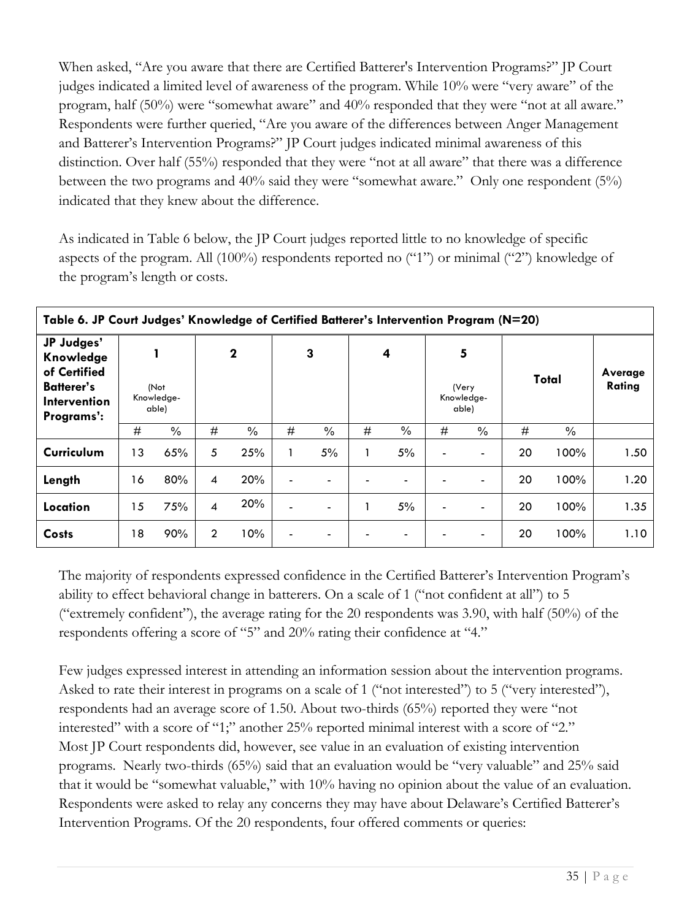When asked, "Are you aware that there are Certified Batterer's Intervention Programs?" JP Court judges indicated a limited level of awareness of the program. While 10% were "very aware" of the program, half (50%) were "somewhat aware" and 40% responded that they were "not at all aware." Respondents were further queried, "Are you aware of the differences between Anger Management and Batterer's Intervention Programs?" JP Court judges indicated minimal awareness of this distinction. Over half (55%) responded that they were "not at all aware" that there was a difference between the two programs and 40% said they were "somewhat aware." Only one respondent (5%) indicated that they knew about the difference.

As indicated in Table 6 below, the JP Court judges reported little to no knowledge of specific aspects of the program. All (100%) respondents reported no ("1") or minimal ("2") knowledge of the program's length or costs.

**Table 6. JP Court Judges' Knowledge of Certified Batterer's Intervention Program (N=20)**

| JP Judges' Knowledge of Certified Batterer's Intervention Programs': | 1 (Not Knowledge-able) | | 2 | | 3 | | 4 | | 5 (Very Knowledge-able) | | Total | | Average Rating |
|---|---|---|---|---|---|---|---|---|---|---|---|---|---|
| | # | % | # | % | # | % | # | % | # | % | # | % | |
| **Curriculum** | 13 | 65% | 5 | 25% | 1 | 5% | 1 | 5% | - | - | 20 | 100% | 1.50 |
| **Length** | 16 | 80% | 4 | 20% | - | - | - | - | - | - | 20 | 100% | 1.20 |
| **Location** | 15 | 75% | 4 | 20% | - | - | 1 | 5% | - | - | 20 | 100% | 1.35 |
| **Costs** | 18 | 90% | 2 | 10% | - | - | - | - | - | - | 20 | 100% | 1.10 |

The majority of respondents expressed confidence in the Certified Batterer's Intervention Program's ability to effect behavioral change in batterers. On a scale of 1 ("not confident at all") to 5 ("extremely confident"), the average rating for the 20 respondents was 3.90, with half (50%) of the respondents offering a score of "5" and 20% rating their confidence at "4."

Few judges expressed interest in attending an information session about the intervention programs. Asked to rate their interest in programs on a scale of 1 ("not interested") to 5 ("very interested"), respondents had an average score of 1.50. About two-thirds (65%) reported they were "not interested" with a score of "1;" another 25% reported minimal interest with a score of "2." Most JP Court respondents did, however, see value in an evaluation of existing intervention programs. Nearly two-thirds (65%) said that an evaluation would be "very valuable" and 25% said that it would be "somewhat valuable," with 10% having no opinion about the value of an evaluation. Respondents were asked to relay any concerns they may have about Delaware's Certified Batterer's Intervention Programs. Of the 20 respondents, four offered comments or queries: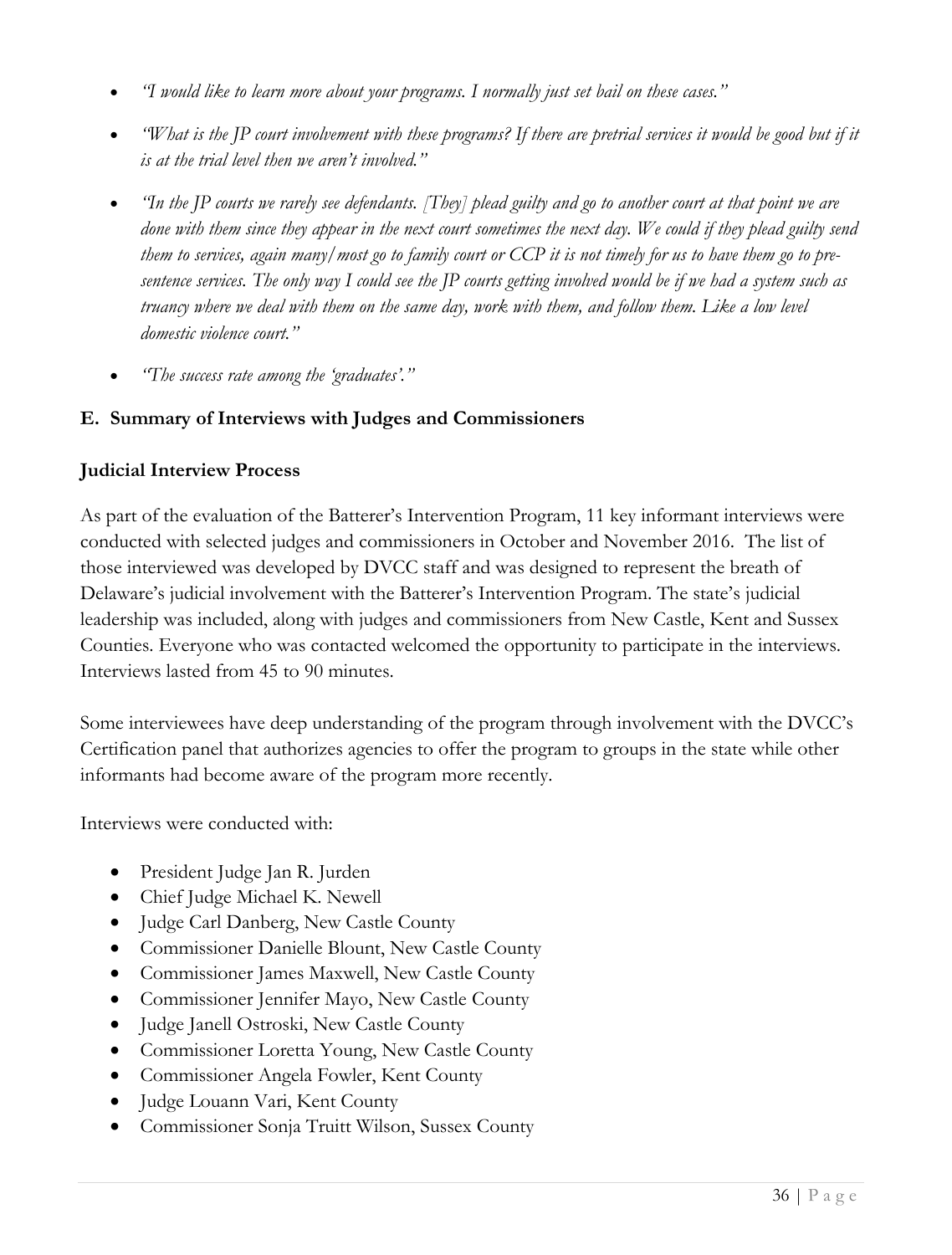- *"I would like to learn more about your programs. I normally just set bail on these cases."*
- *"What is the JP court involvement with these programs? If there are pretrial services it would be good but if it is at the trial level then we aren't involved."*
- *"In the JP courts we rarely see defendants. [They] plead guilty and go to another court at that point we are done with them since they appear in the next court sometimes the next day. We could if they plead guilty send them to services, again many/most go to family court or CCP it is not timely for us to have them go to pre-sentence services. The only way I could see the JP courts getting involved would be if we had a system such as truancy where we deal with them on the same day, work with them, and follow them. Like a low level domestic violence court."*
- *"The success rate among the 'graduates'."*

## E. Summary of Interviews with Judges and Commissioners

### Judicial Interview Process

As part of the evaluation of the Batterer's Intervention Program, 11 key informant interviews were conducted with selected judges and commissioners in October and November 2016. The list of those interviewed was developed by DVCC staff and was designed to represent the breath of Delaware's judicial involvement with the Batterer's Intervention Program. The state's judicial leadership was included, along with judges and commissioners from New Castle, Kent and Sussex Counties. Everyone who was contacted welcomed the opportunity to participate in the interviews. Interviews lasted from 45 to 90 minutes.

Some interviewees have deep understanding of the program through involvement with the DVCC's Certification panel that authorizes agencies to offer the program to groups in the state while other informants had become aware of the program more recently.

Interviews were conducted with:

- President Judge Jan R. Jurden
- Chief Judge Michael K. Newell
- Judge Carl Danberg, New Castle County
- Commissioner Danielle Blount, New Castle County
- Commissioner James Maxwell, New Castle County
- Commissioner Jennifer Mayo, New Castle County
- Judge Janell Ostroski, New Castle County
- Commissioner Loretta Young, New Castle County
- Commissioner Angela Fowler, Kent County
- Judge Louann Vari, Kent County
- Commissioner Sonja Truitt Wilson, Sussex County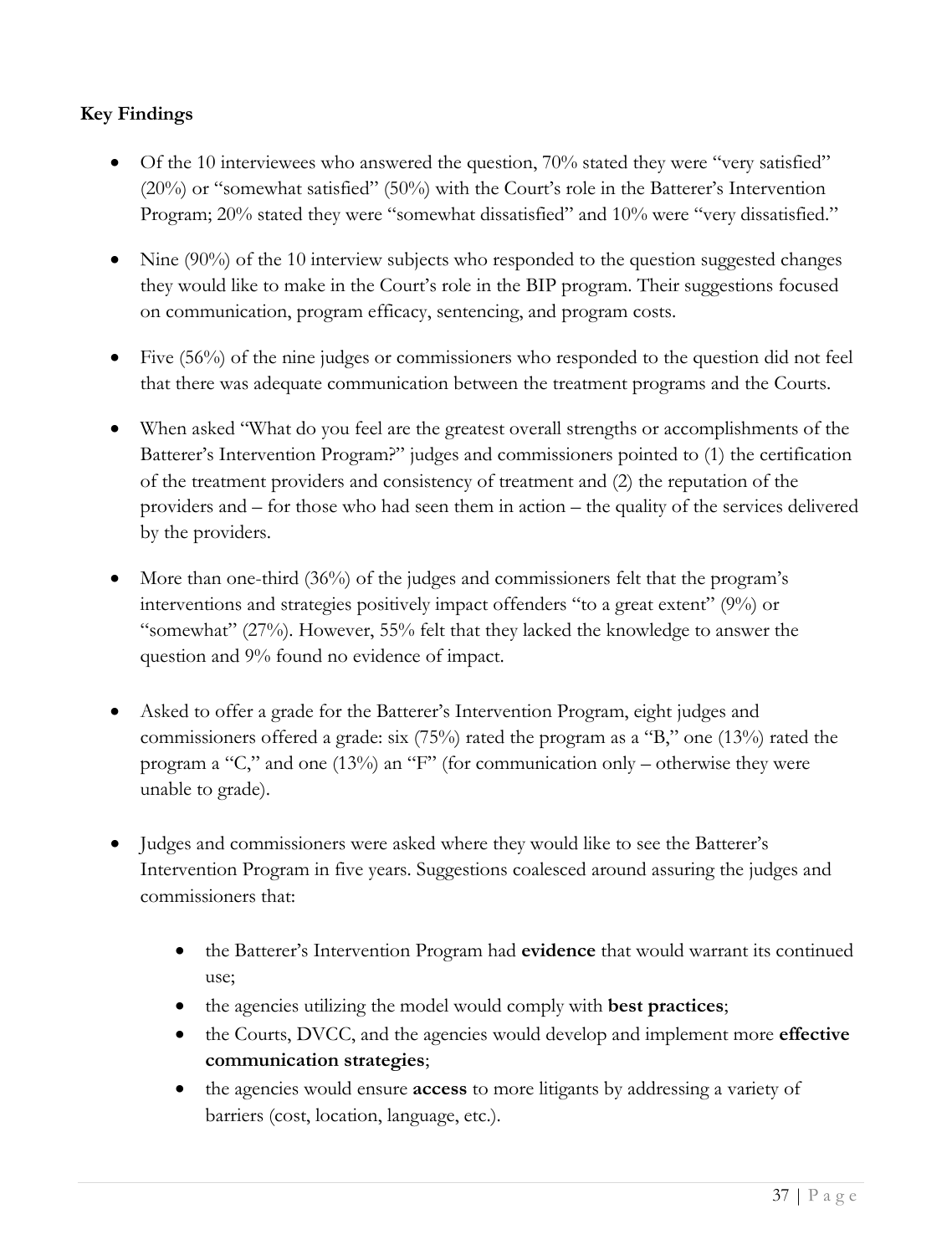**Key Findings**

- Of the 10 interviewees who answered the question, 70% stated they were "very satisfied" (20%) or "somewhat satisfied" (50%) with the Court's role in the Batterer's Intervention Program; 20% stated they were "somewhat dissatisfied" and 10% were "very dissatisfied."

- Nine (90%) of the 10 interview subjects who responded to the question suggested changes they would like to make in the Court's role in the BIP program. Their suggestions focused on communication, program efficacy, sentencing, and program costs.

- Five (56%) of the nine judges or commissioners who responded to the question did not feel that there was adequate communication between the treatment programs and the Courts.

- When asked "What do you feel are the greatest overall strengths or accomplishments of the Batterer's Intervention Program?" judges and commissioners pointed to (1) the certification of the treatment providers and consistency of treatment and (2) the reputation of the providers and – for those who had seen them in action – the quality of the services delivered by the providers.

- More than one-third (36%) of the judges and commissioners felt that the program's interventions and strategies positively impact offenders "to a great extent" (9%) or "somewhat" (27%). However, 55% felt that they lacked the knowledge to answer the question and 9% found no evidence of impact.

- Asked to offer a grade for the Batterer's Intervention Program, eight judges and commissioners offered a grade: six (75%) rated the program as a "B," one (13%) rated the program a "C," and one (13%) an "F" (for communication only – otherwise they were unable to grade).

- Judges and commissioners were asked where they would like to see the Batterer's Intervention Program in five years. Suggestions coalesced around assuring the judges and commissioners that:

  - the Batterer's Intervention Program had **evidence** that would warrant its continued use;
  - the agencies utilizing the model would comply with **best practices**;
  - the Courts, DVCC, and the agencies would develop and implement more **effective communication strategies**;
  - the agencies would ensure **access** to more litigants by addressing a variety of barriers (cost, location, language, etc.).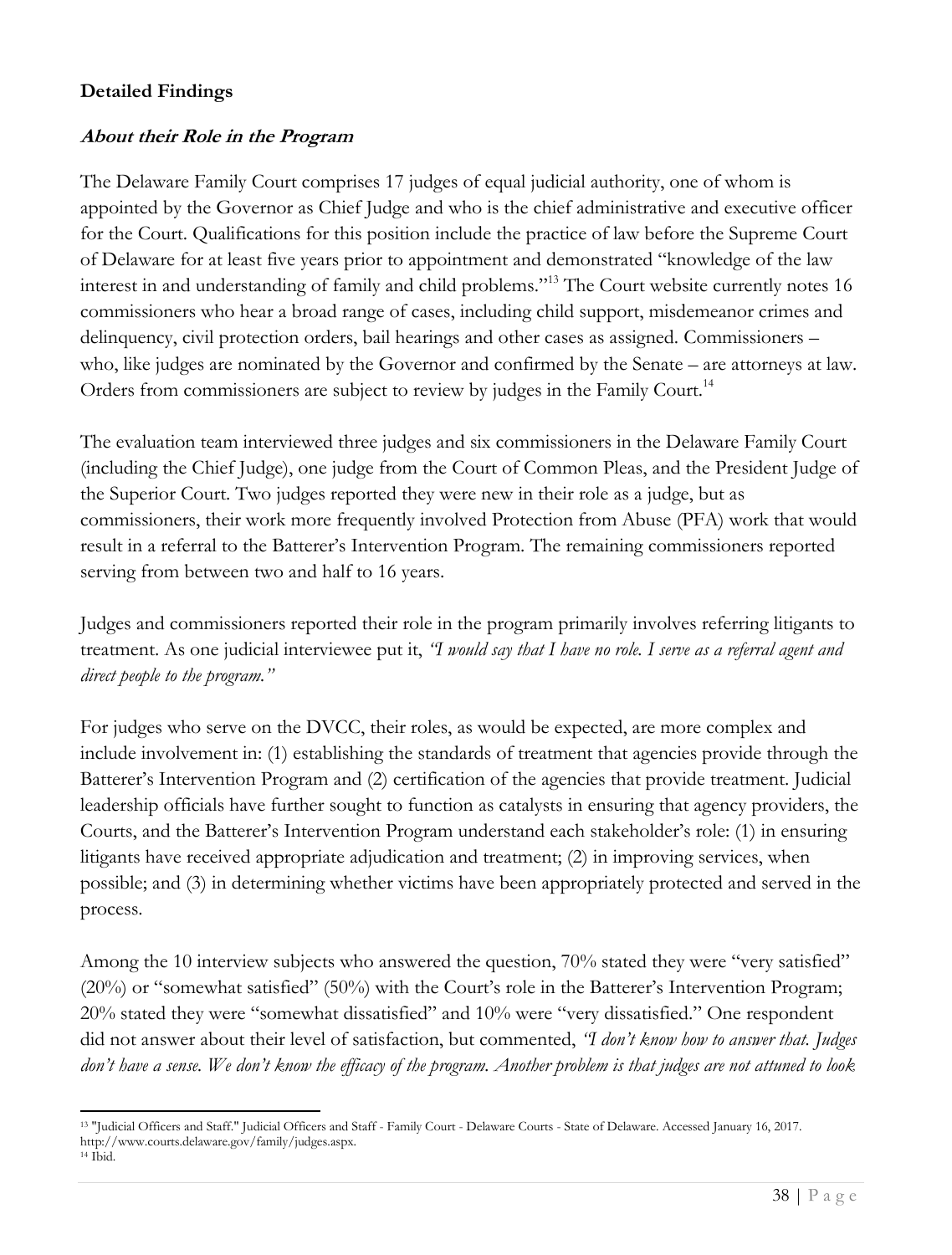**Detailed Findings**

***About their Role in the Program***

The Delaware Family Court comprises 17 judges of equal judicial authority, one of whom is appointed by the Governor as Chief Judge and who is the chief administrative and executive officer for the Court. Qualifications for this position include the practice of law before the Supreme Court of Delaware for at least five years prior to appointment and demonstrated "knowledge of the law interest in and understanding of family and child problems."[13] The Court website currently notes 16 commissioners who hear a broad range of cases, including child support, misdemeanor crimes and delinquency, civil protection orders, bail hearings and other cases as assigned. Commissioners – who, like judges are nominated by the Governor and confirmed by the Senate – are attorneys at law. Orders from commissioners are subject to review by judges in the Family Court.[14]

The evaluation team interviewed three judges and six commissioners in the Delaware Family Court (including the Chief Judge), one judge from the Court of Common Pleas, and the President Judge of the Superior Court. Two judges reported they were new in their role as a judge, but as commissioners, their work more frequently involved Protection from Abuse (PFA) work that would result in a referral to the Batterer's Intervention Program. The remaining commissioners reported serving from between two and half to 16 years.

Judges and commissioners reported their role in the program primarily involves referring litigants to treatment. As one judicial interviewee put it, *"I would say that I have no role. I serve as a referral agent and direct people to the program."*

For judges who serve on the DVCC, their roles, as would be expected, are more complex and include involvement in: (1) establishing the standards of treatment that agencies provide through the Batterer's Intervention Program and (2) certification of the agencies that provide treatment. Judicial leadership officials have further sought to function as catalysts in ensuring that agency providers, the Courts, and the Batterer's Intervention Program understand each stakeholder's role: (1) in ensuring litigants have received appropriate adjudication and treatment; (2) in improving services, when possible; and (3) in determining whether victims have been appropriately protected and served in the process.

Among the 10 interview subjects who answered the question, 70% stated they were "very satisfied" (20%) or "somewhat satisfied" (50%) with the Court's role in the Batterer's Intervention Program; 20% stated they were "somewhat dissatisfied" and 10% were "very dissatisfied." One respondent did not answer about their level of satisfaction, but commented, *"I don't know how to answer that. Judges don't have a sense. We don't know the efficacy of the program. Another problem is that judges are not attuned to look*

---

[13] "Judicial Officers and Staff." Judicial Officers and Staff - Family Court - Delaware Courts - State of Delaware. Accessed January 16, 2017. http://www.courts.delaware.gov/family/judges.aspx.

[14] Ibid.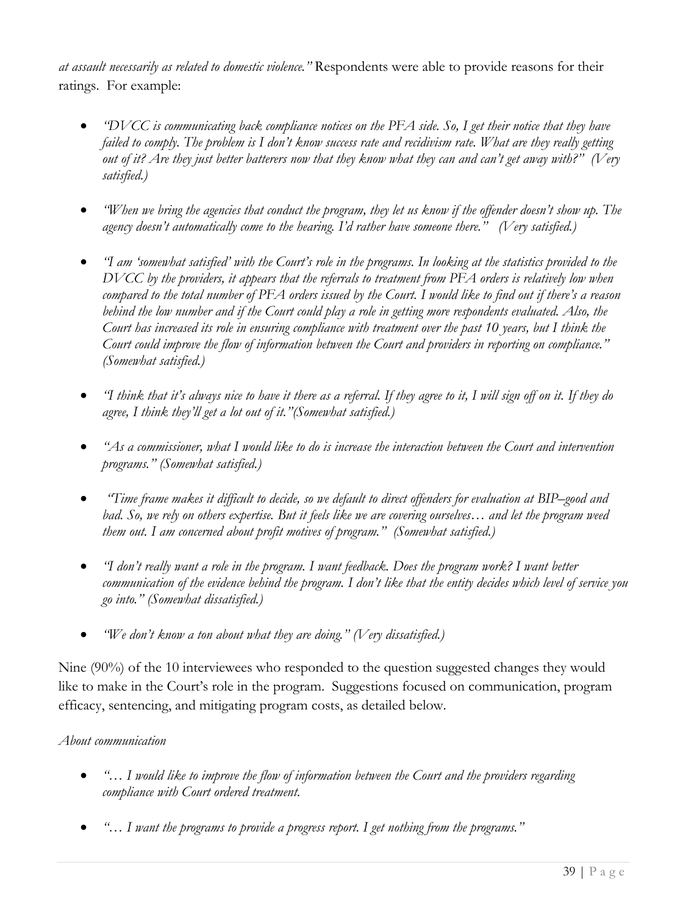*at assault necessarily as related to domestic violence."* Respondents were able to provide reasons for their ratings. For example:

- *"DVCC is communicating back compliance notices on the PFA side. So, I get their notice that they have failed to comply. The problem is I don't know success rate and recidivism rate. What are they really getting out of it? Are they just better batterers now that they know what they can and can't get away with?" (Very satisfied.)*

- *"When we bring the agencies that conduct the program, they let us know if the offender doesn't show up. The agency doesn't automatically come to the hearing. I'd rather have someone there." (Very satisfied.)*

- *"I am 'somewhat satisfied' with the Court's role in the programs. In looking at the statistics provided to the DVCC by the providers, it appears that the referrals to treatment from PFA orders is relatively low when compared to the total number of PFA orders issued by the Court. I would like to find out if there's a reason behind the low number and if the Court could play a role in getting more respondents evaluated. Also, the Court has increased its role in ensuring compliance with treatment over the past 10 years, but I think the Court could improve the flow of information between the Court and providers in reporting on compliance." (Somewhat satisfied.)*

- *"I think that it's always nice to have it there as a referral. If they agree to it, I will sign off on it. If they do agree, I think they'll get a lot out of it."(Somewhat satisfied.)*

- *"As a commissioner, what I would like to do is increase the interaction between the Court and intervention programs." (Somewhat satisfied.)*

- *"Time frame makes it difficult to decide, so we default to direct offenders for evaluation at BIP–good and bad. So, we rely on others expertise. But it feels like we are covering ourselves… and let the program weed them out. I am concerned about profit motives of program." (Somewhat satisfied.)*

- *"I don't really want a role in the program. I want feedback. Does the program work? I want better communication of the evidence behind the program. I don't like that the entity decides which level of service you go into." (Somewhat dissatisfied.)*

- *"We don't know a ton about what they are doing." (Very dissatisfied.)*

Nine (90%) of the 10 interviewees who responded to the question suggested changes they would like to make in the Court's role in the program. Suggestions focused on communication, program efficacy, sentencing, and mitigating program costs, as detailed below.

*About communication*

- *"… I would like to improve the flow of information between the Court and the providers regarding compliance with Court ordered treatment.*

- *"… I want the programs to provide a progress report. I get nothing from the programs."*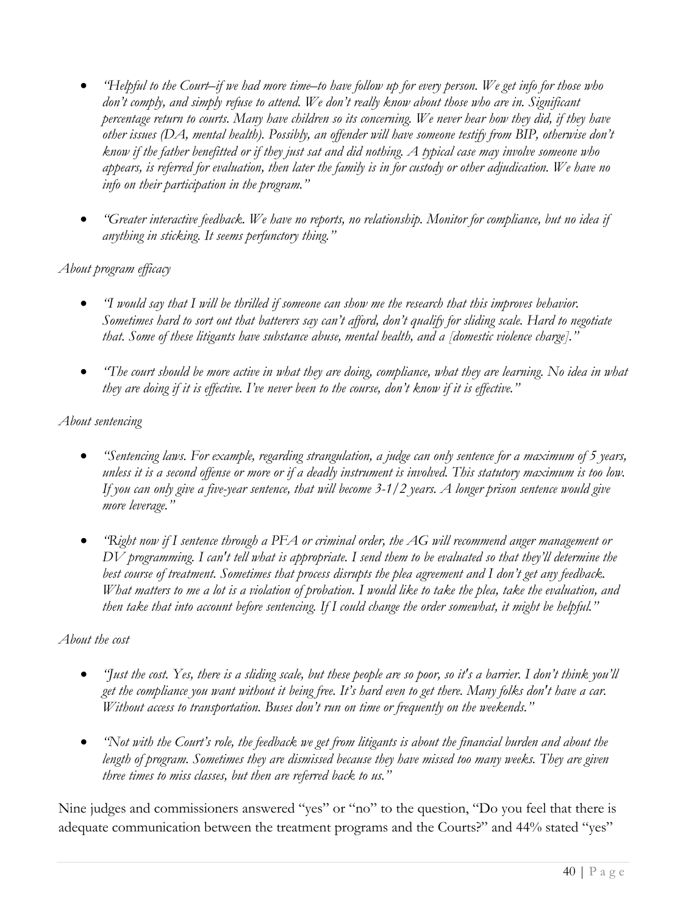- *"Helpful to the Court–if we had more time–to have follow up for every person. We get info for those who don't comply, and simply refuse to attend. We don't really know about those who are in. Significant percentage return to courts. Many have children so its concerning. We never hear how they did, if they have other issues (DA, mental health). Possibly, an offender will have someone testify from BIP, otherwise don't know if the father benefitted or if they just sat and did nothing. A typical case may involve someone who appears, is referred for evaluation, then later the family is in for custody or other adjudication. We have no info on their participation in the program."*

- *"Greater interactive feedback. We have no reports, no relationship. Monitor for compliance, but no idea if anything in sticking. It seems perfunctory thing."*

*About program efficacy*

- *"I would say that I will be thrilled if someone can show me the research that this improves behavior. Sometimes hard to sort out that batterers say can't afford, don't qualify for sliding scale. Hard to negotiate that. Some of these litigants have substance abuse, mental health, and a [domestic violence charge]."*

- *"The court should be more active in what they are doing, compliance, what they are learning. No idea in what they are doing if it is effective. I've never been to the course, don't know if it is effective."*

*About sentencing*

- *"Sentencing laws. For example, regarding strangulation, a judge can only sentence for a maximum of 5 years, unless it is a second offense or more or if a deadly instrument is involved. This statutory maximum is too low. If you can only give a five-year sentence, that will become 3-1/2 years. A longer prison sentence would give more leverage."*

- *"Right now if I sentence through a PFA or criminal order, the AG will recommend anger management or DV programming. I can't tell what is appropriate. I send them to be evaluated so that they'll determine the best course of treatment. Sometimes that process disrupts the plea agreement and I don't get any feedback. What matters to me a lot is a violation of probation. I would like to take the plea, take the evaluation, and then take that into account before sentencing. If I could change the order somewhat, it might be helpful."*

*About the cost*

- *"Just the cost. Yes, there is a sliding scale, but these people are so poor, so it's a barrier. I don't think you'll get the compliance you want without it being free. It's hard even to get there. Many folks don't have a car. Without access to transportation. Buses don't run on time or frequently on the weekends."*

- *"Not with the Court's role, the feedback we get from litigants is about the financial burden and about the length of program. Sometimes they are dismissed because they have missed too many weeks. They are given three times to miss classes, but then are referred back to us."*

Nine judges and commissioners answered "yes" or "no" to the question, "Do you feel that there is adequate communication between the treatment programs and the Courts?" and 44% stated "yes"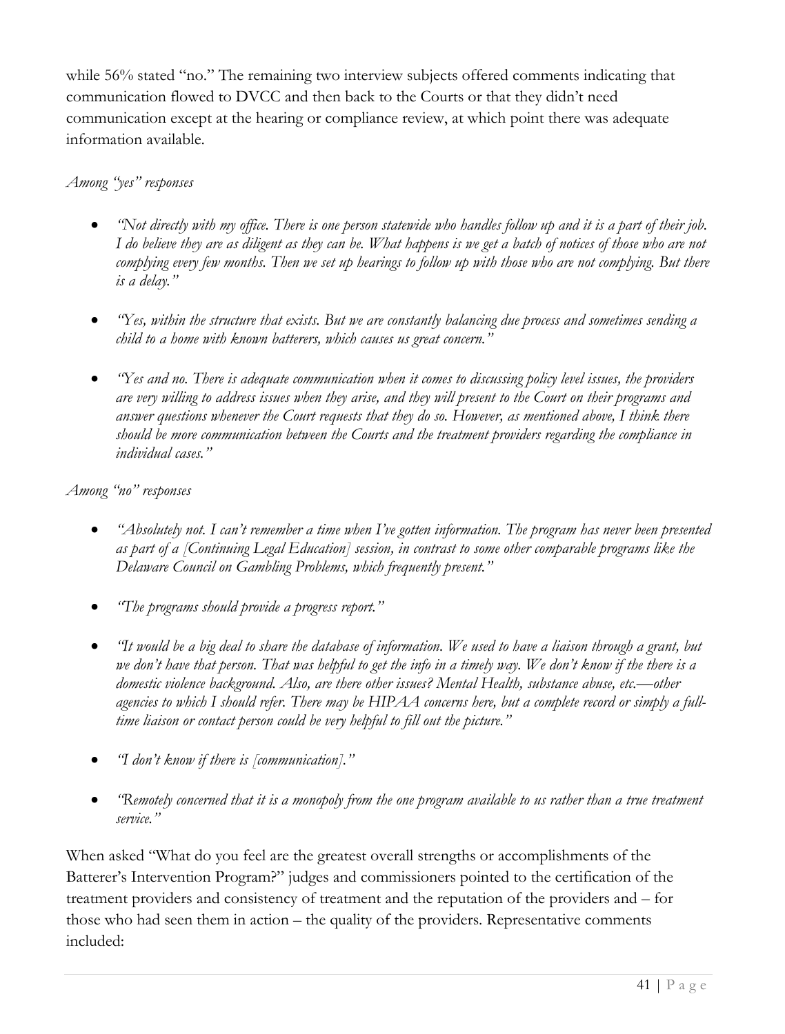while 56% stated “no.” The remaining two interview subjects offered comments indicating that communication flowed to DVCC and then back to the Courts or that they didn’t need communication except at the hearing or compliance review, at which point there was adequate information available.

*Among “yes” responses*

- *“Not directly with my office. There is one person statewide who handles follow up and it is a part of their job. I do believe they are as diligent as they can be. What happens is we get a batch of notices of those who are not complying every few months. Then we set up hearings to follow up with those who are not complying. But there is a delay.”*

- *“Yes, within the structure that exists. But we are constantly balancing due process and sometimes sending a child to a home with known batterers, which causes us great concern.”*

- *“Yes and no. There is adequate communication when it comes to discussing policy level issues, the providers are very willing to address issues when they arise, and they will present to the Court on their programs and answer questions whenever the Court requests that they do so. However, as mentioned above, I think there should be more communication between the Courts and the treatment providers regarding the compliance in individual cases.”*

*Among “no” responses*

- *“Absolutely not. I can’t remember a time when I’ve gotten information. The program has never been presented as part of a [Continuing Legal Education] session, in contrast to some other comparable programs like the Delaware Council on Gambling Problems, which frequently present.”*

- *“The programs should provide a progress report.”*

- *“It would be a big deal to share the database of information. We used to have a liaison through a grant, but we don’t have that person. That was helpful to get the info in a timely way. We don’t know if the there is a domestic violence background. Also, are there other issues? Mental Health, substance abuse, etc.—other agencies to which I should refer. There may be HIPAA concerns here, but a complete record or simply a full-time liaison or contact person could be very helpful to fill out the picture.”*

- *“I don’t know if there is [communication].”*

- *“Remotely concerned that it is a monopoly from the one program available to us rather than a true treatment service.”*

When asked “What do you feel are the greatest overall strengths or accomplishments of the Batterer’s Intervention Program?” judges and commissioners pointed to the certification of the treatment providers and consistency of treatment and the reputation of the providers and – for those who had seen them in action – the quality of the providers. Representative comments included: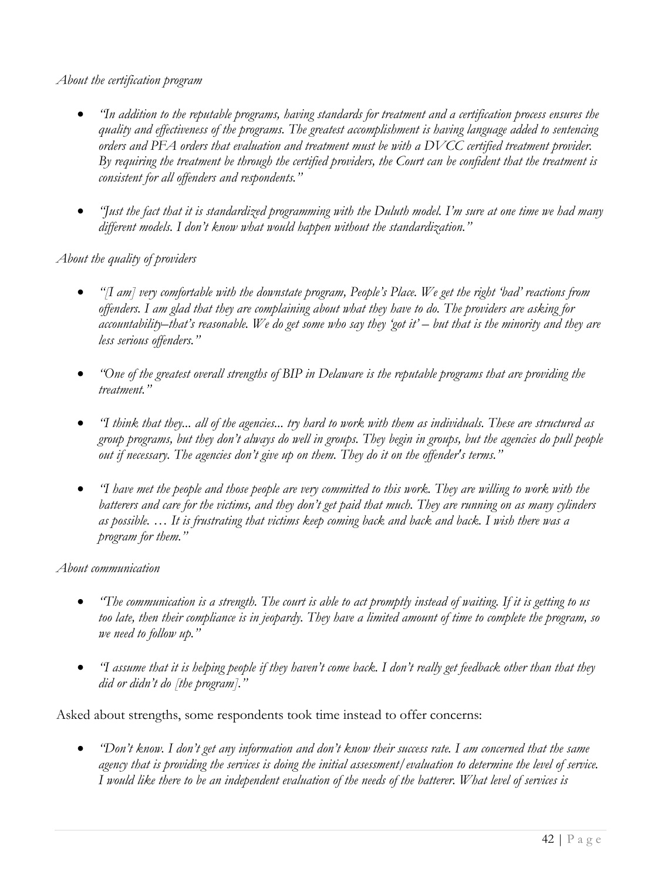*About the certification program*

- *"In addition to the reputable programs, having standards for treatment and a certification process ensures the quality and effectiveness of the programs. The greatest accomplishment is having language added to sentencing orders and PFA orders that evaluation and treatment must be with a DVCC certified treatment provider. By requiring the treatment be through the certified providers, the Court can be confident that the treatment is consistent for all offenders and respondents."*

- *"Just the fact that it is standardized programming with the Duluth model. I'm sure at one time we had many different models. I don't know what would happen without the standardization."*

*About the quality of providers*

- *"[I am] very comfortable with the downstate program, People's Place. We get the right 'bad' reactions from offenders. I am glad that they are complaining about what they have to do. The providers are asking for accountability–that's reasonable. We do get some who say they 'got it' – but that is the minority and they are less serious offenders."*

- *"One of the greatest overall strengths of BIP in Delaware is the reputable programs that are providing the treatment."*

- *"I think that they... all of the agencies... try hard to work with them as individuals. These are structured as group programs, but they don't always do well in groups. They begin in groups, but the agencies do pull people out if necessary. The agencies don't give up on them. They do it on the offender's terms."*

- *"I have met the people and those people are very committed to this work. They are willing to work with the batterers and care for the victims, and they don't get paid that much. They are running on as many cylinders as possible. … It is frustrating that victims keep coming back and back and back. I wish there was a program for them."*

*About communication*

- *"The communication is a strength. The court is able to act promptly instead of waiting. If it is getting to us too late, then their compliance is in jeopardy. They have a limited amount of time to complete the program, so we need to follow up."*

- *"I assume that it is helping people if they haven't come back. I don't really get feedback other than that they did or didn't do [the program]."*

Asked about strengths, some respondents took time instead to offer concerns:

- *"Don't know. I don't get any information and don't know their success rate. I am concerned that the same agency that is providing the services is doing the initial assessment/evaluation to determine the level of service. I would like there to be an independent evaluation of the needs of the batterer. What level of services is*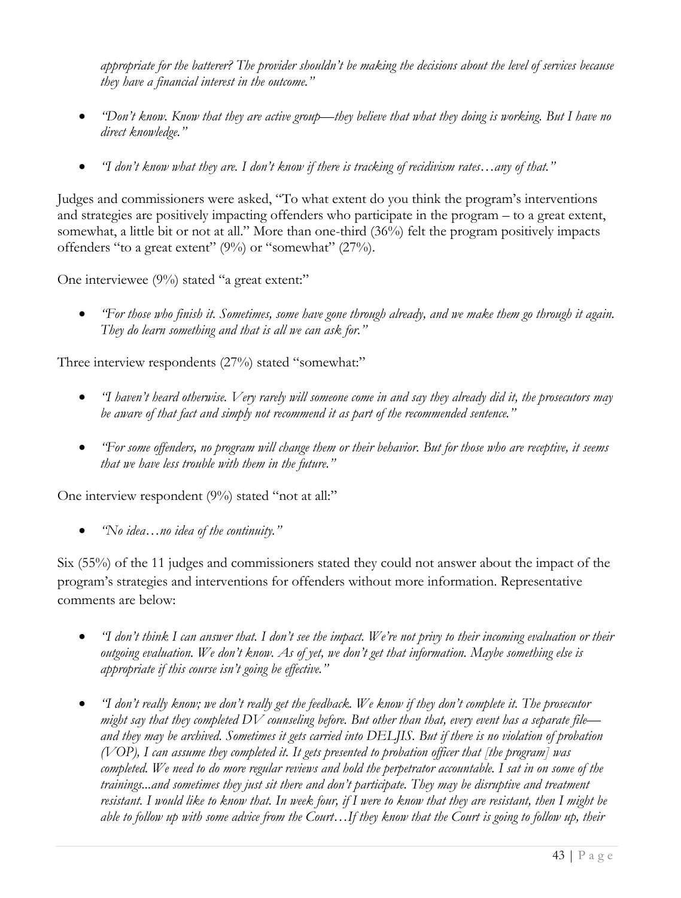*appropriate for the batterer? The provider shouldn't be making the decisions about the level of services because they have a financial interest in the outcome."*

- *"Don't know. Know that they are active group—they believe that what they doing is working. But I have no direct knowledge."*
- *"I don't know what they are. I don't know if there is tracking of recidivism rates…any of that."*

Judges and commissioners were asked, "To what extent do you think the program's interventions and strategies are positively impacting offenders who participate in the program – to a great extent, somewhat, a little bit or not at all." More than one-third (36%) felt the program positively impacts offenders "to a great extent" (9%) or "somewhat" (27%).

One interviewee (9%) stated "a great extent:"

- *"For those who finish it. Sometimes, some have gone through already, and we make them go through it again. They do learn something and that is all we can ask for."*

Three interview respondents (27%) stated "somewhat:"

- *"I haven't heard otherwise. Very rarely will someone come in and say they already did it, the prosecutors may be aware of that fact and simply not recommend it as part of the recommended sentence."*
- *"For some offenders, no program will change them or their behavior. But for those who are receptive, it seems that we have less trouble with them in the future."*

One interview respondent (9%) stated "not at all:"

- *"No idea…no idea of the continuity."*

Six (55%) of the 11 judges and commissioners stated they could not answer about the impact of the program's strategies and interventions for offenders without more information. Representative comments are below:

- *"I don't think I can answer that. I don't see the impact. We're not privy to their incoming evaluation or their outgoing evaluation. We don't know. As of yet, we don't get that information. Maybe something else is appropriate if this course isn't going be effective."*
- *"I don't really know; we don't really get the feedback. We know if they don't complete it. The prosecutor might say that they completed DV counseling before. But other than that, every event has a separate file—and they may be archived. Sometimes it gets carried into DELJIS. But if there is no violation of probation (VOP), I can assume they completed it. It gets presented to probation officer that [the program] was completed. We need to do more regular reviews and hold the perpetrator accountable. I sat in on some of the trainings...and sometimes they just sit there and don't participate. They may be disruptive and treatment resistant. I would like to know that. In week four, if I were to know that they are resistant, then I might be able to follow up with some advice from the Court…If they know that the Court is going to follow up, their*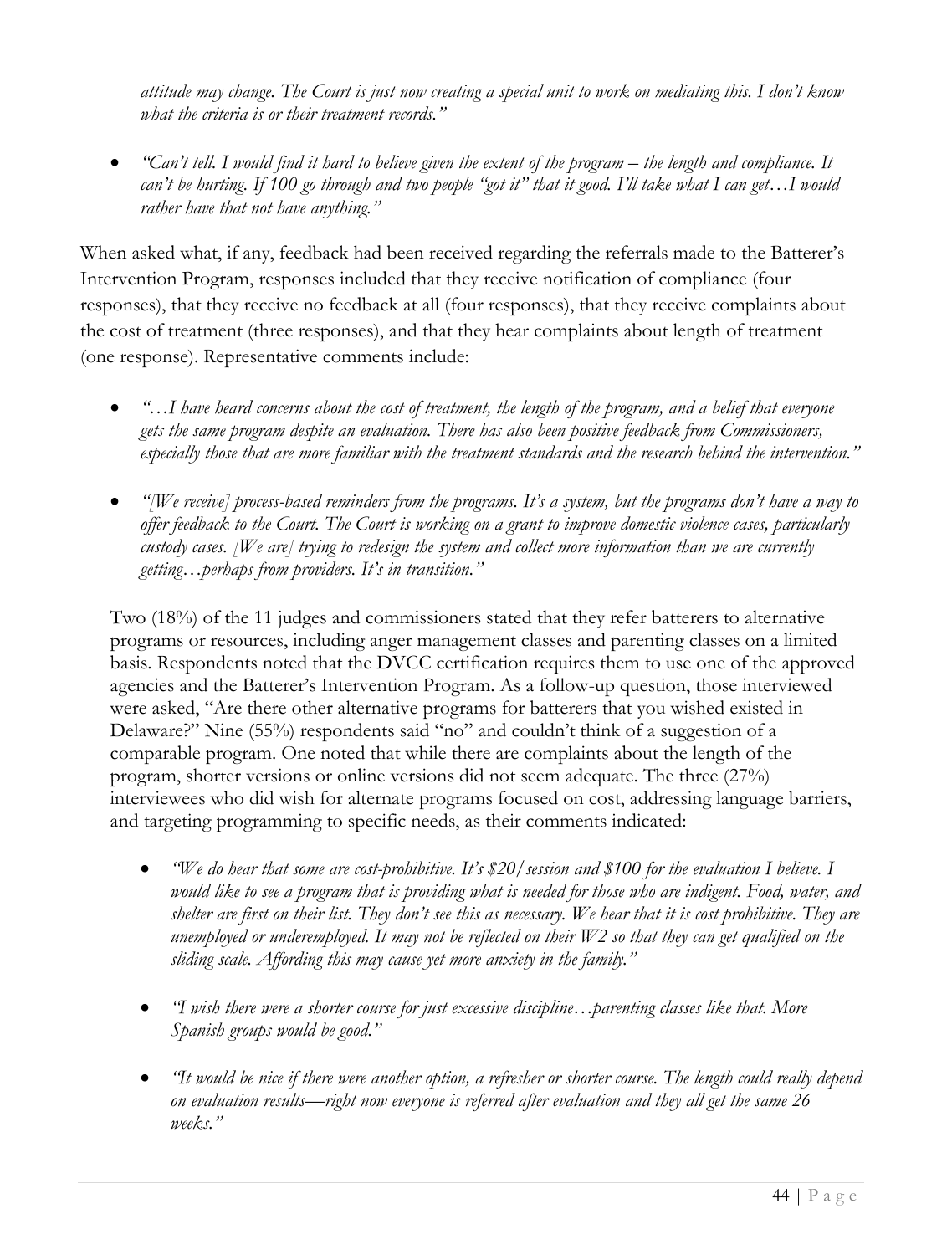*attitude may change. The Court is just now creating a special unit to work on mediating this. I don't know what the criteria is or their treatment records."*

- *"Can't tell. I would find it hard to believe given the extent of the program – the length and compliance. It can't be hurting. If 100 go through and two people "got it" that it good. I'll take what I can get…I would rather have that not have anything."*

When asked what, if any, feedback had been received regarding the referrals made to the Batterer's Intervention Program, responses included that they receive notification of compliance (four responses), that they receive no feedback at all (four responses), that they receive complaints about the cost of treatment (three responses), and that they hear complaints about length of treatment (one response). Representative comments include:

- *"…I have heard concerns about the cost of treatment, the length of the program, and a belief that everyone gets the same program despite an evaluation. There has also been positive feedback from Commissioners, especially those that are more familiar with the treatment standards and the research behind the intervention."*

- *"[We receive] process-based reminders from the programs. It's a system, but the programs don't have a way to offer feedback to the Court. The Court is working on a grant to improve domestic violence cases, particularly custody cases. [We are] trying to redesign the system and collect more information than we are currently getting…perhaps from providers. It's in transition."*

Two (18%) of the 11 judges and commissioners stated that they refer batterers to alternative programs or resources, including anger management classes and parenting classes on a limited basis. Respondents noted that the DVCC certification requires them to use one of the approved agencies and the Batterer's Intervention Program. As a follow-up question, those interviewed were asked, "Are there other alternative programs for batterers that you wished existed in Delaware?" Nine (55%) respondents said "no" and couldn't think of a suggestion of a comparable program. One noted that while there are complaints about the length of the program, shorter versions or online versions did not seem adequate. The three (27%) interviewees who did wish for alternate programs focused on cost, addressing language barriers, and targeting programming to specific needs, as their comments indicated:

- *"We do hear that some are cost-prohibitive. It's $20/session and $100 for the evaluation I believe. I would like to see a program that is providing what is needed for those who are indigent. Food, water, and shelter are first on their list. They don't see this as necessary. We hear that it is cost prohibitive. They are unemployed or underemployed. It may not be reflected on their W2 so that they can get qualified on the sliding scale. Affording this may cause yet more anxiety in the family."*

- *"I wish there were a shorter course for just excessive discipline…parenting classes like that. More Spanish groups would be good."*

- *"It would be nice if there were another option, a refresher or shorter course. The length could really depend on evaluation results—right now everyone is referred after evaluation and they all get the same 26 weeks."*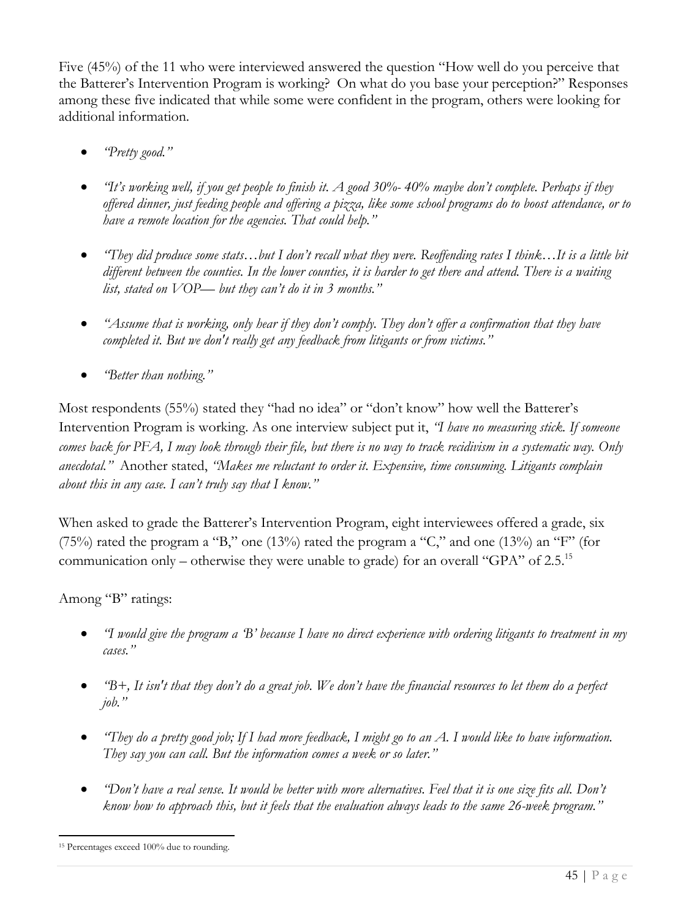Five (45%) of the 11 who were interviewed answered the question "How well do you perceive that the Batterer's Intervention Program is working? On what do you base your perception?" Responses among these five indicated that while some were confident in the program, others were looking for additional information.

- *"Pretty good."*
- *"It's working well, if you get people to finish it. A good 30%- 40% maybe don't complete. Perhaps if they offered dinner, just feeding people and offering a pizza, like some school programs do to boost attendance, or to have a remote location for the agencies. That could help."*
- *"They did produce some stats…but I don't recall what they were. Reoffending rates I think…It is a little bit different between the counties. In the lower counties, it is harder to get there and attend. There is a waiting list, stated on VOP— but they can't do it in 3 months."*
- *"Assume that is working, only hear if they don't comply. They don't offer a confirmation that they have completed it. But we don't really get any feedback from litigants or from victims."*
- *"Better than nothing."*

Most respondents (55%) stated they "had no idea" or "don't know" how well the Batterer's Intervention Program is working. As one interview subject put it, *"I have no measuring stick. If someone comes back for PFA, I may look through their file, but there is no way to track recidivism in a systematic way. Only anecdotal."* Another stated, *"Makes me reluctant to order it. Expensive, time consuming. Litigants complain about this in any case. I can't truly say that I know."*

When asked to grade the Batterer's Intervention Program, eight interviewees offered a grade, six (75%) rated the program a "B," one (13%) rated the program a "C," and one (13%) an "F" (for communication only – otherwise they were unable to grade) for an overall "GPA" of 2.5.[15]

Among "B" ratings:

- *"I would give the program a 'B' because I have no direct experience with ordering litigants to treatment in my cases."*
- *"B+, It isn't that they don't do a great job. We don't have the financial resources to let them do a perfect job."*
- *"They do a pretty good job; If I had more feedback, I might go to an A. I would like to have information. They say you can call. But the information comes a week or so later."*
- *"Don't have a real sense. It would be better with more alternatives. Feel that it is one size fits all. Don't know how to approach this, but it feels that the evaluation always leads to the same 26-week program."*

[15] Percentages exceed 100% due to rounding.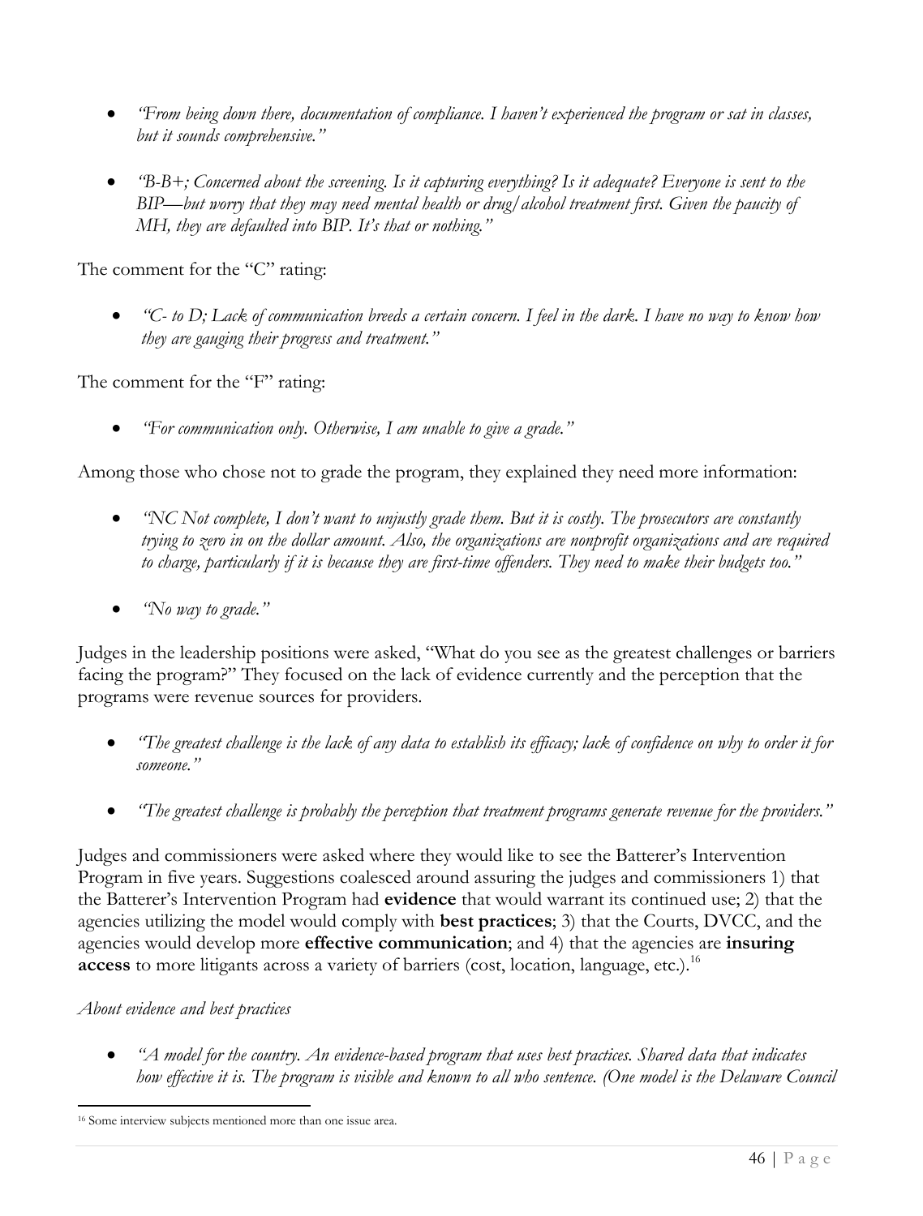- *"From being down there, documentation of compliance. I haven't experienced the program or sat in classes, but it sounds comprehensive."*

- *"B-B+; Concerned about the screening. Is it capturing everything? Is it adequate? Everyone is sent to the BIP—but worry that they may need mental health or drug/alcohol treatment first. Given the paucity of MH, they are defaulted into BIP. It's that or nothing."*

The comment for the "C" rating:

- *"C- to D; Lack of communication breeds a certain concern. I feel in the dark. I have no way to know how they are gauging their progress and treatment."*

The comment for the "F" rating:

- *"For communication only. Otherwise, I am unable to give a grade."*

Among those who chose not to grade the program, they explained they need more information:

- *"NC Not complete, I don't want to unjustly grade them. But it is costly. The prosecutors are constantly trying to zero in on the dollar amount. Also, the organizations are nonprofit organizations and are required to charge, particularly if it is because they are first-time offenders. They need to make their budgets too."*

- *"No way to grade."*

Judges in the leadership positions were asked, "What do you see as the greatest challenges or barriers facing the program?" They focused on the lack of evidence currently and the perception that the programs were revenue sources for providers.

- *"The greatest challenge is the lack of any data to establish its efficacy; lack of confidence on why to order it for someone."*

- *"The greatest challenge is probably the perception that treatment programs generate revenue for the providers."*

Judges and commissioners were asked where they would like to see the Batterer's Intervention Program in five years. Suggestions coalesced around assuring the judges and commissioners 1) that the Batterer's Intervention Program had **evidence** that would warrant its continued use; 2) that the agencies utilizing the model would comply with **best practices**; 3) that the Courts, DVCC, and the agencies would develop more **effective communication**; and 4) that the agencies are **insuring access** to more litigants across a variety of barriers (cost, location, language, etc.).[16]

*About evidence and best practices*

- *"A model for the country. An evidence-based program that uses best practices. Shared data that indicates how effective it is. The program is visible and known to all who sentence. (One model is the Delaware Council*

[16] Some interview subjects mentioned more than one issue area.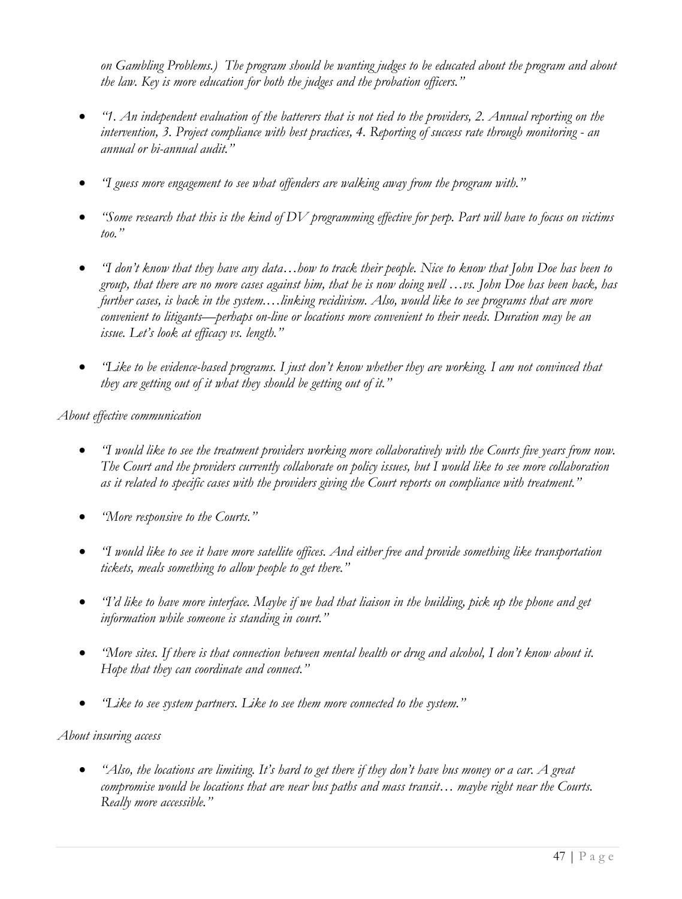*on Gambling Problems.) The program should be wanting judges to be educated about the program and about the law. Key is more education for both the judges and the probation officers."*

- *"1. An independent evaluation of the batterers that is not tied to the providers, 2. Annual reporting on the intervention, 3. Project compliance with best practices, 4. Reporting of success rate through monitoring - an annual or bi-annual audit."*
- *"I guess more engagement to see what offenders are walking away from the program with."*
- *"Some research that this is the kind of DV programming effective for perp. Part will have to focus on victims too."*
- *"I don't know that they have any data…how to track their people. Nice to know that John Doe has been to group, that there are no more cases against him, that he is now doing well …vs. John Doe has been back, has further cases, is back in the system….linking recidivism. Also, would like to see programs that are more convenient to litigants—perhaps on-line or locations more convenient to their needs. Duration may be an issue. Let's look at efficacy vs. length."*
- *"Like to be evidence-based programs. I just don't know whether they are working. I am not convinced that they are getting out of it what they should be getting out of it."*

*About effective communication*

- *"I would like to see the treatment providers working more collaboratively with the Courts five years from now. The Court and the providers currently collaborate on policy issues, but I would like to see more collaboration as it related to specific cases with the providers giving the Court reports on compliance with treatment."*
- *"More responsive to the Courts."*
- *"I would like to see it have more satellite offices. And either free and provide something like transportation tickets, meals something to allow people to get there."*
- *"I'd like to have more interface. Maybe if we had that liaison in the building, pick up the phone and get information while someone is standing in court."*
- *"More sites. If there is that connection between mental health or drug and alcohol, I don't know about it. Hope that they can coordinate and connect."*
- *"Like to see system partners. Like to see them more connected to the system."*

*About insuring access*

- *"Also, the locations are limiting. It's hard to get there if they don't have bus money or a car. A great compromise would be locations that are near bus paths and mass transit… maybe right near the Courts. Really more accessible."*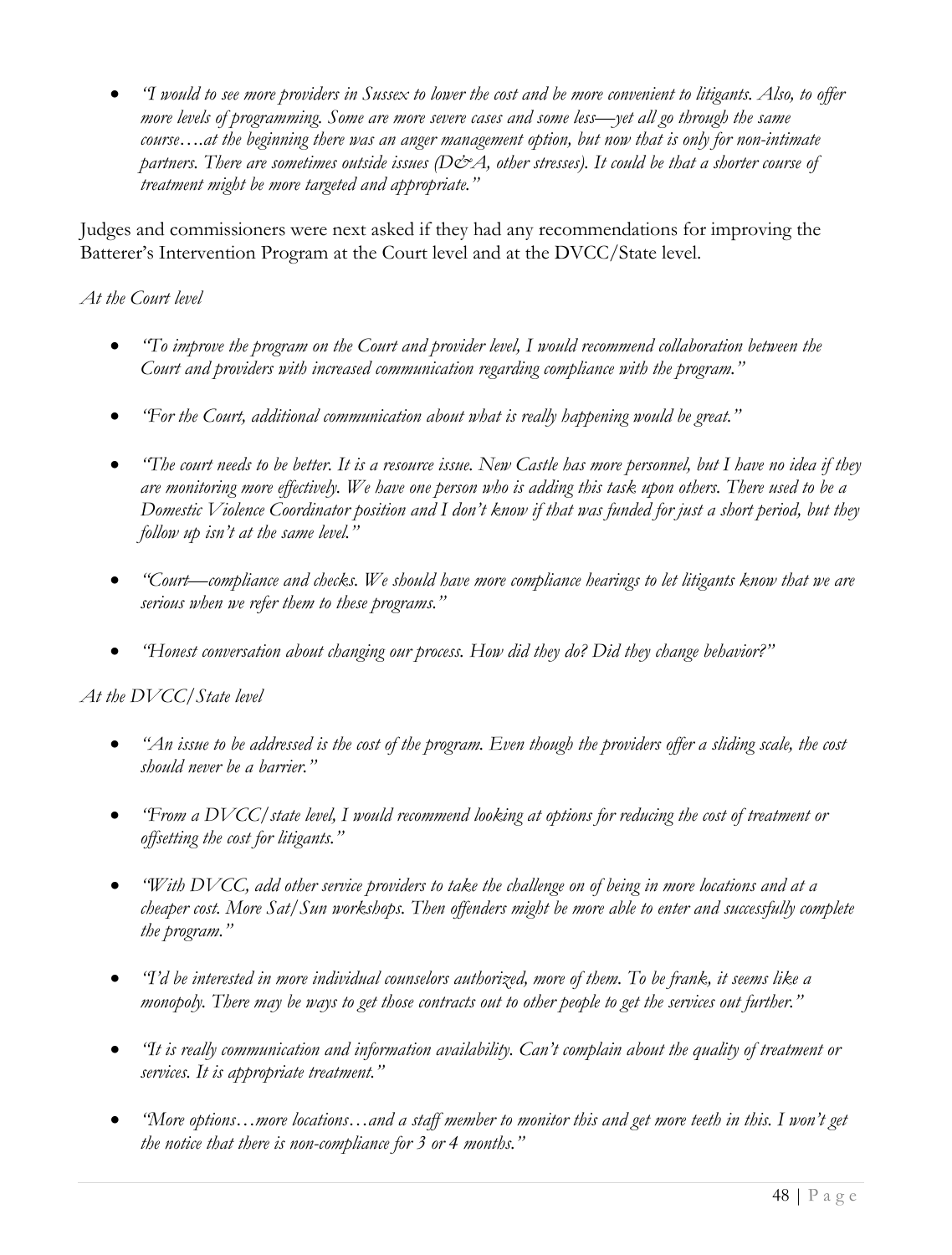- *"I would to see more providers in Sussex to lower the cost and be more convenient to litigants. Also, to offer more levels of programming. Some are more severe cases and some less—yet all go through the same course….at the beginning there was an anger management option, but now that is only for non-intimate partners. There are sometimes outside issues (D&A, other stresses). It could be that a shorter course of treatment might be more targeted and appropriate."*

Judges and commissioners were next asked if they had any recommendations for improving the Batterer's Intervention Program at the Court level and at the DVCC/State level.

*At the Court level*

- *"To improve the program on the Court and provider level, I would recommend collaboration between the Court and providers with increased communication regarding compliance with the program."*
- *"For the Court, additional communication about what is really happening would be great."*
- *"The court needs to be better. It is a resource issue. New Castle has more personnel, but I have no idea if they are monitoring more effectively. We have one person who is adding this task upon others. There used to be a Domestic Violence Coordinator position and I don't know if that was funded for just a short period, but they follow up isn't at the same level."*
- *"Court—compliance and checks. We should have more compliance hearings to let litigants know that we are serious when we refer them to these programs."*
- *"Honest conversation about changing our process. How did they do? Did they change behavior?"*

*At the DVCC/State level*

- *"An issue to be addressed is the cost of the program. Even though the providers offer a sliding scale, the cost should never be a barrier."*
- *"From a DVCC/state level, I would recommend looking at options for reducing the cost of treatment or offsetting the cost for litigants."*
- *"With DVCC, add other service providers to take the challenge on of being in more locations and at a cheaper cost. More Sat/Sun workshops. Then offenders might be more able to enter and successfully complete the program."*
- *"I'd be interested in more individual counselors authorized, more of them. To be frank, it seems like a monopoly. There may be ways to get those contracts out to other people to get the services out further."*
- *"It is really communication and information availability. Can't complain about the quality of treatment or services. It is appropriate treatment."*
- *"More options…more locations…and a staff member to monitor this and get more teeth in this. I won't get the notice that there is non-compliance for 3 or 4 months."*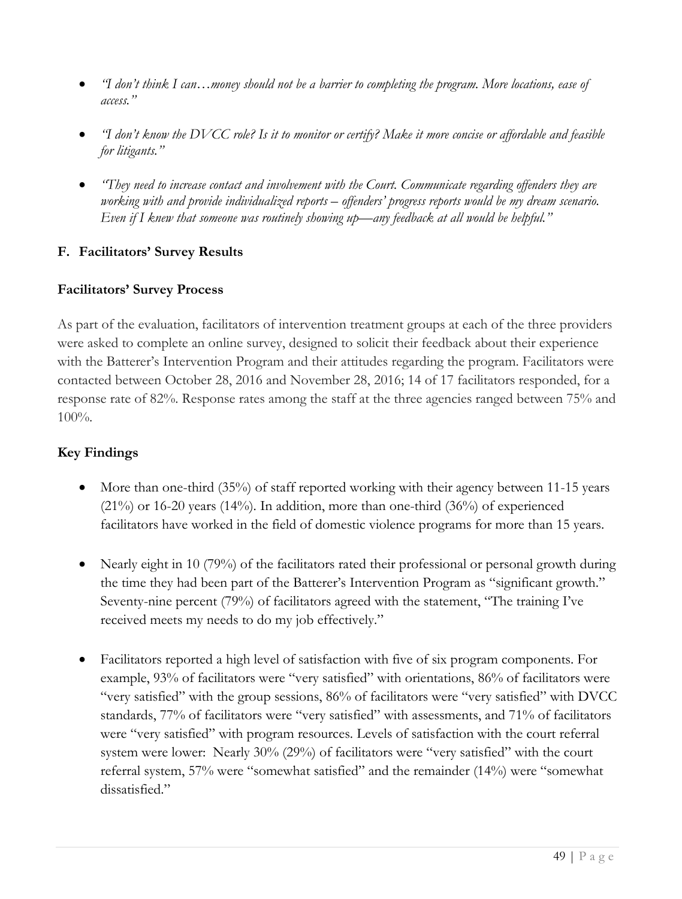- *"I don't think I can…money should not be a barrier to completing the program. More locations, ease of access."*

- *"I don't know the DVCC role? Is it to monitor or certify? Make it more concise or affordable and feasible for litigants."*

- *"They need to increase contact and involvement with the Court. Communicate regarding offenders they are working with and provide individualized reports – offenders' progress reports would be my dream scenario. Even if I knew that someone was routinely showing up—any feedback at all would be helpful."*

## F. Facilitators' Survey Results

### Facilitators' Survey Process

As part of the evaluation, facilitators of intervention treatment groups at each of the three providers were asked to complete an online survey, designed to solicit their feedback about their experience with the Batterer's Intervention Program and their attitudes regarding the program. Facilitators were contacted between October 28, 2016 and November 28, 2016; 14 of 17 facilitators responded, for a response rate of 82%. Response rates among the staff at the three agencies ranged between 75% and 100%.

### Key Findings

- More than one-third (35%) of staff reported working with their agency between 11-15 years (21%) or 16-20 years (14%). In addition, more than one-third (36%) of experienced facilitators have worked in the field of domestic violence programs for more than 15 years.

- Nearly eight in 10 (79%) of the facilitators rated their professional or personal growth during the time they had been part of the Batterer's Intervention Program as "significant growth." Seventy-nine percent (79%) of facilitators agreed with the statement, "The training I've received meets my needs to do my job effectively."

- Facilitators reported a high level of satisfaction with five of six program components. For example, 93% of facilitators were "very satisfied" with orientations, 86% of facilitators were "very satisfied" with the group sessions, 86% of facilitators were "very satisfied" with DVCC standards, 77% of facilitators were "very satisfied" with assessments, and 71% of facilitators were "very satisfied" with program resources. Levels of satisfaction with the court referral system were lower: Nearly 30% (29%) of facilitators were "very satisfied" with the court referral system, 57% were "somewhat satisfied" and the remainder (14%) were "somewhat dissatisfied."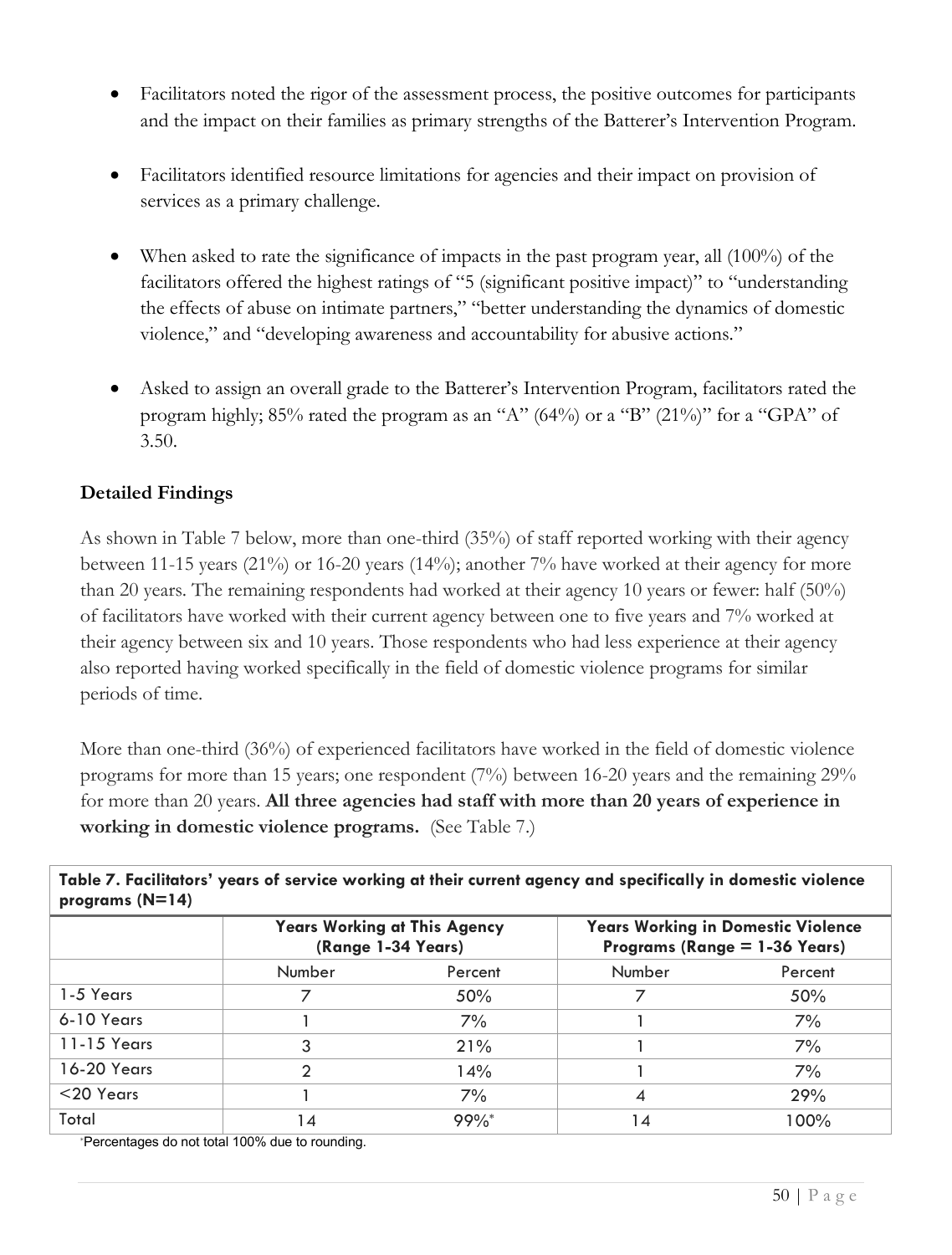- Facilitators noted the rigor of the assessment process, the positive outcomes for participants and the impact on their families as primary strengths of the Batterer's Intervention Program.

- Facilitators identified resource limitations for agencies and their impact on provision of services as a primary challenge.

- When asked to rate the significance of impacts in the past program year, all (100%) of the facilitators offered the highest ratings of "5 (significant positive impact)" to "understanding the effects of abuse on intimate partners," "better understanding the dynamics of domestic violence," and "developing awareness and accountability for abusive actions."

- Asked to assign an overall grade to the Batterer's Intervention Program, facilitators rated the program highly; 85% rated the program as an "A" (64%) or a "B" (21%)" for a "GPA" of 3.50.

## Detailed Findings

As shown in Table 7 below, more than one-third (35%) of staff reported working with their agency between 11-15 years (21%) or 16-20 years (14%); another 7% have worked at their agency for more than 20 years. The remaining respondents had worked at their agency 10 years or fewer: half (50%) of facilitators have worked with their current agency between one to five years and 7% worked at their agency between six and 10 years. Those respondents who had less experience at their agency also reported having worked specifically in the field of domestic violence programs for similar periods of time.

More than one-third (36%) of experienced facilitators have worked in the field of domestic violence programs for more than 15 years; one respondent (7%) between 16-20 years and the remaining 29% for more than 20 years. **All three agencies had staff with more than 20 years of experience in working in domestic violence programs.** (See Table 7.)

**Table 7. Facilitators' years of service working at their current agency and specifically in domestic violence programs (N=14)**

| | Years Working at This Agency (Range 1-34 Years) | | Years Working in Domestic Violence Programs (Range = 1-36 Years) | |
|---|---|---|---|---|
| | Number | Percent | Number | Percent |
| 1-5 Years | 7 | 50% | 7 | 50% |
| 6-10 Years | 1 | 7% | 1 | 7% |
| 11-15 Years | 3 | 21% | 1 | 7% |
| 16-20 Years | 2 | 14% | 1 | 7% |
| <20 Years | 1 | 7% | 4 | 29% |
| Total | 14 | 99%* | 14 | 100% |

*Percentages do not total 100% due to rounding.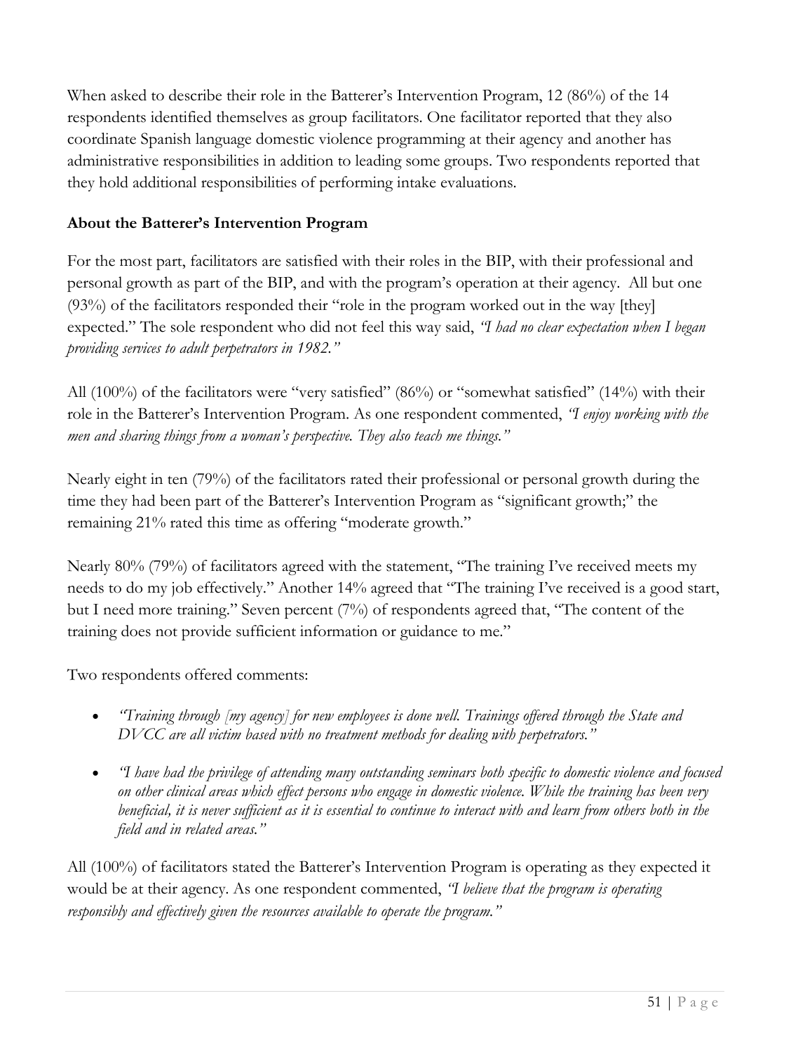When asked to describe their role in the Batterer's Intervention Program, 12 (86%) of the 14 respondents identified themselves as group facilitators. One facilitator reported that they also coordinate Spanish language domestic violence programming at their agency and another has administrative responsibilities in addition to leading some groups. Two respondents reported that they hold additional responsibilities of performing intake evaluations.

**About the Batterer's Intervention Program**

For the most part, facilitators are satisfied with their roles in the BIP, with their professional and personal growth as part of the BIP, and with the program's operation at their agency. All but one (93%) of the facilitators responded their "role in the program worked out in the way [they] expected." The sole respondent who did not feel this way said, *"I had no clear expectation when I began providing services to adult perpetrators in 1982."*

All (100%) of the facilitators were "very satisfied" (86%) or "somewhat satisfied" (14%) with their role in the Batterer's Intervention Program. As one respondent commented, *"I enjoy working with the men and sharing things from a woman's perspective. They also teach me things."*

Nearly eight in ten (79%) of the facilitators rated their professional or personal growth during the time they had been part of the Batterer's Intervention Program as "significant growth;" the remaining 21% rated this time as offering "moderate growth."

Nearly 80% (79%) of facilitators agreed with the statement, "The training I've received meets my needs to do my job effectively." Another 14% agreed that "The training I've received is a good start, but I need more training." Seven percent (7%) of respondents agreed that, "The content of the training does not provide sufficient information or guidance to me."

Two respondents offered comments:

- *"Training through [my agency] for new employees is done well. Trainings offered through the State and DVCC are all victim based with no treatment methods for dealing with perpetrators."*
- *"I have had the privilege of attending many outstanding seminars both specific to domestic violence and focused on other clinical areas which effect persons who engage in domestic violence. While the training has been very beneficial, it is never sufficient as it is essential to continue to interact with and learn from others both in the field and in related areas."*

All (100%) of facilitators stated the Batterer's Intervention Program is operating as they expected it would be at their agency. As one respondent commented, *"I believe that the program is operating responsibly and effectively given the resources available to operate the program."*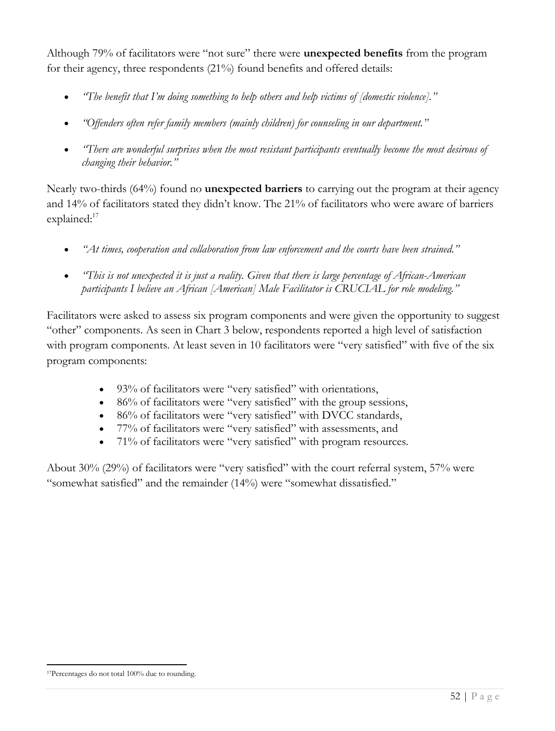Although 79% of facilitators were "not sure" there were **unexpected benefits** from the program for their agency, three respondents (21%) found benefits and offered details:

- *"The benefit that I'm doing something to help others and help victims of [domestic violence]."*
- *"Offenders often refer family members (mainly children) for counseling in our department."*
- *"There are wonderful surprises when the most resistant participants eventually become the most desirous of changing their behavior."*

Nearly two-thirds (64%) found no **unexpected barriers** to carrying out the program at their agency and 14% of facilitators stated they didn't know. The 21% of facilitators who were aware of barriers explained:[17]

- *"At times, cooperation and collaboration from law enforcement and the courts have been strained."*
- *"This is not unexpected it is just a reality. Given that there is large percentage of African-American participants I believe an African [American] Male Facilitator is CRUCIAL for role modeling."*

Facilitators were asked to assess six program components and were given the opportunity to suggest "other" components. As seen in Chart 3 below, respondents reported a high level of satisfaction with program components. At least seven in 10 facilitators were "very satisfied" with five of the six program components:

- 93% of facilitators were "very satisfied" with orientations,
- 86% of facilitators were "very satisfied" with the group sessions,
- 86% of facilitators were "very satisfied" with DVCC standards,
- 77% of facilitators were "very satisfied" with assessments, and
- 71% of facilitators were "very satisfied" with program resources.

About 30% (29%) of facilitators were "very satisfied" with the court referral system, 57% were "somewhat satisfied" and the remainder (14%) were "somewhat dissatisfied."

[17] Percentages do not total 100% due to rounding.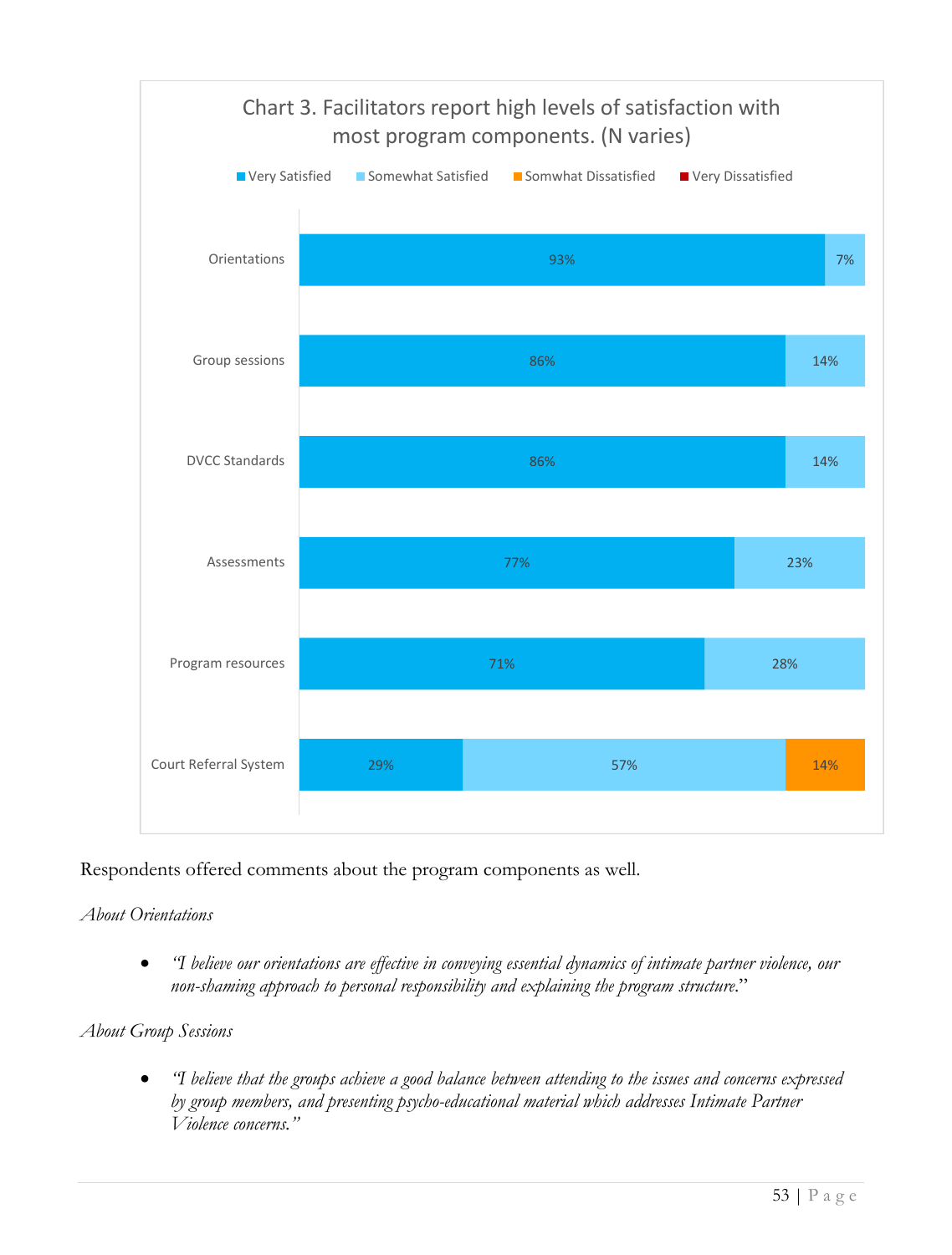Chart 3. Facilitators report high levels of satisfaction with most program components. (N varies)

| Component | Very Satisfied | Somewhat Satisfied | Somwhat Dissatisfied | Very Dissatisfied |
|---|---|---|---|---|
| Orientations | 93% | 7% | | |
| Group sessions | 86% | 14% | | |
| DVCC Standards | 86% | 14% | | |
| Assessments | 77% | 23% | | |
| Program resources | 71% | 28% | | |
| Court Referral System | 29% | 57% | 14% | |

Respondents offered comments about the program components as well.

*About Orientations*

- *"I believe our orientations are effective in conveying essential dynamics of intimate partner violence, our non-shaming approach to personal responsibility and explaining the program structure."*

*About Group Sessions*

- *"I believe that the groups achieve a good balance between attending to the issues and concerns expressed by group members, and presenting psycho-educational material which addresses Intimate Partner Violence concerns."*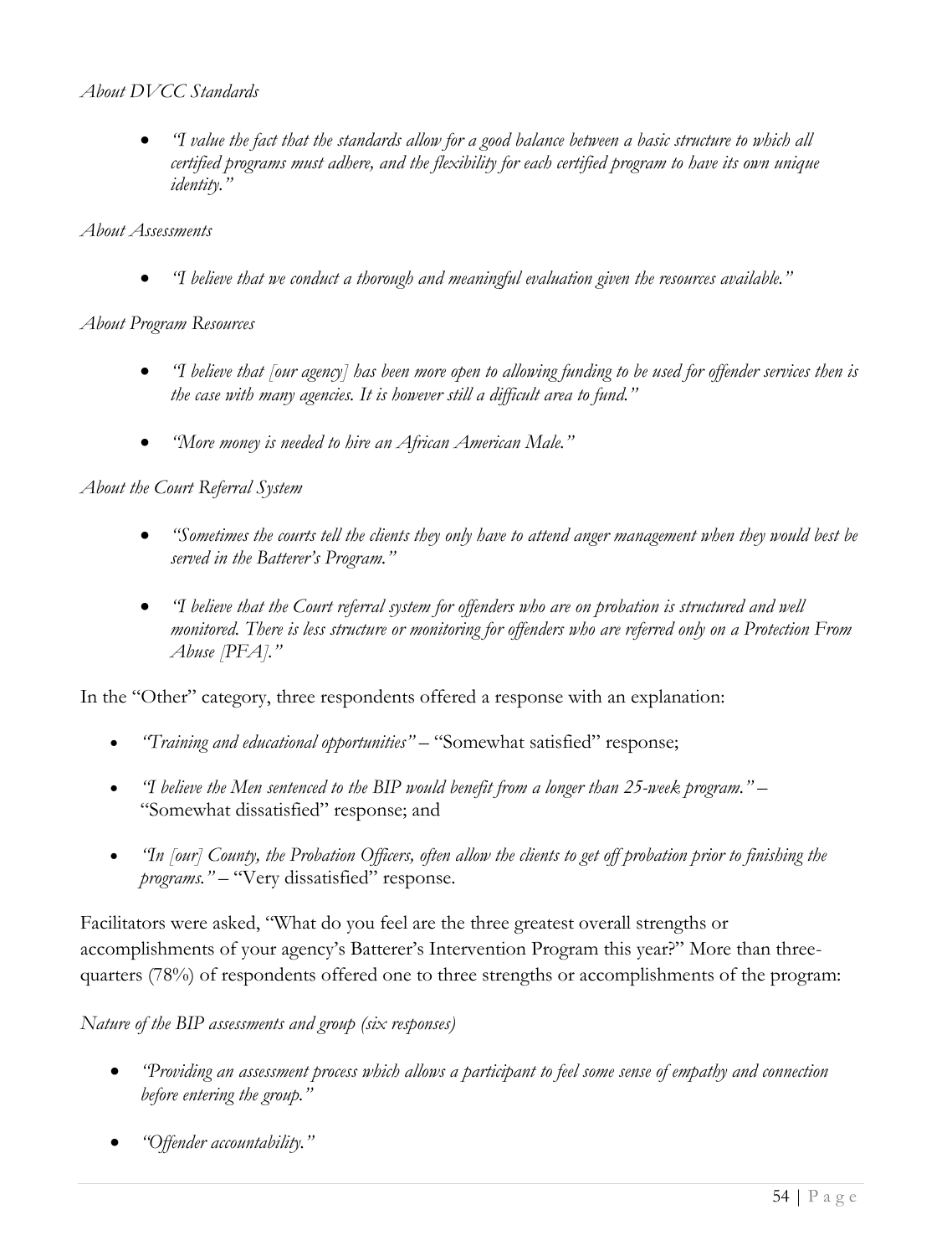*About DVCC Standards*

- *"I value the fact that the standards allow for a good balance between a basic structure to which all certified programs must adhere, and the flexibility for each certified program to have its own unique identity."*

*About Assessments*

- *"I believe that we conduct a thorough and meaningful evaluation given the resources available."*

*About Program Resources*

- *"I believe that [our agency] has been more open to allowing funding to be used for offender services then is the case with many agencies. It is however still a difficult area to fund."*

- *"More money is needed to hire an African American Male."*

*About the Court Referral System*

- *"Sometimes the courts tell the clients they only have to attend anger management when they would best be served in the Batterer's Program."*

- *"I believe that the Court referral system for offenders who are on probation is structured and well monitored. There is less structure or monitoring for offenders who are referred only on a Protection From Abuse [PFA]."*

In the "Other" category, three respondents offered a response with an explanation:

- *"Training and educational opportunities"* – "Somewhat satisfied" response;

- *"I believe the Men sentenced to the BIP would benefit from a longer than 25-week program."* – "Somewhat dissatisfied" response; and

- *"In [our] County, the Probation Officers, often allow the clients to get off probation prior to finishing the programs."* – "Very dissatisfied" response.

Facilitators were asked, "What do you feel are the three greatest overall strengths or accomplishments of your agency's Batterer's Intervention Program this year?" More than three-quarters (78%) of respondents offered one to three strengths or accomplishments of the program:

*Nature of the BIP assessments and group (six responses)*

- *"Providing an assessment process which allows a participant to feel some sense of empathy and connection before entering the group."*

- *"Offender accountability."*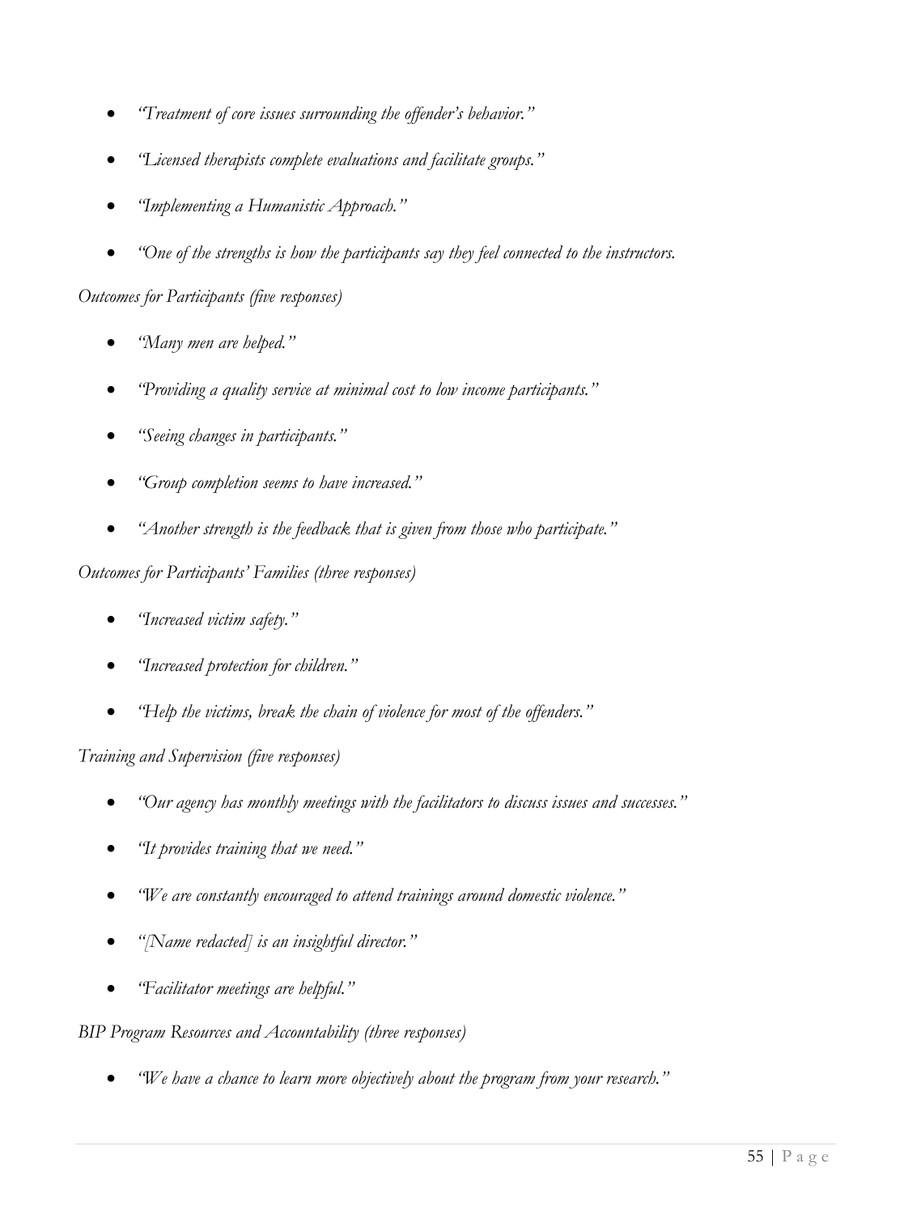- *"Treatment of core issues surrounding the offender's behavior."*
- *"Licensed therapists complete evaluations and facilitate groups."*
- *"Implementing a Humanistic Approach."*
- *"One of the strengths is how the participants say they feel connected to the instructors.*

*Outcomes for Participants (five responses)*

- *"Many men are helped."*
- *"Providing a quality service at minimal cost to low income participants."*
- *"Seeing changes in participants."*
- *"Group completion seems to have increased."*
- *"Another strength is the feedback that is given from those who participate."*

*Outcomes for Participants' Families (three responses)*

- *"Increased victim safety."*
- *"Increased protection for children."*
- *"Help the victims, break the chain of violence for most of the offenders."*

*Training and Supervision (five responses)*

- *"Our agency has monthly meetings with the facilitators to discuss issues and successes."*
- *"It provides training that we need."*
- *"We are constantly encouraged to attend trainings around domestic violence."*
- *"[Name redacted] is an insightful director."*
- *"Facilitator meetings are helpful."*

*BIP Program Resources and Accountability (three responses)*

- *"We have a chance to learn more objectively about the program from your research."*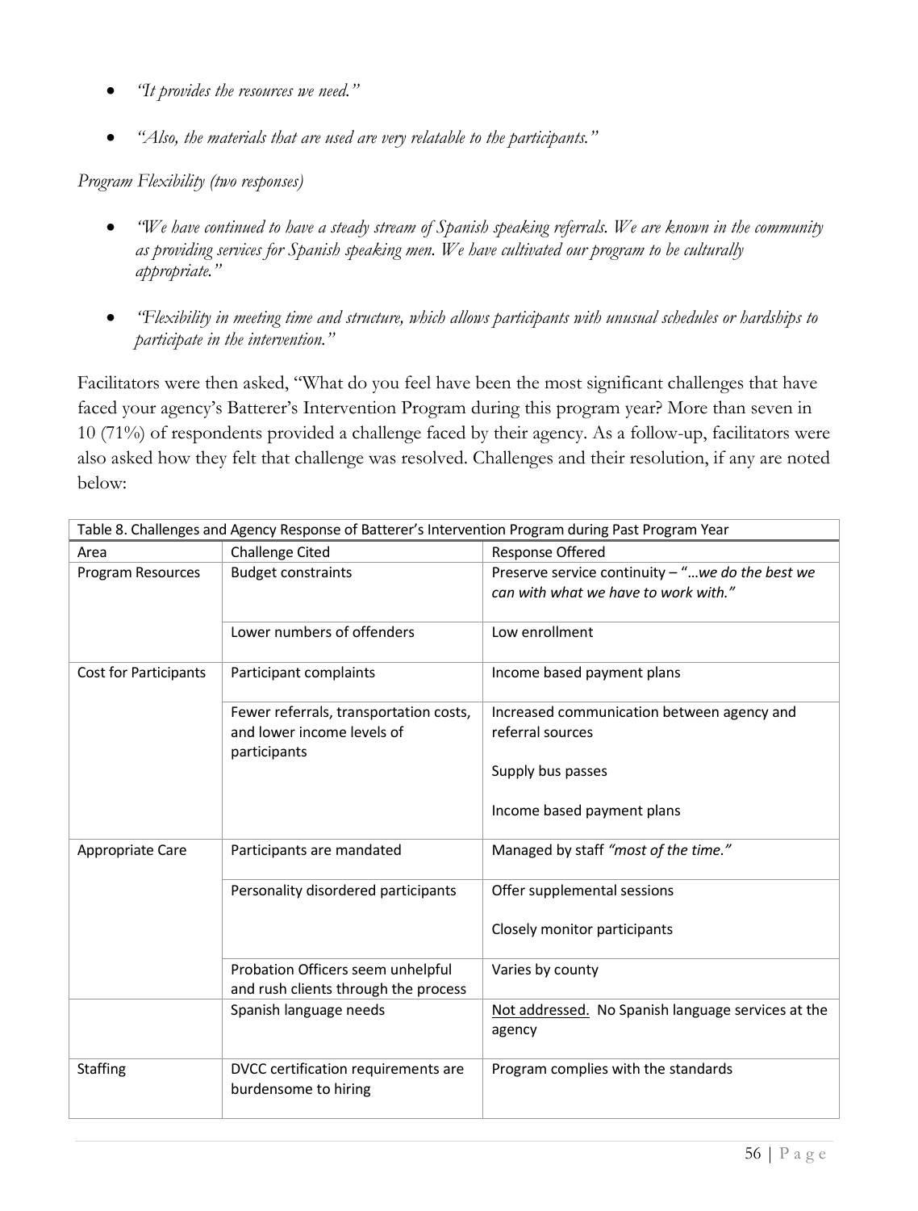- *"It provides the resources we need."*

- *"Also, the materials that are used are very relatable to the participants."*

*Program Flexibility (two responses)*

- *"We have continued to have a steady stream of Spanish speaking referrals. We are known in the community as providing services for Spanish speaking men. We have cultivated our program to be culturally appropriate."*

- *"Flexibility in meeting time and structure, which allows participants with unusual schedules or hardships to participate in the intervention."*

Facilitators were then asked, "What do you feel have been the most significant challenges that have faced your agency's Batterer's Intervention Program during this program year? More than seven in 10 (71%) of respondents provided a challenge faced by their agency. As a follow-up, facilitators were also asked how they felt that challenge was resolved. Challenges and their resolution, if any are noted below:

| Table 8. Challenges and Agency Response of Batterer's Intervention Program during Past Program Year | | |
|---|---|---|
| Area | Challenge Cited | Response Offered |
| Program Resources | Budget constraints | Preserve service continuity – "*…we do the best we can with what we have to work with."* |
| | Lower numbers of offenders | Low enrollment |
| Cost for Participants | Participant complaints | Income based payment plans |
| | Fewer referrals, transportation costs, and lower income levels of participants | Increased communication between agency and referral sources<br><br>Supply bus passes<br><br>Income based payment plans |
| Appropriate Care | Participants are mandated | Managed by staff *"most of the time."* |
| | Personality disordered participants | Offer supplemental sessions<br><br>Closely monitor participants |
| | Probation Officers seem unhelpful and rush clients through the process | Varies by county |
| | Spanish language needs | Not addressed. No Spanish language services at the agency |
| Staffing | DVCC certification requirements are burdensome to hiring | Program complies with the standards |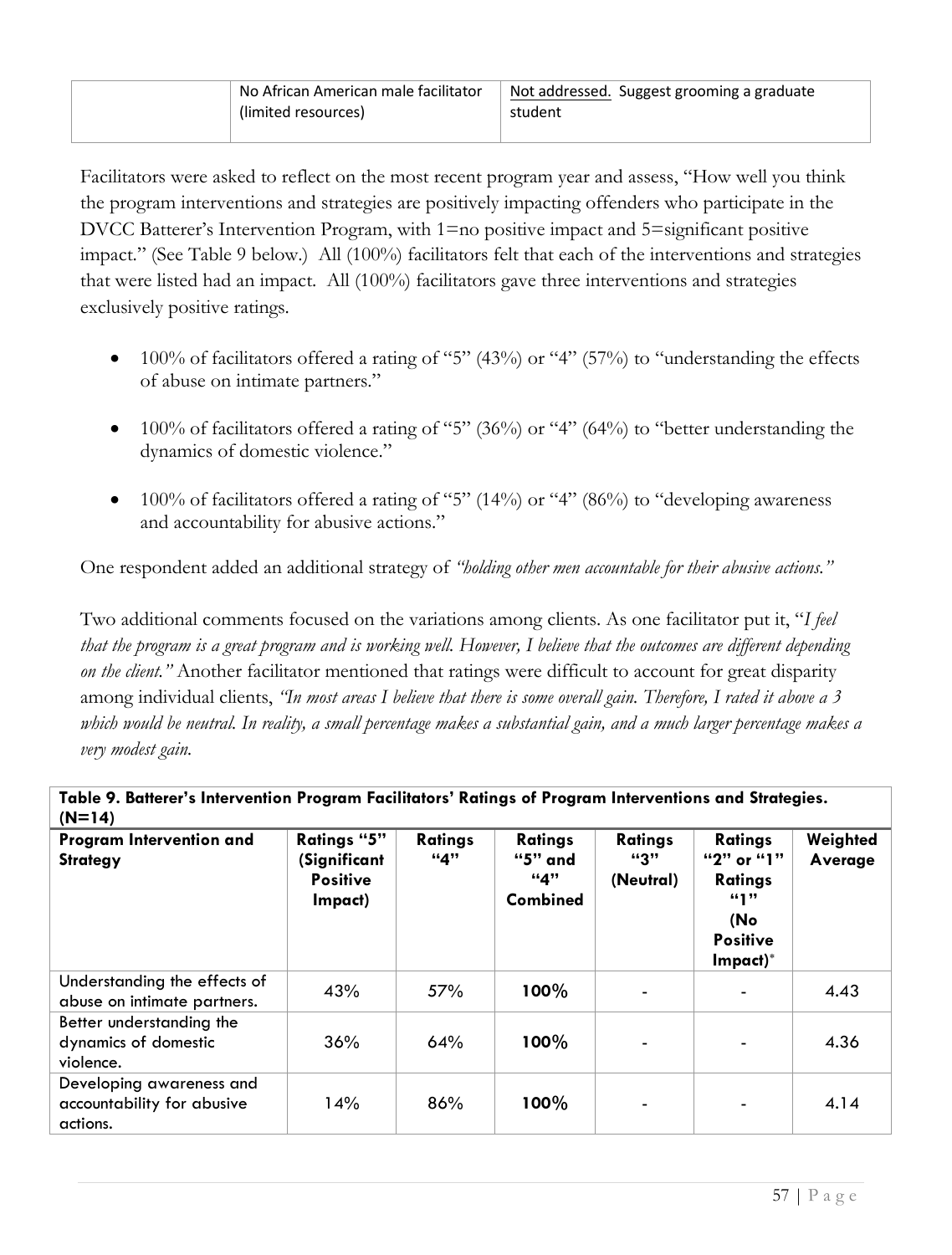| | No African American male facilitator (limited resources) | Not addressed. Suggest grooming a graduate student |
|---|---|---|

Facilitators were asked to reflect on the most recent program year and assess, "How well you think the program interventions and strategies are positively impacting offenders who participate in the DVCC Batterer's Intervention Program, with 1=no positive impact and 5=significant positive impact." (See Table 9 below.) All (100%) facilitators felt that each of the interventions and strategies that were listed had an impact. All (100%) facilitators gave three interventions and strategies exclusively positive ratings.

- 100% of facilitators offered a rating of "5" (43%) or "4" (57%) to "understanding the effects of abuse on intimate partners."
- 100% of facilitators offered a rating of "5" (36%) or "4" (64%) to "better understanding the dynamics of domestic violence."
- 100% of facilitators offered a rating of "5" (14%) or "4" (86%) to "developing awareness and accountability for abusive actions."

One respondent added an additional strategy of *"holding other men accountable for their abusive actions."*

Two additional comments focused on the variations among clients. As one facilitator put it, "*I feel that the program is a great program and is working well. However, I believe that the outcomes are different depending on the client."* Another facilitator mentioned that ratings were difficult to account for great disparity among individual clients, *"In most areas I believe that there is some overall gain. Therefore, I rated it above a 3 which would be neutral. In reality, a small percentage makes a substantial gain, and a much larger percentage makes a very modest gain.*

**Table 9. Batterer's Intervention Program Facilitators' Ratings of Program Interventions and Strategies. (N=14)**

| Program Intervention and Strategy | Ratings "5" (Significant Positive Impact) | Ratings "4" | Ratings "5" and "4" Combined | Ratings "3" (Neutral) | Ratings "2" or "1" Ratings "1" (No Positive Impact)* | Weighted Average |
|---|---|---|---|---|---|---|
| Understanding the effects of abuse on intimate partners. | 43% | 57% | **100%** | - | - | 4.43 |
| Better understanding the dynamics of domestic violence. | 36% | 64% | **100%** | - | - | 4.36 |
| Developing awareness and accountability for abusive actions. | 14% | 86% | **100%** | - | - | 4.14 |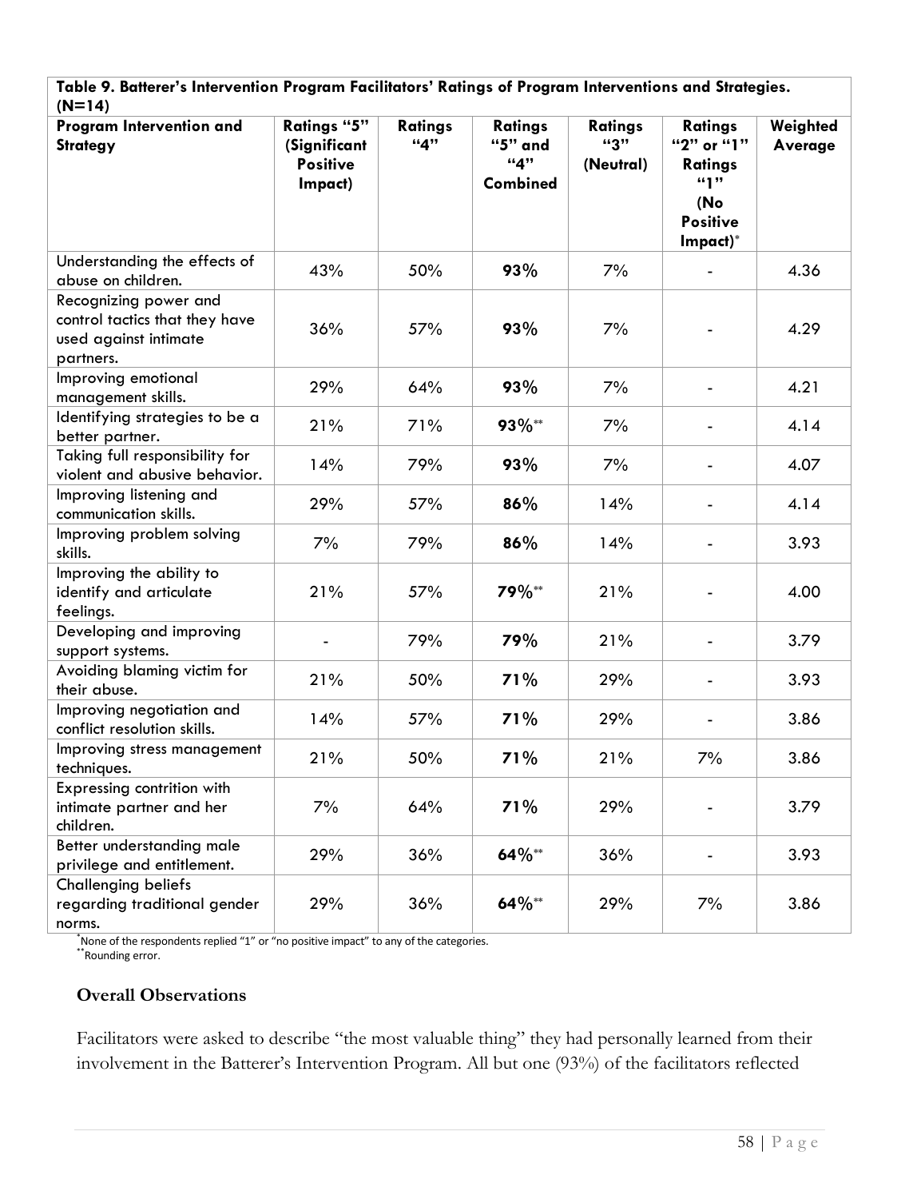**Table 9. Batterer's Intervention Program Facilitators' Ratings of Program Interventions and Strategies. (N=14)**

| Program Intervention and Strategy | Ratings "5" (Significant Positive Impact) | Ratings "4" | Ratings "5" and "4" Combined | Ratings "3" (Neutral) | Ratings "2" or "1" Ratings "1" (No Positive Impact)* | Weighted Average |
|---|---|---|---|---|---|---|
| Understanding the effects of abuse on children. | 43% | 50% | **93%** | 7% | - | 4.36 |
| Recognizing power and control tactics that they have used against intimate partners. | 36% | 57% | **93%** | 7% | - | 4.29 |
| Improving emotional management skills. | 29% | 64% | **93%** | 7% | - | 4.21 |
| Identifying strategies to be a better partner. | 21% | 71% | **93%**** | 7% | - | 4.14 |
| Taking full responsibility for violent and abusive behavior. | 14% | 79% | **93%** | 7% | - | 4.07 |
| Improving listening and communication skills. | 29% | 57% | **86%** | 14% | - | 4.14 |
| Improving problem solving skills. | 7% | 79% | **86%** | 14% | - | 3.93 |
| Improving the ability to identify and articulate feelings. | 21% | 57% | **79%**** | 21% | - | 4.00 |
| Developing and improving support systems. | - | 79% | **79%** | 21% | - | 3.79 |
| Avoiding blaming victim for their abuse. | 21% | 50% | **71%** | 29% | - | 3.93 |
| Improving negotiation and conflict resolution skills. | 14% | 57% | **71%** | 29% | - | 3.86 |
| Improving stress management techniques. | 21% | 50% | **71%** | 21% | 7% | 3.86 |
| Expressing contrition with intimate partner and her children. | 7% | 64% | **71%** | 29% | - | 3.79 |
| Better understanding male privilege and entitlement. | 29% | 36% | **64%**** | 36% | - | 3.93 |
| Challenging beliefs regarding traditional gender norms. | 29% | 36% | **64%**** | 29% | 7% | 3.86 |

*None of the respondents replied "1" or "no positive impact" to any of the categories.
**Rounding error.

### Overall Observations

Facilitators were asked to describe "the most valuable thing" they had personally learned from their involvement in the Batterer's Intervention Program. All but one (93%) of the facilitators reflected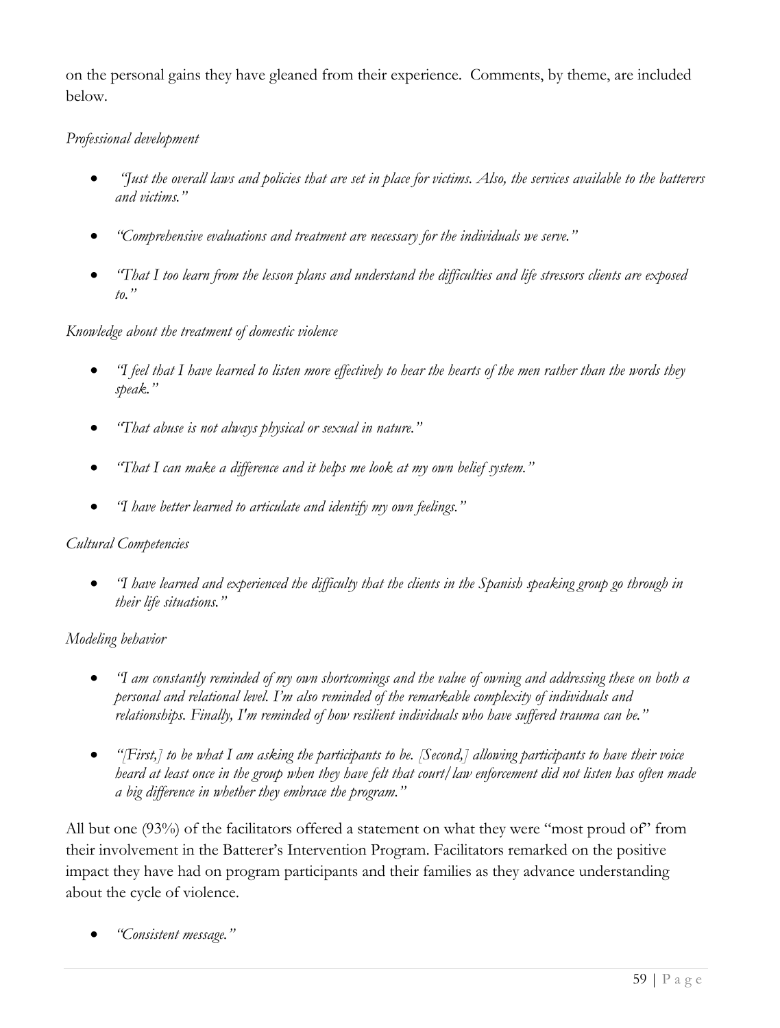on the personal gains they have gleaned from their experience. Comments, by theme, are included below.

*Professional development*

- *"Just the overall laws and policies that are set in place for victims. Also, the services available to the batterers and victims."*
- *"Comprehensive evaluations and treatment are necessary for the individuals we serve."*
- *"That I too learn from the lesson plans and understand the difficulties and life stressors clients are exposed to."*

*Knowledge about the treatment of domestic violence*

- *"I feel that I have learned to listen more effectively to hear the hearts of the men rather than the words they speak."*
- *"That abuse is not always physical or sexual in nature."*
- *"That I can make a difference and it helps me look at my own belief system."*
- *"I have better learned to articulate and identify my own feelings."*

*Cultural Competencies*

- *"I have learned and experienced the difficulty that the clients in the Spanish speaking group go through in their life situations."*

*Modeling behavior*

- *"I am constantly reminded of my own shortcomings and the value of owning and addressing these on both a personal and relational level. I'm also reminded of the remarkable complexity of individuals and relationships. Finally, I'm reminded of how resilient individuals who have suffered trauma can be."*
- *"[First,] to be what I am asking the participants to be. [Second,] allowing participants to have their voice heard at least once in the group when they have felt that court/law enforcement did not listen has often made a big difference in whether they embrace the program."*

All but one (93%) of the facilitators offered a statement on what they were "most proud of" from their involvement in the Batterer's Intervention Program. Facilitators remarked on the positive impact they have had on program participants and their families as they advance understanding about the cycle of violence.

- *"Consistent message."*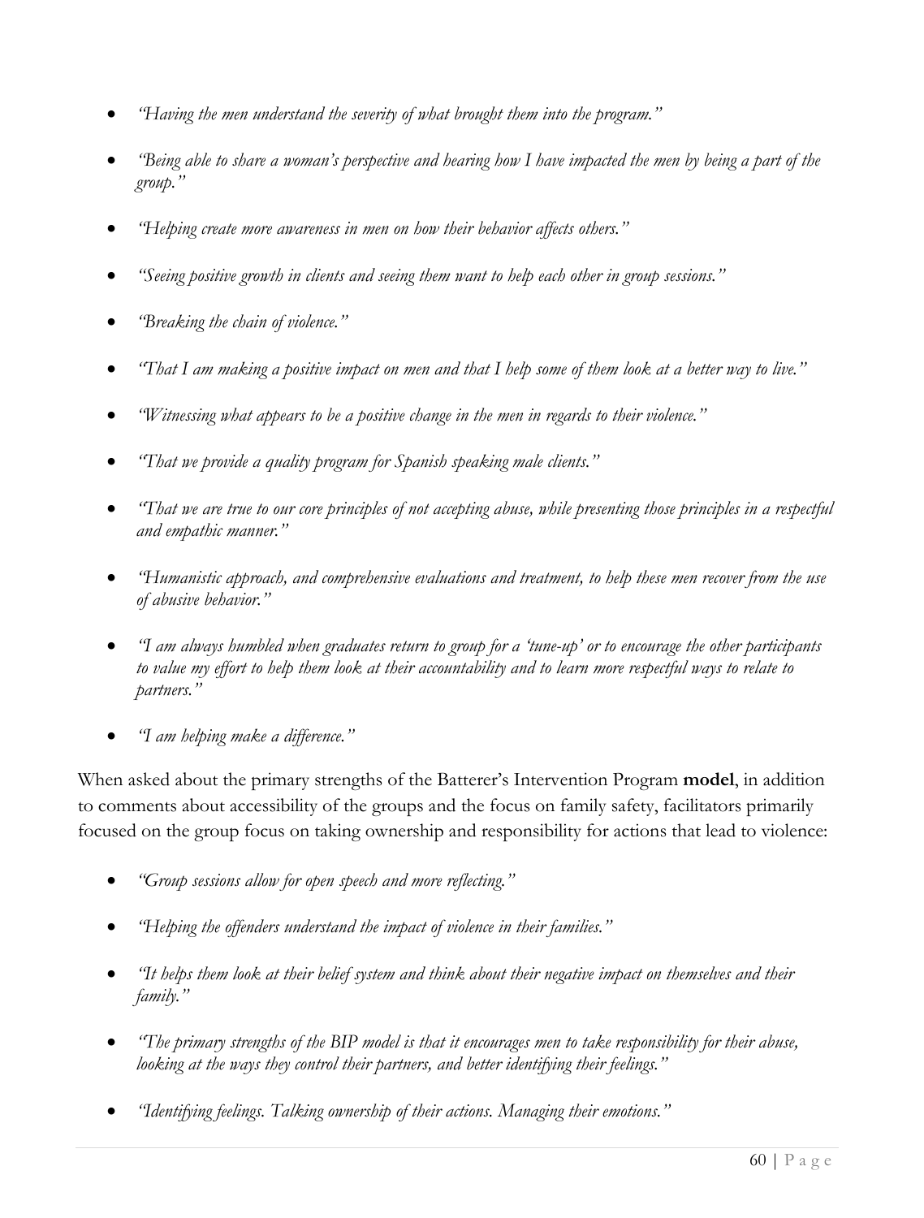- *"Having the men understand the severity of what brought them into the program."*
- *"Being able to share a woman's perspective and hearing how I have impacted the men by being a part of the group."*
- *"Helping create more awareness in men on how their behavior affects others."*
- *"Seeing positive growth in clients and seeing them want to help each other in group sessions."*
- *"Breaking the chain of violence."*
- *"That I am making a positive impact on men and that I help some of them look at a better way to live."*
- *"Witnessing what appears to be a positive change in the men in regards to their violence."*
- *"That we provide a quality program for Spanish speaking male clients."*
- *"That we are true to our core principles of not accepting abuse, while presenting those principles in a respectful and empathic manner."*
- *"Humanistic approach, and comprehensive evaluations and treatment, to help these men recover from the use of abusive behavior."*
- *"I am always humbled when graduates return to group for a 'tune-up' or to encourage the other participants to value my effort to help them look at their accountability and to learn more respectful ways to relate to partners."*
- *"I am helping make a difference."*

When asked about the primary strengths of the Batterer's Intervention Program **model**, in addition to comments about accessibility of the groups and the focus on family safety, facilitators primarily focused on the group focus on taking ownership and responsibility for actions that lead to violence:

- *"Group sessions allow for open speech and more reflecting."*
- *"Helping the offenders understand the impact of violence in their families."*
- *"It helps them look at their belief system and think about their negative impact on themselves and their family."*
- *"The primary strengths of the BIP model is that it encourages men to take responsibility for their abuse, looking at the ways they control their partners, and better identifying their feelings."*
- *"Identifying feelings. Talking ownership of their actions. Managing their emotions."*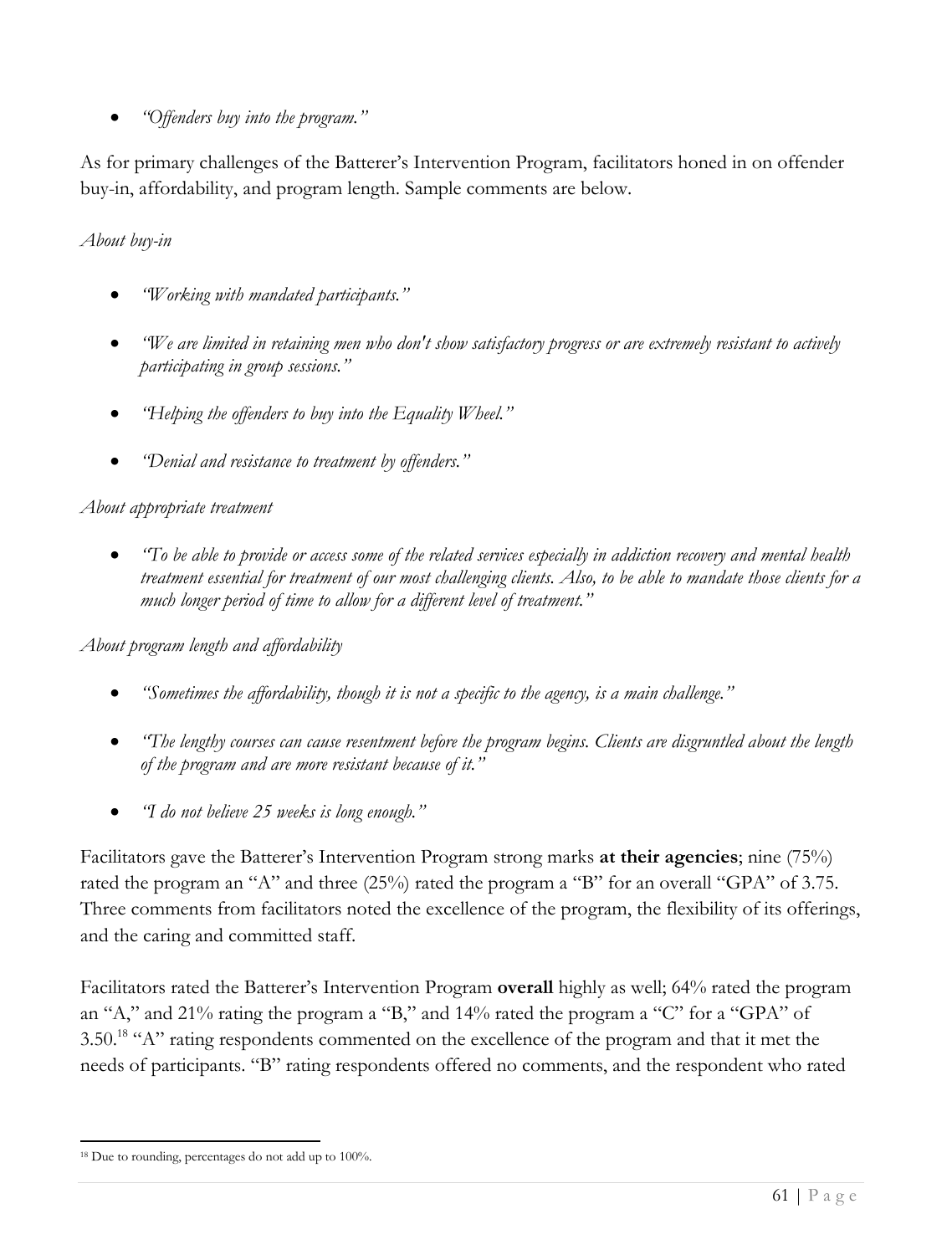- *"Offenders buy into the program."*

As for primary challenges of the Batterer's Intervention Program, facilitators honed in on offender buy-in, affordability, and program length. Sample comments are below.

*About buy-in*

- *"Working with mandated participants."*
- *"We are limited in retaining men who don't show satisfactory progress or are extremely resistant to actively participating in group sessions."*
- *"Helping the offenders to buy into the Equality Wheel."*
- *"Denial and resistance to treatment by offenders."*

*About appropriate treatment*

- *"To be able to provide or access some of the related services especially in addiction recovery and mental health treatment essential for treatment of our most challenging clients. Also, to be able to mandate those clients for a much longer period of time to allow for a different level of treatment."*

*About program length and affordability*

- *"Sometimes the affordability, though it is not a specific to the agency, is a main challenge."*
- *"The lengthy courses can cause resentment before the program begins. Clients are disgruntled about the length of the program and are more resistant because of it."*
- *"I do not believe 25 weeks is long enough."*

Facilitators gave the Batterer's Intervention Program strong marks **at their agencies**; nine (75%) rated the program an "A" and three (25%) rated the program a "B" for an overall "GPA" of 3.75. Three comments from facilitators noted the excellence of the program, the flexibility of its offerings, and the caring and committed staff.

Facilitators rated the Batterer's Intervention Program **overall** highly as well; 64% rated the program an "A," and 21% rating the program a "B," and 14% rated the program a "C" for a "GPA" of 3.50.[18] "A" rating respondents commented on the excellence of the program and that it met the needs of participants. "B" rating respondents offered no comments, and the respondent who rated

[18] Due to rounding, percentages do not add up to 100%.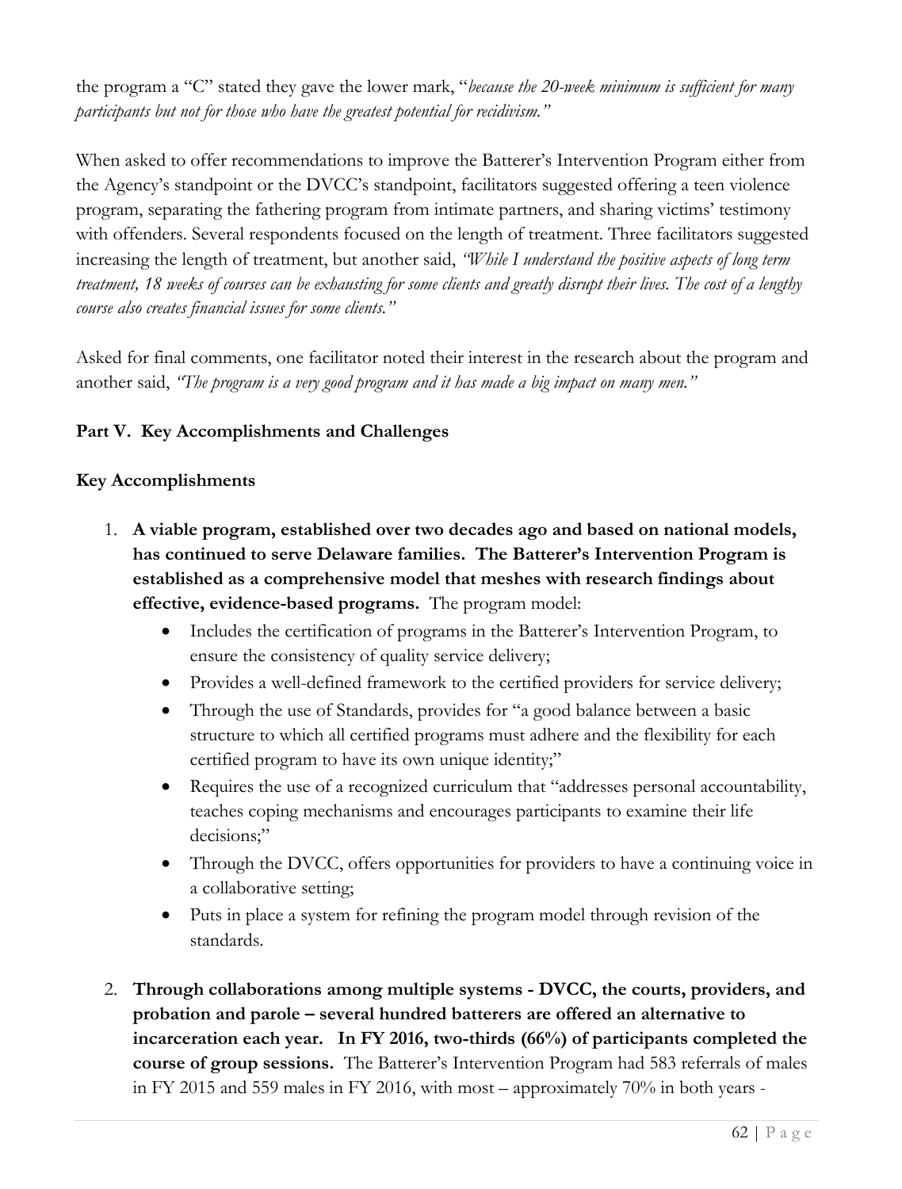the program a "C" stated they gave the lower mark, "*because the 20-week minimum is sufficient for many participants but not for those who have the greatest potential for recidivism.*"

When asked to offer recommendations to improve the Batterer's Intervention Program either from the Agency's standpoint or the DVCC's standpoint, facilitators suggested offering a teen violence program, separating the fathering program from intimate partners, and sharing victims' testimony with offenders. Several respondents focused on the length of treatment. Three facilitators suggested increasing the length of treatment, but another said, *"While I understand the positive aspects of long term treatment, 18 weeks of courses can be exhausting for some clients and greatly disrupt their lives. The cost of a lengthy course also creates financial issues for some clients."*

Asked for final comments, one facilitator noted their interest in the research about the program and another said, *"The program is a very good program and it has made a big impact on many men."*

## Part V. Key Accomplishments and Challenges

### Key Accomplishments

1. **A viable program, established over two decades ago and based on national models, has continued to serve Delaware families. The Batterer's Intervention Program is established as a comprehensive model that meshes with research findings about effective, evidence-based programs.** The program model:
   - Includes the certification of programs in the Batterer's Intervention Program, to ensure the consistency of quality service delivery;
   - Provides a well-defined framework to the certified providers for service delivery;
   - Through the use of Standards, provides for "a good balance between a basic structure to which all certified programs must adhere and the flexibility for each certified program to have its own unique identity;"
   - Requires the use of a recognized curriculum that "addresses personal accountability, teaches coping mechanisms and encourages participants to examine their life decisions;"
   - Through the DVCC, offers opportunities for providers to have a continuing voice in a collaborative setting;
   - Puts in place a system for refining the program model through revision of the standards.

2. **Through collaborations among multiple systems - DVCC, the courts, providers, and probation and parole – several hundred batterers are offered an alternative to incarceration each year. In FY 2016, two-thirds (66%) of participants completed the course of group sessions.** The Batterer's Intervention Program had 583 referrals of males in FY 2015 and 559 males in FY 2016, with most – approximately 70% in both years -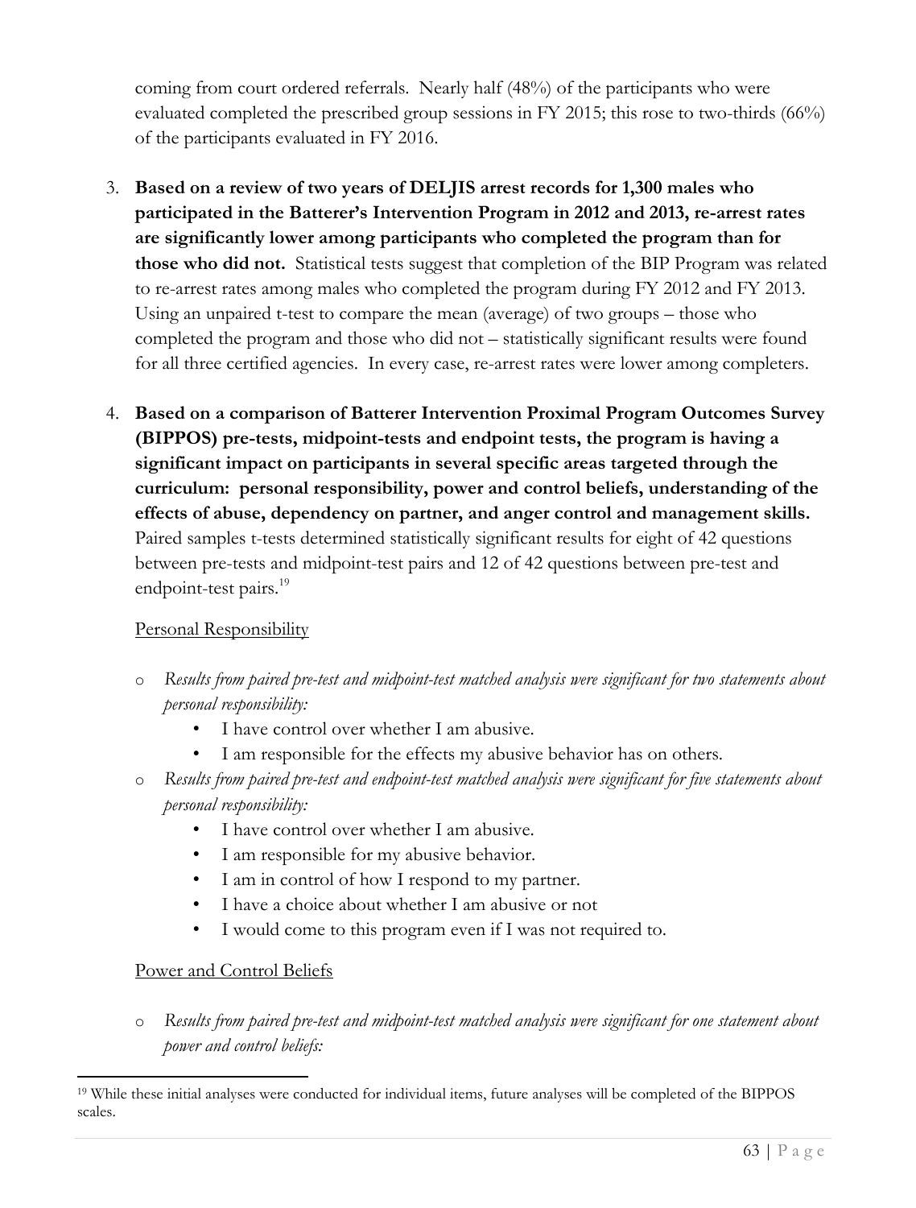coming from court ordered referrals. Nearly half (48%) of the participants who were evaluated completed the prescribed group sessions in FY 2015; this rose to two-thirds (66%) of the participants evaluated in FY 2016.

3. **Based on a review of two years of DELJIS arrest records for 1,300 males who participated in the Batterer's Intervention Program in 2012 and 2013, re-arrest rates are significantly lower among participants who completed the program than for those who did not.** Statistical tests suggest that completion of the BIP Program was related to re-arrest rates among males who completed the program during FY 2012 and FY 2013. Using an unpaired t-test to compare the mean (average) of two groups – those who completed the program and those who did not – statistically significant results were found for all three certified agencies. In every case, re-arrest rates were lower among completers.

4. **Based on a comparison of Batterer Intervention Proximal Program Outcomes Survey (BIPPOS) pre-tests, midpoint-tests and endpoint tests, the program is having a significant impact on participants in several specific areas targeted through the curriculum: personal responsibility, power and control beliefs, understanding of the effects of abuse, dependency on partner, and anger control and management skills.** Paired samples t-tests determined statistically significant results for eight of 42 questions between pre-tests and midpoint-test pairs and 12 of 42 questions between pre-test and endpoint-test pairs.[19]

   Personal Responsibility

   - *Results from paired pre-test and midpoint-test matched analysis were significant for two statements about personal responsibility:*
     - I have control over whether I am abusive.
     - I am responsible for the effects my abusive behavior has on others.
   - *Results from paired pre-test and endpoint-test matched analysis were significant for five statements about personal responsibility:*
     - I have control over whether I am abusive.
     - I am responsible for my abusive behavior.
     - I am in control of how I respond to my partner.
     - I have a choice about whether I am abusive or not
     - I would come to this program even if I was not required to.

   Power and Control Beliefs

   - *Results from paired pre-test and midpoint-test matched analysis were significant for one statement about power and control beliefs:*

[19] While these initial analyses were conducted for individual items, future analyses will be completed of the BIPPOS scales.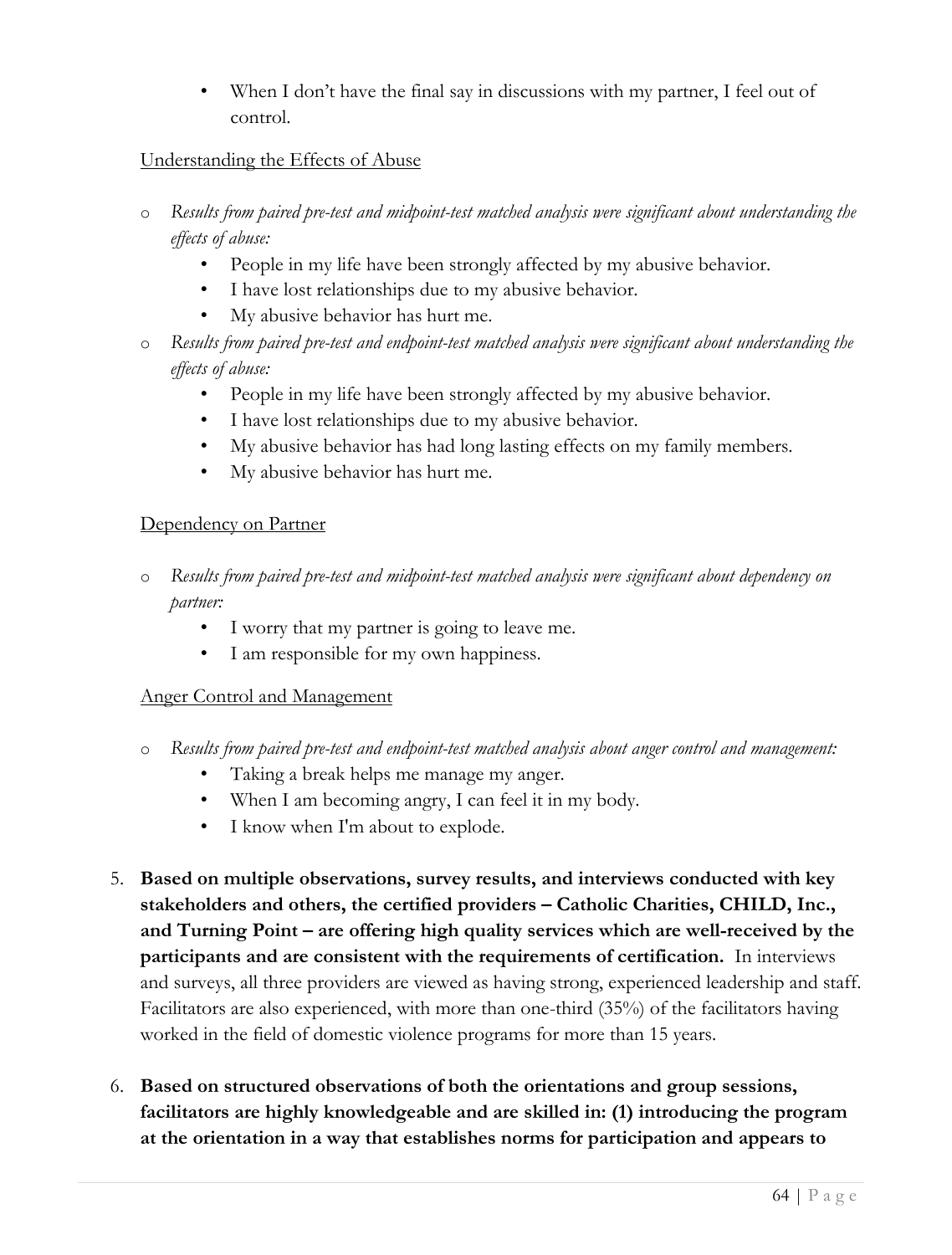- When I don't have the final say in discussions with my partner, I feel out of control.

Understanding the Effects of Abuse

- *Results from paired pre-test and midpoint-test matched analysis were significant about understanding the effects of abuse:*
  - People in my life have been strongly affected by my abusive behavior.
  - I have lost relationships due to my abusive behavior.
  - My abusive behavior has hurt me.
- *Results from paired pre-test and endpoint-test matched analysis were significant about understanding the effects of abuse:*
  - People in my life have been strongly affected by my abusive behavior.
  - I have lost relationships due to my abusive behavior.
  - My abusive behavior has had long lasting effects on my family members.
  - My abusive behavior has hurt me.

Dependency on Partner

- *Results from paired pre-test and midpoint-test matched analysis were significant about dependency on partner:*
  - I worry that my partner is going to leave me.
  - I am responsible for my own happiness.

Anger Control and Management

- *Results from paired pre-test and endpoint-test matched analysis about anger control and management:*
  - Taking a break helps me manage my anger.
  - When I am becoming angry, I can feel it in my body.
  - I know when I'm about to explode.

5. **Based on multiple observations, survey results, and interviews conducted with key stakeholders and others, the certified providers – Catholic Charities, CHILD, Inc., and Turning Point – are offering high quality services which are well-received by the participants and are consistent with the requirements of certification.** In interviews and surveys, all three providers are viewed as having strong, experienced leadership and staff. Facilitators are also experienced, with more than one-third (35%) of the facilitators having worked in the field of domestic violence programs for more than 15 years.

6. **Based on structured observations of both the orientations and group sessions, facilitators are highly knowledgeable and are skilled in: (1) introducing the program at the orientation in a way that establishes norms for participation and appears to**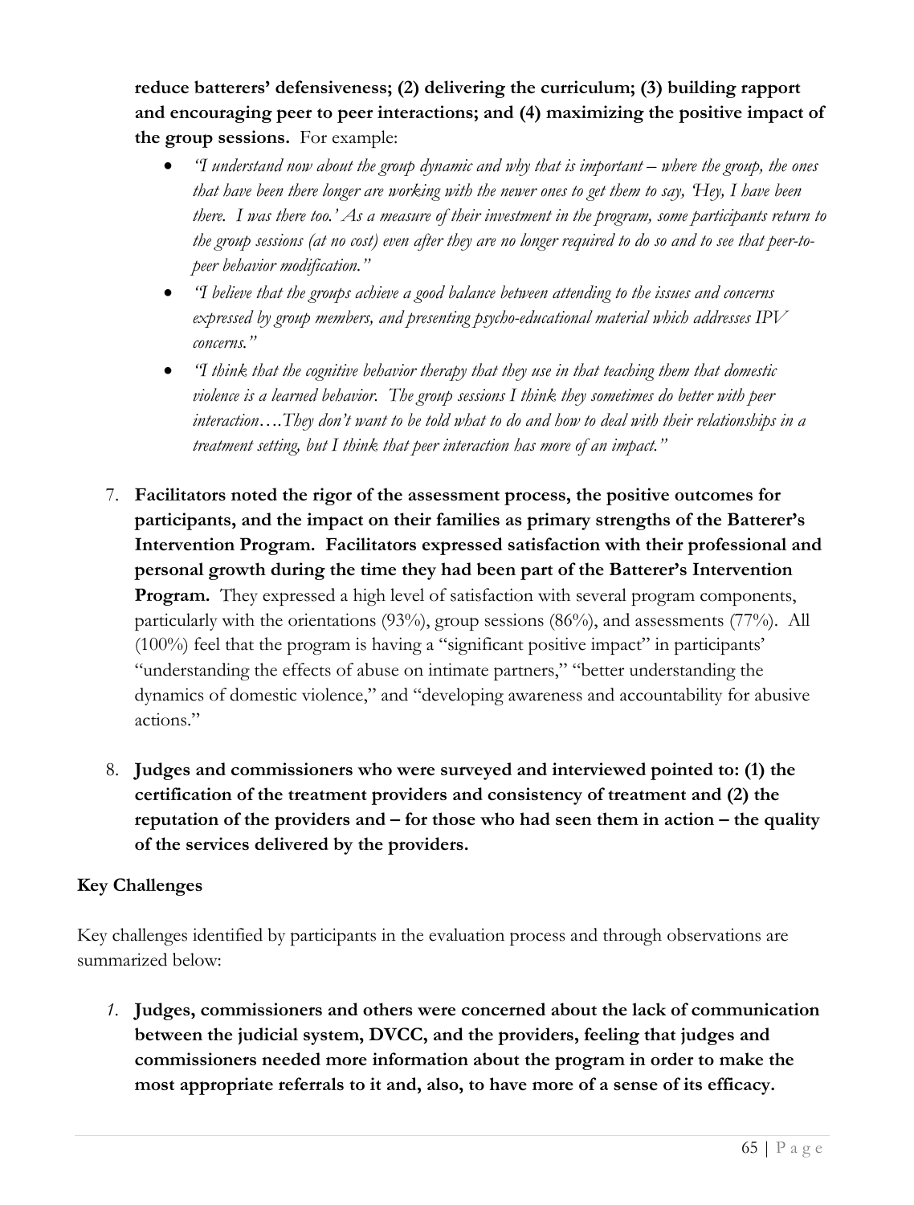**reduce batterers' defensiveness; (2) delivering the curriculum; (3) building rapport and encouraging peer to peer interactions; and (4) maximizing the positive impact of the group sessions.** For example:

- *"I understand now about the group dynamic and why that is important – where the group, the ones that have been there longer are working with the newer ones to get them to say, 'Hey, I have been there. I was there too.' As a measure of their investment in the program, some participants return to the group sessions (at no cost) even after they are no longer required to do so and to see that peer-to-peer behavior modification."*
- *"I believe that the groups achieve a good balance between attending to the issues and concerns expressed by group members, and presenting psycho-educational material which addresses IPV concerns."*
- *"I think that the cognitive behavior therapy that they use in that teaching them that domestic violence is a learned behavior. The group sessions I think they sometimes do better with peer interaction….They don't want to be told what to do and how to deal with their relationships in a treatment setting, but I think that peer interaction has more of an impact."*

7. **Facilitators noted the rigor of the assessment process, the positive outcomes for participants, and the impact on their families as primary strengths of the Batterer's Intervention Program. Facilitators expressed satisfaction with their professional and personal growth during the time they had been part of the Batterer's Intervention Program.** They expressed a high level of satisfaction with several program components, particularly with the orientations (93%), group sessions (86%), and assessments (77%). All (100%) feel that the program is having a "significant positive impact" in participants' "understanding the effects of abuse on intimate partners," "better understanding the dynamics of domestic violence," and "developing awareness and accountability for abusive actions."

8. **Judges and commissioners who were surveyed and interviewed pointed to: (1) the certification of the treatment providers and consistency of treatment and (2) the reputation of the providers and – for those who had seen them in action – the quality of the services delivered by the providers.**

**Key Challenges**

Key challenges identified by participants in the evaluation process and through observations are summarized below:

1. **Judges, commissioners and others were concerned about the lack of communication between the judicial system, DVCC, and the providers, feeling that judges and commissioners needed more information about the program in order to make the most appropriate referrals to it and, also, to have more of a sense of its efficacy.**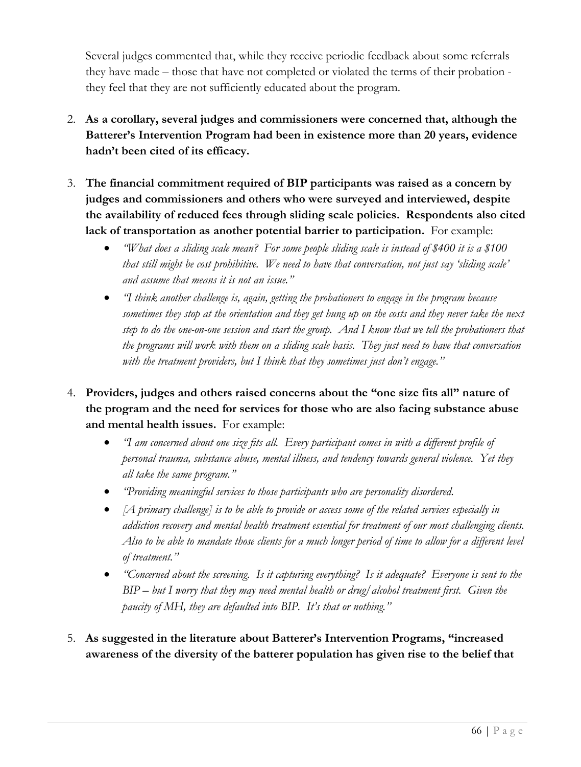Several judges commented that, while they receive periodic feedback about some referrals they have made – those that have not completed or violated the terms of their probation - they feel that they are not sufficiently educated about the program.

2. **As a corollary, several judges and commissioners were concerned that, although the Batterer's Intervention Program had been in existence more than 20 years, evidence hadn't been cited of its efficacy.**

3. **The financial commitment required of BIP participants was raised as a concern by judges and commissioners and others who were surveyed and interviewed, despite the availability of reduced fees through sliding scale policies. Respondents also cited lack of transportation as another potential barrier to participation.** For example:
   - *"What does a sliding scale mean? For some people sliding scale is instead of $400 it is a $100 that still might be cost prohibitive. We need to have that conversation, not just say 'sliding scale' and assume that means it is not an issue."*
   - *"I think another challenge is, again, getting the probationers to engage in the program because sometimes they stop at the orientation and they get hung up on the costs and they never take the next step to do the one-on-one session and start the group. And I know that we tell the probationers that the programs will work with them on a sliding scale basis. They just need to have that conversation with the treatment providers, but I think that they sometimes just don't engage."*

4. **Providers, judges and others raised concerns about the "one size fits all" nature of the program and the need for services for those who are also facing substance abuse and mental health issues.** For example:
   - *"I am concerned about one size fits all. Every participant comes in with a different profile of personal trauma, substance abuse, mental illness, and tendency towards general violence. Yet they all take the same program."*
   - *"Providing meaningful services to those participants who are personality disordered.*
   - *[A primary challenge] is to be able to provide or access some of the related services especially in addiction recovery and mental health treatment essential for treatment of our most challenging clients. Also to be able to mandate those clients for a much longer period of time to allow for a different level of treatment."*
   - *"Concerned about the screening. Is it capturing everything? Is it adequate? Everyone is sent to the BIP – but I worry that they may need mental health or drug/alcohol treatment first. Given the paucity of MH, they are defaulted into BIP. It's that or nothing."*

5. **As suggested in the literature about Batterer's Intervention Programs, "increased awareness of the diversity of the batterer population has given rise to the belief that**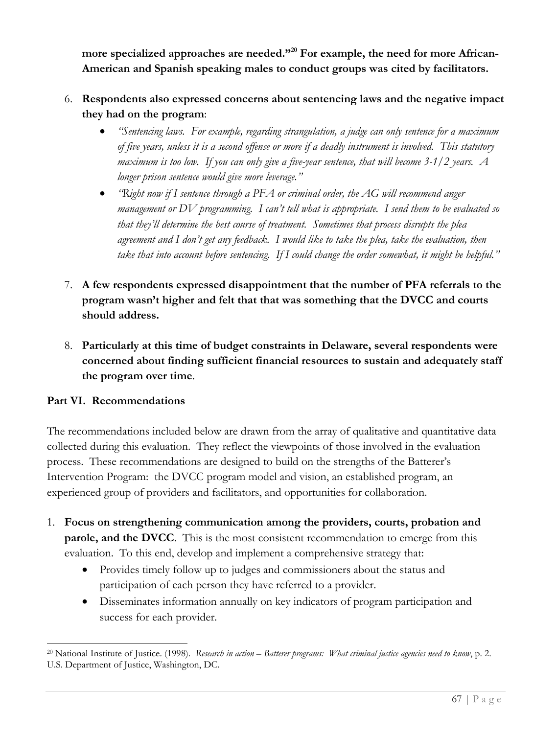**more specialized approaches are needed."[20] For example, the need for more African-American and Spanish speaking males to conduct groups was cited by facilitators.**

6. **Respondents also expressed concerns about sentencing laws and the negative impact they had on the program**:
   - *"Sentencing laws. For example, regarding strangulation, a judge can only sentence for a maximum of five years, unless it is a second offense or more if a deadly instrument is involved. This statutory maximum is too low. If you can only give a five-year sentence, that will become 3-1/2 years. A longer prison sentence would give more leverage."*
   - *"Right now if I sentence through a PFA or criminal order, the AG will recommend anger management or DV programming. I can't tell what is appropriate. I send them to be evaluated so that they'll determine the best course of treatment. Sometimes that process disrupts the plea agreement and I don't get any feedback. I would like to take the plea, take the evaluation, then take that into account before sentencing. If I could change the order somewhat, it might be helpful."*

7. **A few respondents expressed disappointment that the number of PFA referrals to the program wasn't higher and felt that that was something that the DVCC and courts should address.**

8. **Particularly at this time of budget constraints in Delaware, several respondents were concerned about finding sufficient financial resources to sustain and adequately staff the program over time**.

## Part VI. Recommendations

The recommendations included below are drawn from the array of qualitative and quantitative data collected during this evaluation. They reflect the viewpoints of those involved in the evaluation process. These recommendations are designed to build on the strengths of the Batterer's Intervention Program: the DVCC program model and vision, an established program, an experienced group of providers and facilitators, and opportunities for collaboration.

1. **Focus on strengthening communication among the providers, courts, probation and parole, and the DVCC**. This is the most consistent recommendation to emerge from this evaluation. To this end, develop and implement a comprehensive strategy that:
   - Provides timely follow up to judges and commissioners about the status and participation of each person they have referred to a provider.
   - Disseminates information annually on key indicators of program participation and success for each provider.

---

[20] National Institute of Justice. (1998). *Research in action – Batterer programs: What criminal justice agencies need to know*, p. 2. U.S. Department of Justice, Washington, DC.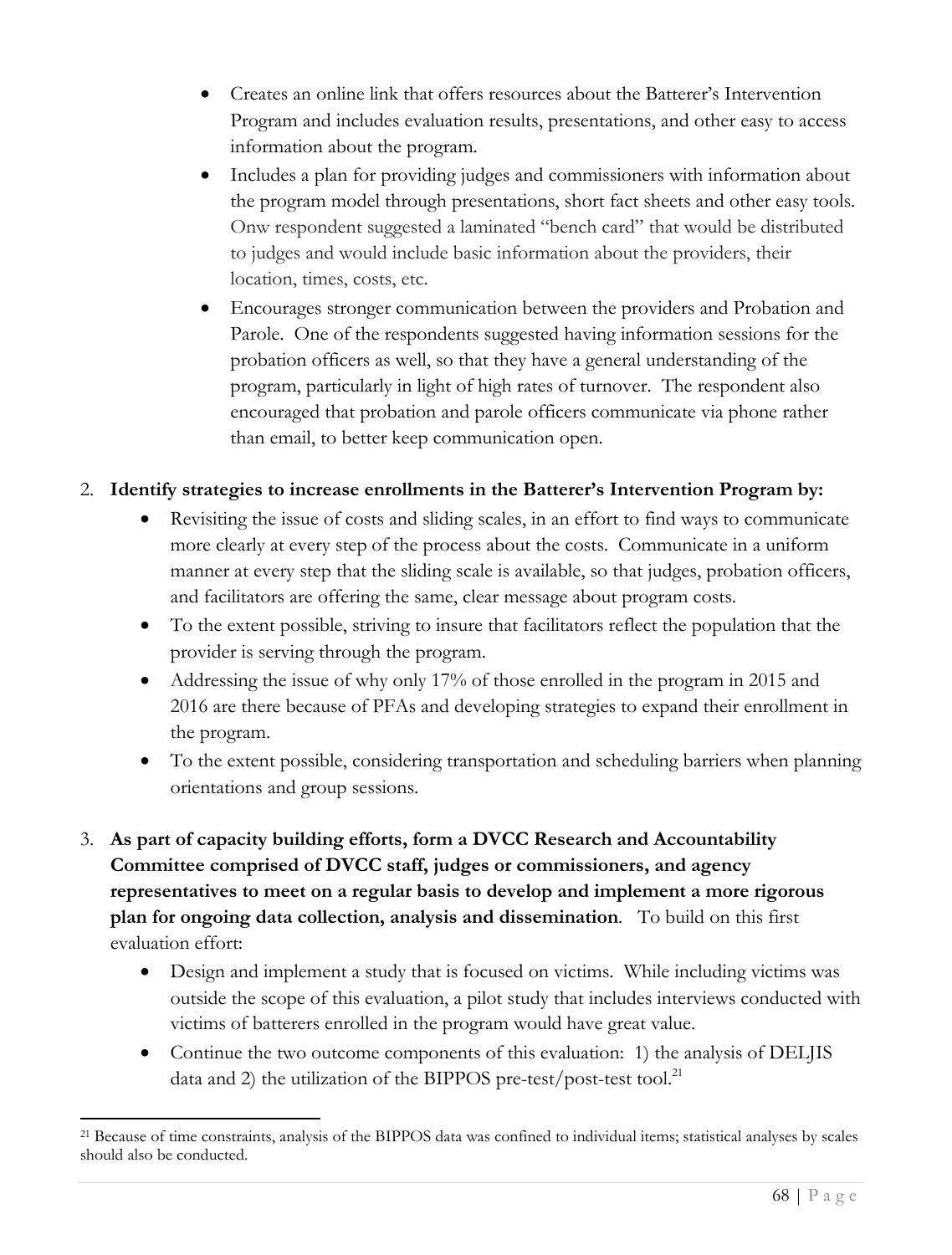- Creates an online link that offers resources about the Batterer's Intervention Program and includes evaluation results, presentations, and other easy to access information about the program.
- Includes a plan for providing judges and commissioners with information about the program model through presentations, short fact sheets and other easy tools. Onw respondent suggested a laminated "bench card" that would be distributed to judges and would include basic information about the providers, their location, times, costs, etc.
- Encourages stronger communication between the providers and Probation and Parole. One of the respondents suggested having information sessions for the probation officers as well, so that they have a general understanding of the program, particularly in light of high rates of turnover. The respondent also encouraged that probation and parole officers communicate via phone rather than email, to better keep communication open.

2. **Identify strategies to increase enrollments in the Batterer's Intervention Program by:**
   - Revisiting the issue of costs and sliding scales, in an effort to find ways to communicate more clearly at every step of the process about the costs. Communicate in a uniform manner at every step that the sliding scale is available, so that judges, probation officers, and facilitators are offering the same, clear message about program costs.
   - To the extent possible, striving to insure that facilitators reflect the population that the provider is serving through the program.
   - Addressing the issue of why only 17% of those enrolled in the program in 2015 and 2016 are there because of PFAs and developing strategies to expand their enrollment in the program.
   - To the extent possible, considering transportation and scheduling barriers when planning orientations and group sessions.

3. **As part of capacity building efforts, form a DVCC Research and Accountability Committee comprised of DVCC staff, judges or commissioners, and agency representatives to meet on a regular basis to develop and implement a more rigorous plan for ongoing data collection, analysis and dissemination**. To build on this first evaluation effort:
   - Design and implement a study that is focused on victims. While including victims was outside the scope of this evaluation, a pilot study that includes interviews conducted with victims of batterers enrolled in the program would have great value.
   - Continue the two outcome components of this evaluation: 1) the analysis of DELJIS data and 2) the utilization of the BIPPOS pre-test/post-test tool.[21]

[21] Because of time constraints, analysis of the BIPPOS data was confined to individual items; statistical analyses by scales should also be conducted.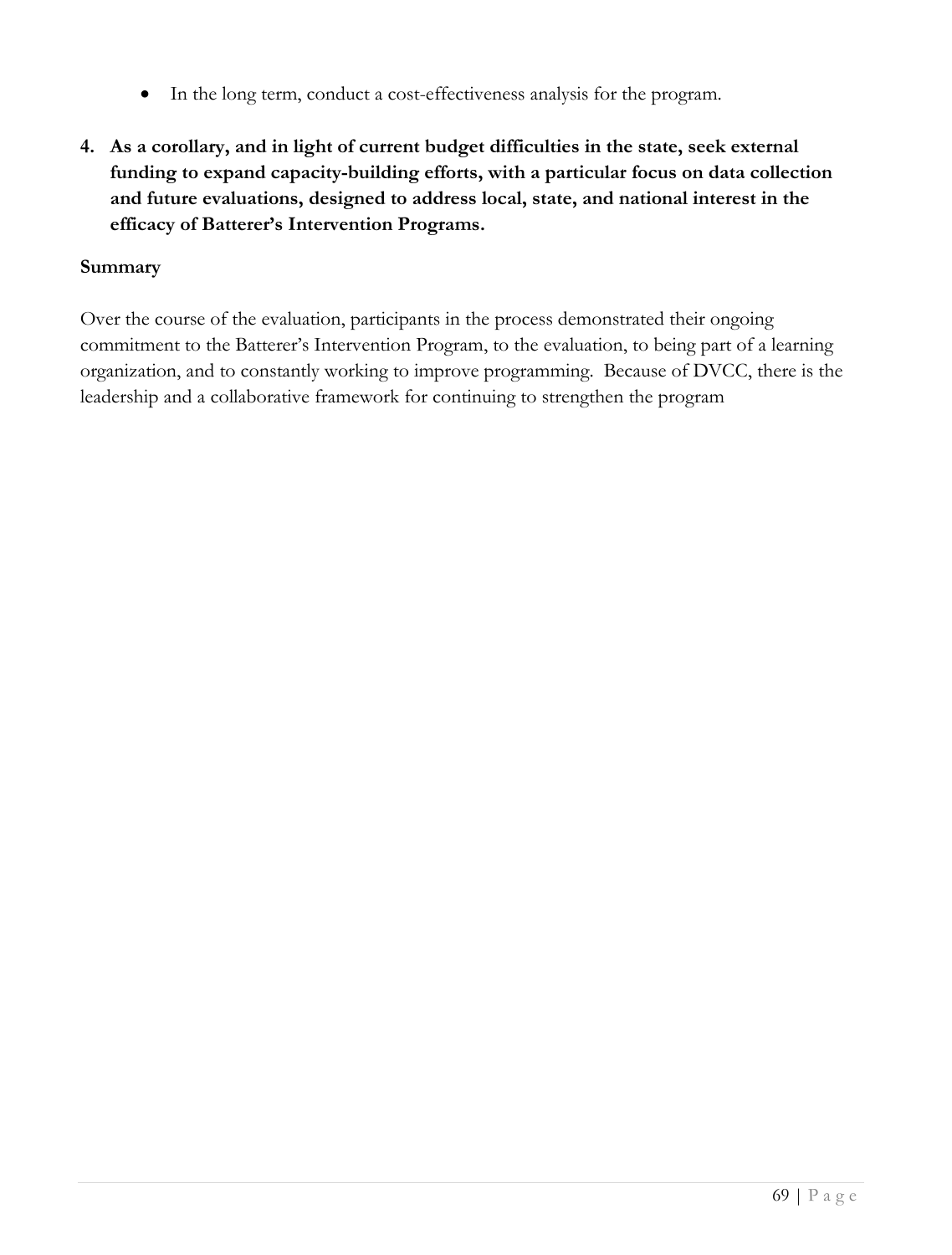- In the long term, conduct a cost-effectiveness analysis for the program.

4. **As a corollary, and in light of current budget difficulties in the state, seek external funding to expand capacity-building efforts, with a particular focus on data collection and future evaluations, designed to address local, state, and national interest in the efficacy of Batterer's Intervention Programs.**

**Summary**

Over the course of the evaluation, participants in the process demonstrated their ongoing commitment to the Batterer's Intervention Program, to the evaluation, to being part of a learning organization, and to constantly working to improve programming. Because of DVCC, there is the leadership and a collaborative framework for continuing to strengthen the program